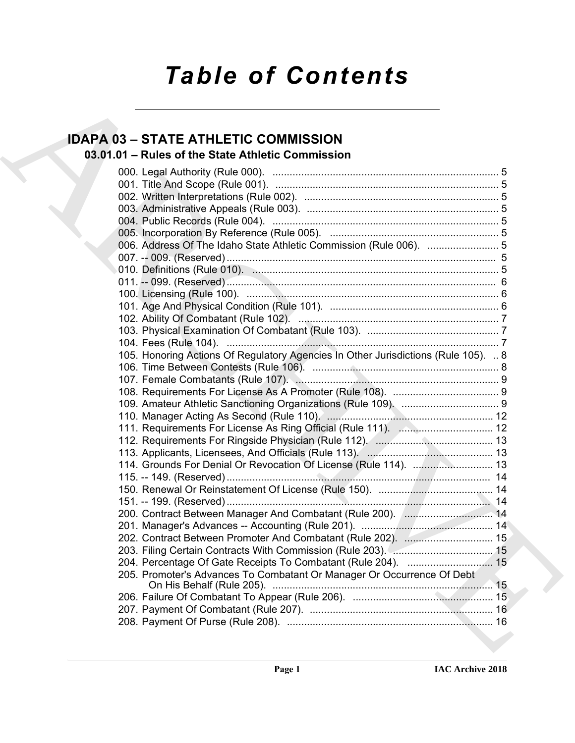# Table of Contents

## IDAPA 03 – STATE ATHLETIC COMMISSION

### 03.01.01 – Rules of the State Athletic Commission

000. Legal Authority (Rule 000). ............................................................................... 5
001. Title And Scope (Rule 001). ............................................................................... 5
002. Written Interpretations (Rule 002). .................................................................... 5
003. Administrative Appeals (Rule 003). ................................................................... 5
004. Public Records (Rule 004). ............................................................................... 5
005. Incorporation By Reference (Rule 005). ............................................................ 5
006. Address Of The Idaho State Athletic Commission (Rule 006). ......................... 5
007. -- 009. (Reserved) .............................................................................................. 5
010. Definitions (Rule 010). ...................................................................................... 5
011. -- 099. (Reserved) .............................................................................................. 6
100. Licensing (Rule 100). ........................................................................................ 6
101. Age And Physical Condition (Rule 101). ........................................................... 6
102. Ability Of Combatant (Rule 102). ...................................................................... 7
103. Physical Examination Of Combatant (Rule 103). .............................................. 7
104. Fees (Rule 104). ............................................................................................... 7
105. Honoring Actions Of Regulatory Agencies In Other Jurisdictions (Rule 105). .. 8
106. Time Between Contests (Rule 106). ................................................................. 8
107. Female Combatants (Rule 107). ....................................................................... 9
108. Requirements For License As A Promoter (Rule 108). ..................................... 9
109. Amateur Athletic Sanctioning Organizations (Rule 109). .................................. 9
110. Manager Acting As Second (Rule 110). .......................................................... 12
111. Requirements For License As Ring Official (Rule 111). ................................. 12
112. Requirements For Ringside Physician (Rule 112). ......................................... 13
113. Applicants, Licensees, And Officials (Rule 113). ............................................ 13
114. Grounds For Denial Or Revocation Of License (Rule 114). ............................ 13
115. -- 149. (Reserved) ............................................................................................ 14
150. Renewal Or Reinstatement Of License (Rule 150). ........................................ 14
151. -- 199. (Reserved) ............................................................................................ 14
200. Contract Between Manager And Combatant (Rule 200). ............................... 14
201. Manager's Advances -- Accounting (Rule 201). .............................................. 14
202. Contract Between Promoter And Combatant (Rule 202). ............................... 15
203. Filing Certain Contracts With Commission (Rule 203). ................................... 15
204. Percentage Of Gate Receipts To Combatant (Rule 204). .............................. 15
205. Promoter's Advances To Combatant Or Manager Or Occurrence Of Debt On His Behalf (Rule 205). ............................................................................. 15
206. Failure Of Combatant To Appear (Rule 206). ................................................. 15
207. Payment Of Combatant (Rule 207). ................................................................ 16
208. Payment Of Purse (Rule 208). ........................................................................ 16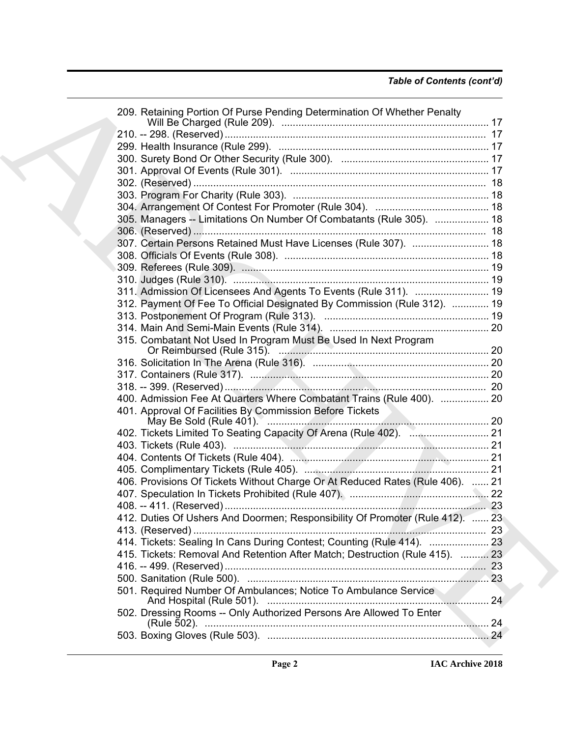*Table of Contents (cont'd)*

209. Retaining Portion Of Purse Pending Determination Of Whether Penalty Will Be Charged (Rule 209). ........ 17
210. -- 298. (Reserved) ........ 17
299. Health Insurance (Rule 299). ........ 17
300. Surety Bond Or Other Security (Rule 300). ........ 17
301. Approval Of Events (Rule 301). ........ 17
302. (Reserved) ........ 18
303. Program For Charity (Rule 303). ........ 18
304. Arrangement Of Contest For Promoter (Rule 304). ........ 18
305. Managers -- Limitations On Number Of Combatants (Rule 305). ........ 18
306. (Reserved) ........ 18
307. Certain Persons Retained Must Have Licenses (Rule 307). ........ 18
308. Officials Of Events (Rule 308). ........ 18
309. Referees (Rule 309). ........ 19
310. Judges (Rule 310). ........ 19
311. Admission Of Licensees And Agents To Events (Rule 311). ........ 19
312. Payment Of Fee To Official Designated By Commission (Rule 312). ........ 19
313. Postponement Of Program (Rule 313). ........ 19
314. Main And Semi-Main Events (Rule 314). ........ 20
315. Combatant Not Used In Program Must Be Used In Next Program Or Reimbursed (Rule 315). ........ 20
316. Solicitation In The Arena (Rule 316). ........ 20
317. Containers (Rule 317). ........ 20
318. -- 399. (Reserved) ........ 20
400. Admission Fee At Quarters Where Combatant Trains (Rule 400). ........ 20
401. Approval Of Facilities By Commission Before Tickets May Be Sold (Rule 401). ........ 20
402. Tickets Limited To Seating Capacity Of Arena (Rule 402). ........ 21
403. Tickets (Rule 403). ........ 21
404. Contents Of Tickets (Rule 404). ........ 21
405. Complimentary Tickets (Rule 405). ........ 21
406. Provisions Of Tickets Without Charge Or At Reduced Rates (Rule 406). ........ 21
407. Speculation In Tickets Prohibited (Rule 407). ........ 22
408. -- 411. (Reserved) ........ 23
412. Duties Of Ushers And Doormen; Responsibility Of Promoter (Rule 412). ........ 23
413. (Reserved) ........ 23
414. Tickets: Sealing In Cans During Contest; Counting (Rule 414). ........ 23
415. Tickets: Removal And Retention After Match; Destruction (Rule 415). ........ 23
416. -- 499. (Reserved) ........ 23
500. Sanitation (Rule 500). ........ 23
501. Required Number Of Ambulances; Notice To Ambulance Service And Hospital (Rule 501). ........ 24
502. Dressing Rooms -- Only Authorized Persons Are Allowed To Enter (Rule 502). ........ 24
503. Boxing Gloves (Rule 503). ........ 24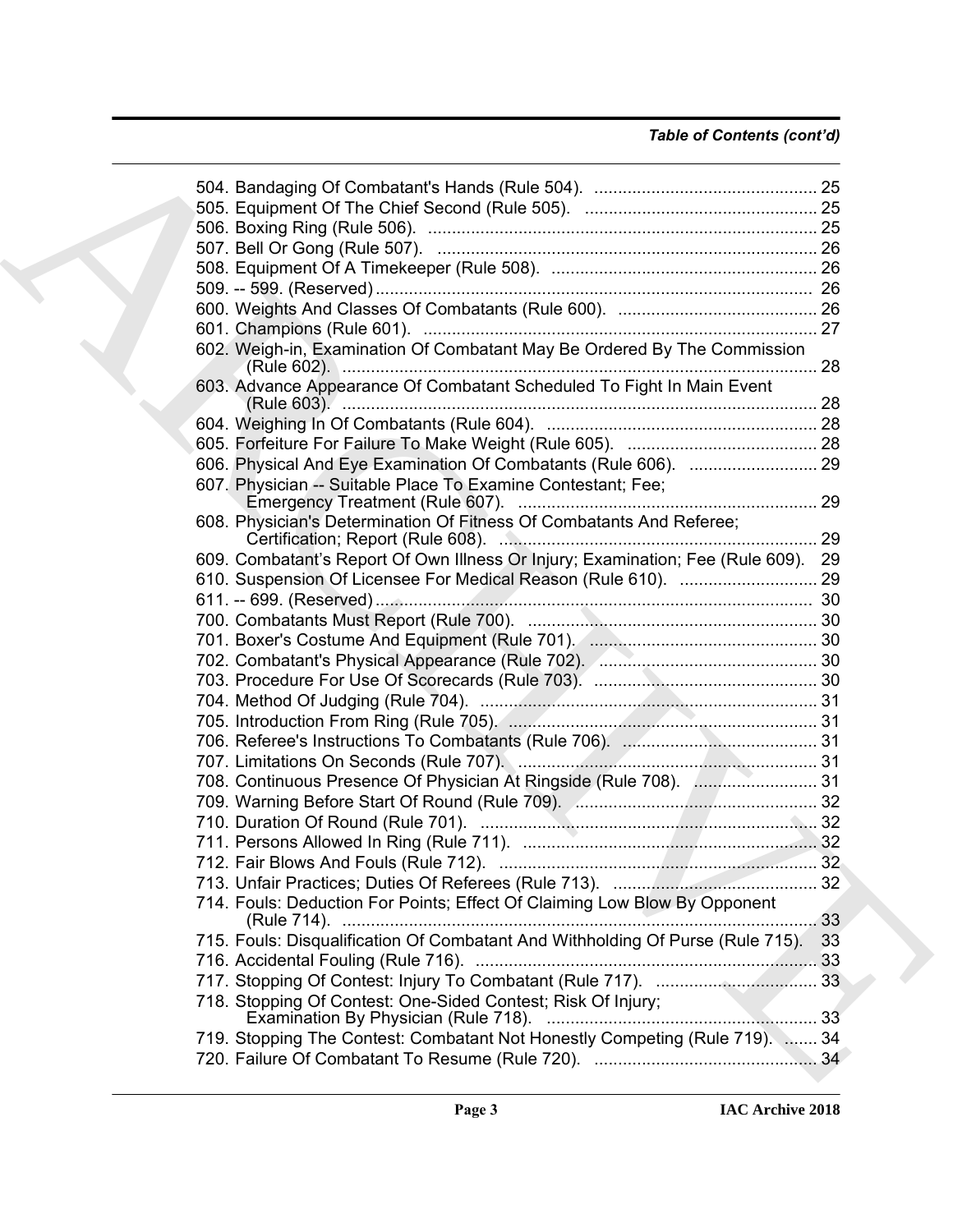*Table of Contents (cont'd)*

504. Bandaging Of Combatant's Hands (Rule 504). ............................................... 25
505. Equipment Of The Chief Second (Rule 505). ................................................ 25
506. Boxing Ring (Rule 506). ................................................................................. 25
507. Bell Or Gong (Rule 507). ............................................................................... 26
508. Equipment Of A Timekeeper (Rule 508). ....................................................... 26
509. -- 599. (Reserved) ........................................................................................... 26
600. Weights And Classes Of Combatants (Rule 600). .......................................... 26
601. Champions (Rule 601). ................................................................................... 27
602. Weigh-in, Examination Of Combatant May Be Ordered By The Commission (Rule 602). ................................................................................................... 28
603. Advance Appearance Of Combatant Scheduled To Fight In Main Event (Rule 603). ................................................................................................... 28
604. Weighing In Of Combatants (Rule 604). ......................................................... 28
605. Forfeiture For Failure To Make Weight (Rule 605). ........................................ 28
606. Physical And Eye Examination Of Combatants (Rule 606). ........................... 29
607. Physician -- Suitable Place To Examine Contestant; Fee; Emergency Treatment (Rule 607). ............................................................... 29
608. Physician's Determination Of Fitness Of Combatants And Referee; Certification; Report (Rule 608). .................................................................. 29
609. Combatant's Report Of Own Illness Or Injury; Examination; Fee (Rule 609). 29
610. Suspension Of Licensee For Medical Reason (Rule 610). ............................. 29
611. -- 699. (Reserved) ........................................................................................... 30
700. Combatants Must Report (Rule 700). ............................................................. 30
701. Boxer's Costume And Equipment (Rule 701). ................................................ 30
702. Combatant's Physical Appearance (Rule 702). .............................................. 30
703. Procedure For Use Of Scorecards (Rule 703). ............................................... 30
704. Method Of Judging (Rule 704). ....................................................................... 31
705. Introduction From Ring (Rule 705). ................................................................. 31
706. Referee's Instructions To Combatants (Rule 706). ......................................... 31
707. Limitations On Seconds (Rule 707). ............................................................... 31
708. Continuous Presence Of Physician At Ringside (Rule 708). .......................... 31
709. Warning Before Start Of Round (Rule 709). ................................................... 32
710. Duration Of Round (Rule 701). ....................................................................... 32
711. Persons Allowed In Ring (Rule 711). .............................................................. 32
712. Fair Blows And Fouls (Rule 712). ................................................................... 32
713. Unfair Practices; Duties Of Referees (Rule 713). ........................................... 32
714. Fouls: Deduction For Points; Effect Of Claiming Low Blow By Opponent (Rule 714). ................................................................................................... 33
715. Fouls: Disqualification Of Combatant And Withholding Of Purse (Rule 715). 33
716. Accidental Fouling (Rule 716). ....................................................................... 33
717. Stopping Of Contest: Injury To Combatant (Rule 717). .................................. 33
718. Stopping Of Contest: One-Sided Contest; Risk Of Injury; Examination By Physician (Rule 718). ......................................................... 33
719. Stopping The Contest: Combatant Not Honestly Competing (Rule 719). ....... 34
720. Failure Of Combatant To Resume (Rule 720). ............................................... 34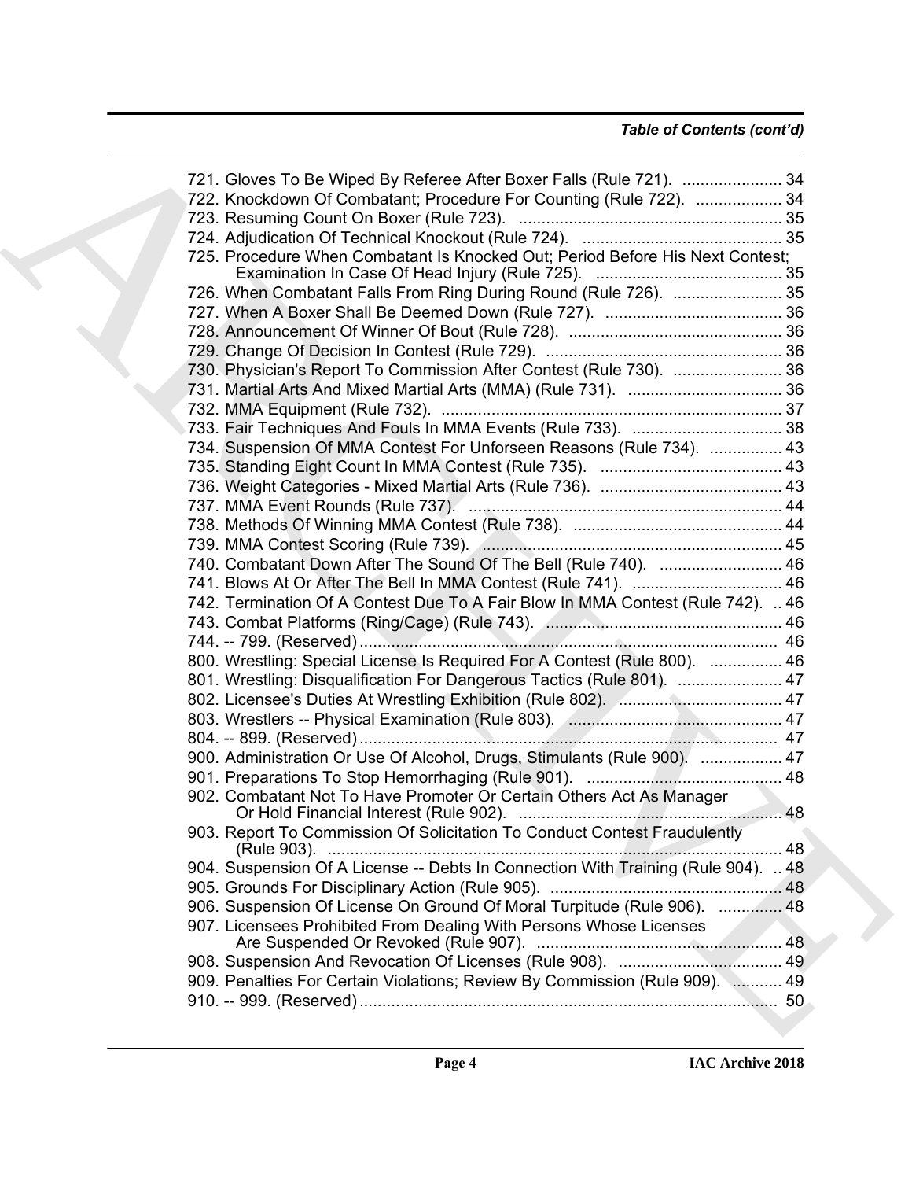*Table of Contents (cont'd)*

721. Gloves To Be Wiped By Referee After Boxer Falls (Rule 721). ...................... 34
722. Knockdown Of Combatant; Procedure For Counting (Rule 722). ................... 34
723. Resuming Count On Boxer (Rule 723). .......................................................... 35
724. Adjudication Of Technical Knockout (Rule 724). ............................................ 35
725. Procedure When Combatant Is Knocked Out; Period Before His Next Contest; Examination In Case Of Head Injury (Rule 725). ......................................... 35
726. When Combatant Falls From Ring During Round (Rule 726). ........................ 35
727. When A Boxer Shall Be Deemed Down (Rule 727). ....................................... 36
728. Announcement Of Winner Of Bout (Rule 728). ............................................... 36
729. Change Of Decision In Contest (Rule 729). .................................................... 36
730. Physician's Report To Commission After Contest (Rule 730). ........................ 36
731. Martial Arts And Mixed Martial Arts (MMA) (Rule 731). .................................. 36
732. MMA Equipment (Rule 732). ........................................................................... 37
733. Fair Techniques And Fouls In MMA Events (Rule 733). ................................. 38
734. Suspension Of MMA Contest For Unforseen Reasons (Rule 734). ................ 43
735. Standing Eight Count In MMA Contest (Rule 735). ........................................ 43
736. Weight Categories - Mixed Martial Arts (Rule 736). ........................................ 43
737. MMA Event Rounds (Rule 737). ..................................................................... 44
738. Methods Of Winning MMA Contest (Rule 738). .............................................. 44
739. MMA Contest Scoring (Rule 739). .................................................................. 45
740. Combatant Down After The Sound Of The Bell (Rule 740). ........................... 46
741. Blows At Or After The Bell In MMA Contest (Rule 741). ................................. 46
742. Termination Of A Contest Due To A Fair Blow In MMA Contest (Rule 742). .. 46
743. Combat Platforms (Ring/Cage) (Rule 743). .................................................... 46
744. -- 799. (Reserved) ............................................................................................ 46
800. Wrestling: Special License Is Required For A Contest (Rule 800). ................ 46
801. Wrestling: Disqualification For Dangerous Tactics (Rule 801). ....................... 47
802. Licensee's Duties At Wrestling Exhibition (Rule 802). .................................... 47
803. Wrestlers -- Physical Examination (Rule 803). ............................................... 47
804. -- 899. (Reserved) ............................................................................................ 47
900. Administration Or Use Of Alcohol, Drugs, Stimulants (Rule 900). .................. 47
901. Preparations To Stop Hemorrhaging (Rule 901). ............................................ 48
902. Combatant Not To Have Promoter Or Certain Others Act As Manager Or Hold Financial Interest (Rule 902). .......................................................... 48
903. Report To Commission Of Solicitation To Conduct Contest Fraudulently (Rule 903). .................................................................................................... 48
904. Suspension Of A License -- Debts In Connection With Training (Rule 904). .. 48
905. Grounds For Disciplinary Action (Rule 905). ................................................... 48
906. Suspension Of License On Ground Of Moral Turpitude (Rule 906). .............. 48
907. Licensees Prohibited From Dealing With Persons Whose Licenses Are Suspended Or Revoked (Rule 907). ...................................................... 48
908. Suspension And Revocation Of Licenses (Rule 908). .................................... 49
909. Penalties For Certain Violations; Review By Commission (Rule 909). ........... 49
910. -- 999. (Reserved) ............................................................................................ 50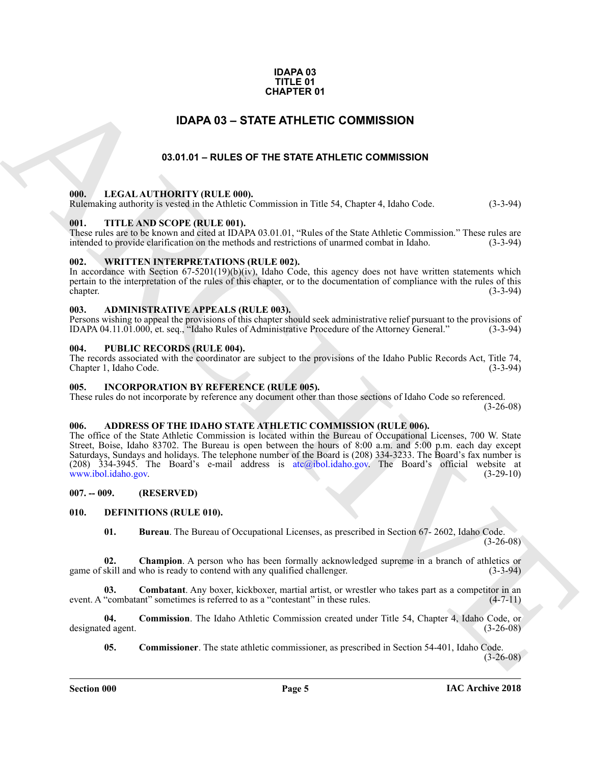**IDAPA 03**
**TITLE 01**
**CHAPTER 01**

# IDAPA 03 – STATE ATHLETIC COMMISSION

## 03.01.01 – RULES OF THE STATE ATHLETIC COMMISSION

### 000. LEGAL AUTHORITY (RULE 000).

Rulemaking authority is vested in the Athletic Commission in Title 54, Chapter 4, Idaho Code. (3-3-94)

### 001. TITLE AND SCOPE (RULE 001).

These rules are to be known and cited at IDAPA 03.01.01, "Rules of the State Athletic Commission." These rules are intended to provide clarification on the methods and restrictions of unarmed combat in Idaho. (3-3-94)

### 002. WRITTEN INTERPRETATIONS (RULE 002).

In accordance with Section 67-5201(19)(b)(iv), Idaho Code, this agency does not have written statements which pertain to the interpretation of the rules of this chapter, or to the documentation of compliance with the rules of this chapter. (3-3-94)

### 003. ADMINISTRATIVE APPEALS (RULE 003).

Persons wishing to appeal the provisions of this chapter should seek administrative relief pursuant to the provisions of IDAPA 04.11.01.000, et. seq., "Idaho Rules of Administrative Procedure of the Attorney General." (3-3-94)

### 004. PUBLIC RECORDS (RULE 004).

The records associated with the coordinator are subject to the provisions of the Idaho Public Records Act, Title 74, Chapter 1, Idaho Code. (3-3-94)

### 005. INCORPORATION BY REFERENCE (RULE 005).

These rules do not incorporate by reference any document other than those sections of Idaho Code so referenced. (3-26-08)

### 006. ADDRESS OF THE IDAHO STATE ATHLETIC COMMISSION (RULE 006).

The office of the State Athletic Commission is located within the Bureau of Occupational Licenses, 700 W. State Street, Boise, Idaho 83702. The Bureau is open between the hours of 8:00 a.m. and 5:00 p.m. each day except Saturdays, Sundays and holidays. The telephone number of the Board is (208) 334-3233. The Board's fax number is (208) 334-3945. The Board's e-mail address is atc@ibol.idaho.gov. The Board's official website at www.ibol.idaho.gov. (3-29-10)

### 007. -- 009. (RESERVED)

### 010. DEFINITIONS (RULE 010).

**01. Bureau**. The Bureau of Occupational Licenses, as prescribed in Section 67- 2602, Idaho Code. (3-26-08)

**02. Champion**. A person who has been formally acknowledged supreme in a branch of athletics or game of skill and who is ready to contend with any qualified challenger. (3-3-94)

**03. Combatant**. Any boxer, kickboxer, martial artist, or wrestler who takes part as a competitor in an event. A "combatant" sometimes is referred to as a "contestant" in these rules. (4-7-11)

**04. Commission**. The Idaho Athletic Commission created under Title 54, Chapter 4, Idaho Code, or designated agent. (3-26-08)

**05. Commissioner**. The state athletic commissioner, as prescribed in Section 54-401, Idaho Code. (3-26-08)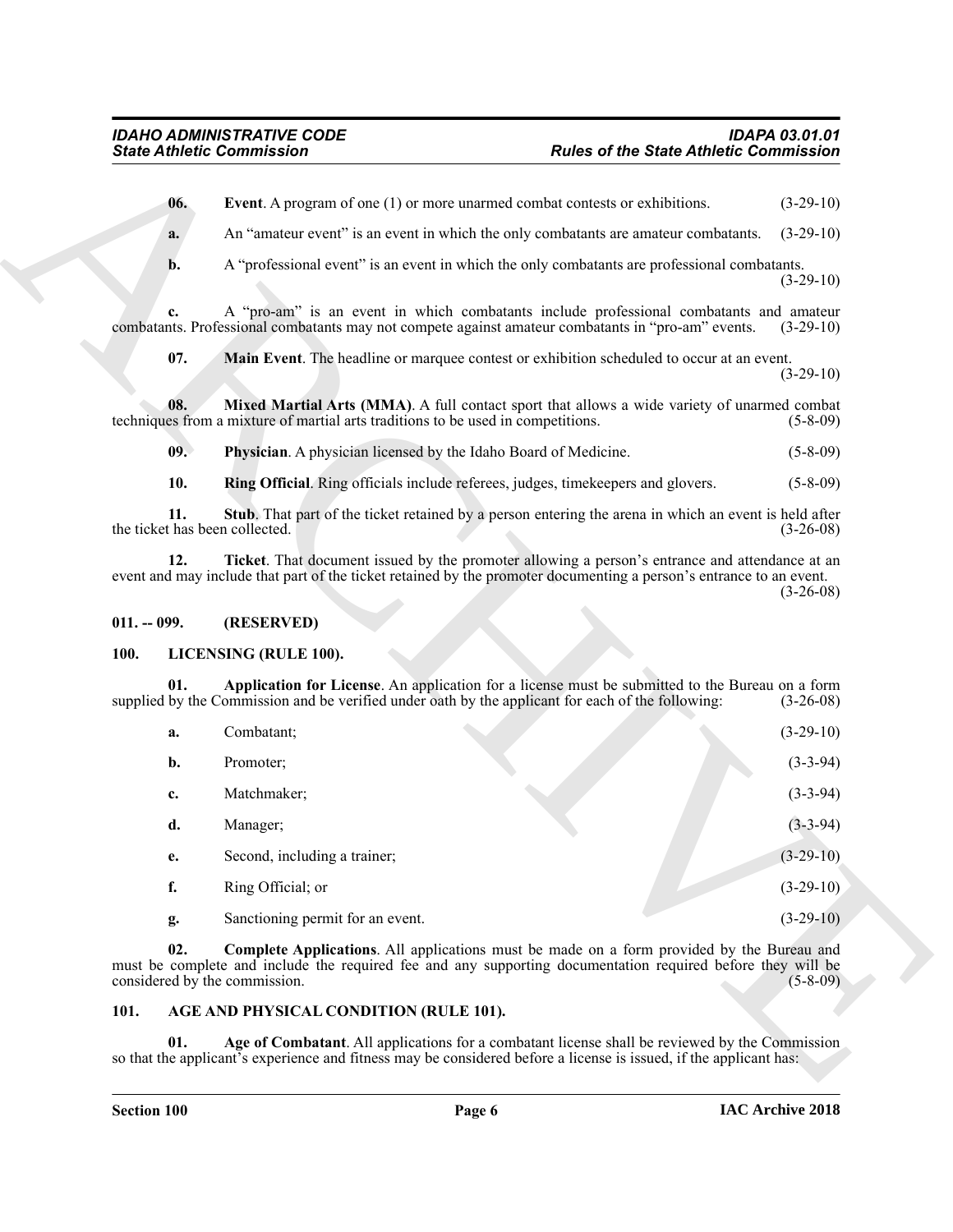**06.** **Event**. A program of one (1) or more unarmed combat contests or exhibitions. (3-29-10)

**a.** An "amateur event" is an event in which the only combatants are amateur combatants. (3-29-10)

**b.** A "professional event" is an event in which the only combatants are professional combatants. (3-29-10)

**c.** A "pro-am" is an event in which combatants include professional combatants and amateur combatants. Professional combatants may not compete against amateur combatants in "pro-am" events. (3-29-10)

**07.** **Main Event**. The headline or marquee contest or exhibition scheduled to occur at an event. (3-29-10)

**08.** **Mixed Martial Arts (MMA)**. A full contact sport that allows a wide variety of unarmed combat techniques from a mixture of martial arts traditions to be used in competitions. (5-8-09)

**09.** **Physician**. A physician licensed by the Idaho Board of Medicine. (5-8-09)

**10.** **Ring Official**. Ring officials include referees, judges, timekeepers and glovers. (5-8-09)

**11.** **Stub**. That part of the ticket retained by a person entering the arena in which an event is held after the ticket has been collected. (3-26-08)

**12.** **Ticket**. That document issued by the promoter allowing a person's entrance and attendance at an event and may include that part of the ticket retained by the promoter documenting a person's entrance to an event. (3-26-08)

## 011. -- 099. (RESERVED)

## 100. LICENSING (RULE 100).

**01.** **Application for License**. An application for a license must be submitted to the Bureau on a form supplied by the Commission and be verified under oath by the applicant for each of the following: (3-26-08)

**a.** Combatant; (3-29-10)

**b.** Promoter; (3-3-94)

**c.** Matchmaker; (3-3-94)

**d.** Manager; (3-3-94)

**e.** Second, including a trainer; (3-29-10)

**f.** Ring Official; or (3-29-10)

**g.** Sanctioning permit for an event. (3-29-10)

**02.** **Complete Applications**. All applications must be made on a form provided by the Bureau and must be complete and include the required fee and any supporting documentation required before they will be considered by the commission. (5-8-09)

## 101. AGE AND PHYSICAL CONDITION (RULE 101).

**01.** **Age of Combatant**. All applications for a combatant license shall be reviewed by the Commission so that the applicant's experience and fitness may be considered before a license is issued, if the applicant has: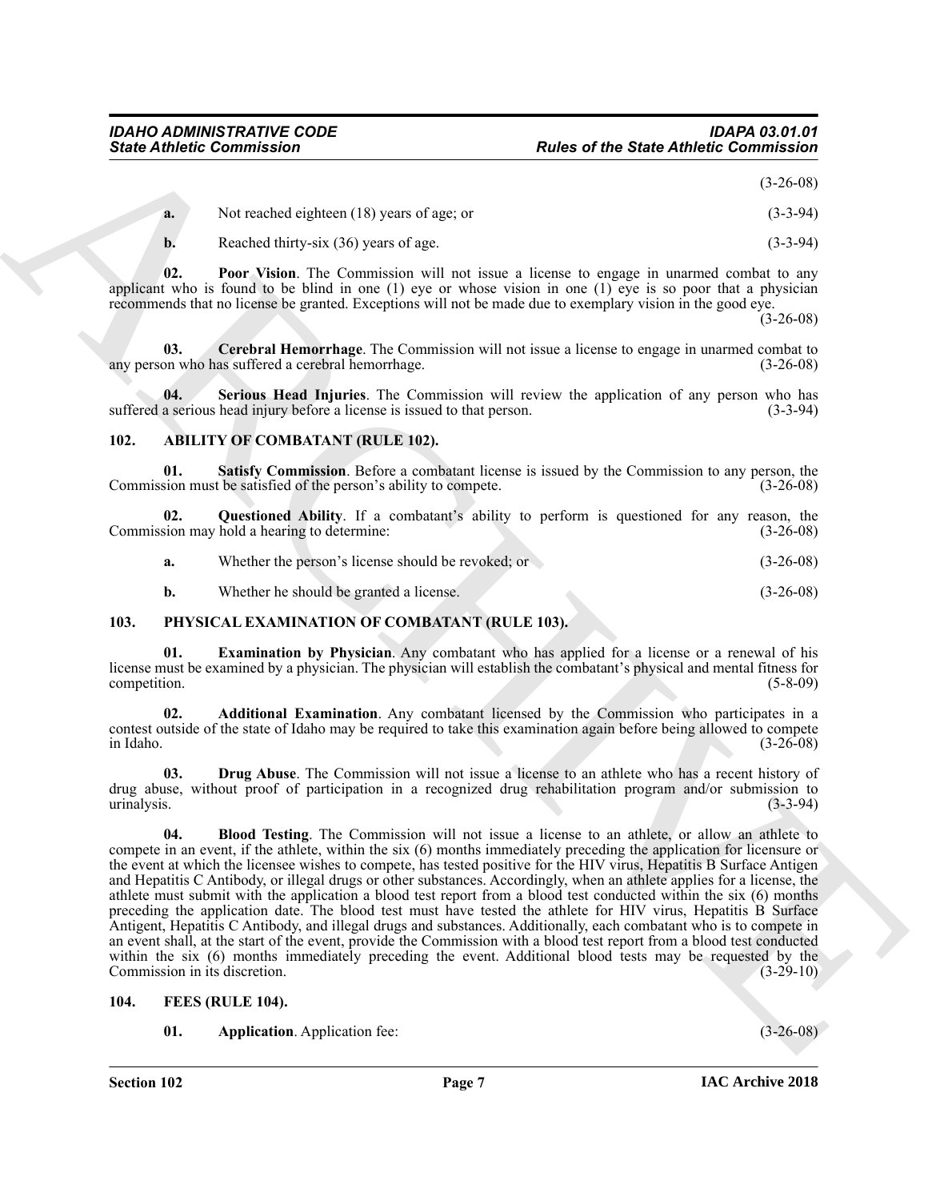(3-26-08)

**a.** Not reached eighteen (18) years of age; or (3-3-94)

**b.** Reached thirty-six (36) years of age. (3-3-94)

**02. Poor Vision**. The Commission will not issue a license to engage in unarmed combat to any applicant who is found to be blind in one (1) eye or whose vision in one (1) eye is so poor that a physician recommends that no license be granted. Exceptions will not be made due to exemplary vision in the good eye. (3-26-08)

**03. Cerebral Hemorrhage**. The Commission will not issue a license to engage in unarmed combat to any person who has suffered a cerebral hemorrhage. (3-26-08)

**04. Serious Head Injuries**. The Commission will review the application of any person who has suffered a serious head injury before a license is issued to that person. (3-3-94)

## 102. ABILITY OF COMBATANT (RULE 102).

**01. Satisfy Commission**. Before a combatant license is issued by the Commission to any person, the Commission must be satisfied of the person's ability to compete. (3-26-08)

**02. Questioned Ability**. If a combatant's ability to perform is questioned for any reason, the Commission may hold a hearing to determine: (3-26-08)

**a.** Whether the person's license should be revoked; or (3-26-08)

**b.** Whether he should be granted a license. (3-26-08)

## 103. PHYSICAL EXAMINATION OF COMBATANT (RULE 103).

**01. Examination by Physician**. Any combatant who has applied for a license or a renewal of his license must be examined by a physician. The physician will establish the combatant's physical and mental fitness for competition. (5-8-09)

**02. Additional Examination**. Any combatant licensed by the Commission who participates in a contest outside of the state of Idaho may be required to take this examination again before being allowed to compete in Idaho. (3-26-08)

**03. Drug Abuse**. The Commission will not issue a license to an athlete who has a recent history of drug abuse, without proof of participation in a recognized drug rehabilitation program and/or submission to urinalysis. (3-3-94)

**04. Blood Testing**. The Commission will not issue a license to an athlete, or allow an athlete to compete in an event, if the athlete, within the six (6) months immediately preceding the application for licensure or the event at which the licensee wishes to compete, has tested positive for the HIV virus, Hepatitis B Surface Antigen and Hepatitis C Antibody, or illegal drugs or other substances. Accordingly, when an athlete applies for a license, the athlete must submit with the application a blood test report from a blood test conducted within the six (6) months preceding the application date. The blood test must have tested the athlete for HIV virus, Hepatitis B Surface Antigent, Hepatitis C Antibody, and illegal drugs and substances. Additionally, each combatant who is to compete in an event shall, at the start of the event, provide the Commission with a blood test report from a blood test conducted within the six (6) months immediately preceding the event. Additional blood tests may be requested by the Commission in its discretion. (3-29-10)

## 104. FEES (RULE 104).

**01. Application**. Application fee: (3-26-08)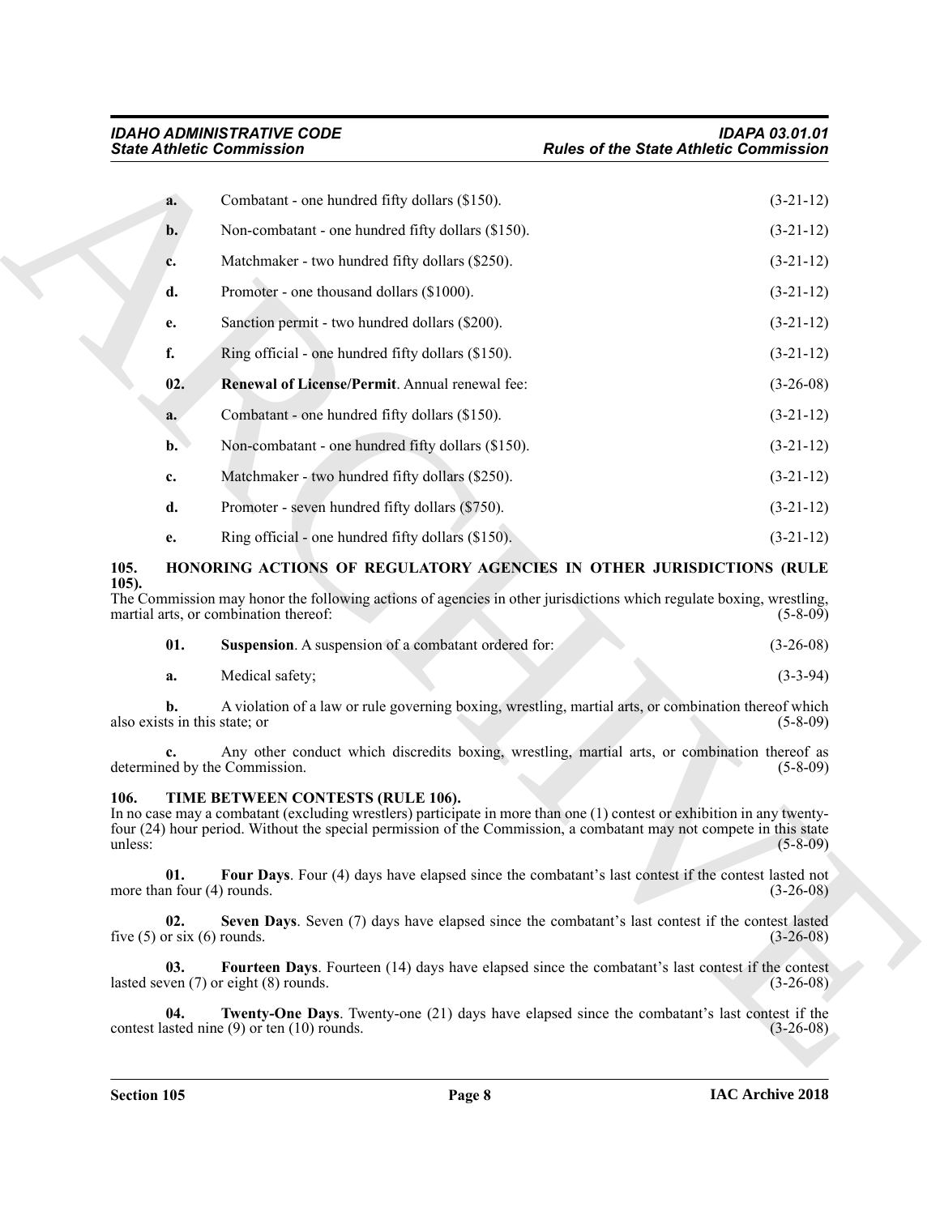**a.** Combatant - one hundred fifty dollars ($150). (3-21-12)

**b.** Non-combatant - one hundred fifty dollars ($150). (3-21-12)

**c.** Matchmaker - two hundred fifty dollars ($250). (3-21-12)

**d.** Promoter - one thousand dollars ($1000). (3-21-12)

**e.** Sanction permit - two hundred dollars ($200). (3-21-12)

**f.** Ring official - one hundred fifty dollars ($150). (3-21-12)

**02. Renewal of License/Permit**. Annual renewal fee: (3-26-08)

**a.** Combatant - one hundred fifty dollars ($150). (3-21-12)

**b.** Non-combatant - one hundred fifty dollars ($150). (3-21-12)

**c.** Matchmaker - two hundred fifty dollars ($250). (3-21-12)

**d.** Promoter - seven hundred fifty dollars ($750). (3-21-12)

**e.** Ring official - one hundred fifty dollars ($150). (3-21-12)

### 105. HONORING ACTIONS OF REGULATORY AGENCIES IN OTHER JURISDICTIONS (RULE 105).

The Commission may honor the following actions of agencies in other jurisdictions which regulate boxing, wrestling, martial arts, or combination thereof: (5-8-09)

**01. Suspension**. A suspension of a combatant ordered for: (3-26-08)

**a.** Medical safety; (3-3-94)

**b.** A violation of a law or rule governing boxing, wrestling, martial arts, or combination thereof which also exists in this state; or (5-8-09)

**c.** Any other conduct which discredits boxing, wrestling, martial arts, or combination thereof as determined by the Commission. (5-8-09)

### 106. TIME BETWEEN CONTESTS (RULE 106).

In no case may a combatant (excluding wrestlers) participate in more than one (1) contest or exhibition in any twenty-four (24) hour period. Without the special permission of the Commission, a combatant may not compete in this state unless: (5-8-09)

**01. Four Days**. Four (4) days have elapsed since the combatant's last contest if the contest lasted not more than four (4) rounds. (3-26-08)

**02. Seven Days**. Seven (7) days have elapsed since the combatant's last contest if the contest lasted five (5) or six (6) rounds. (3-26-08)

**03. Fourteen Days**. Fourteen (14) days have elapsed since the combatant's last contest if the contest lasted seven (7) or eight (8) rounds. (3-26-08)

**04. Twenty-One Days**. Twenty-one (21) days have elapsed since the combatant's last contest if the contest lasted nine (9) or ten (10) rounds. (3-26-08)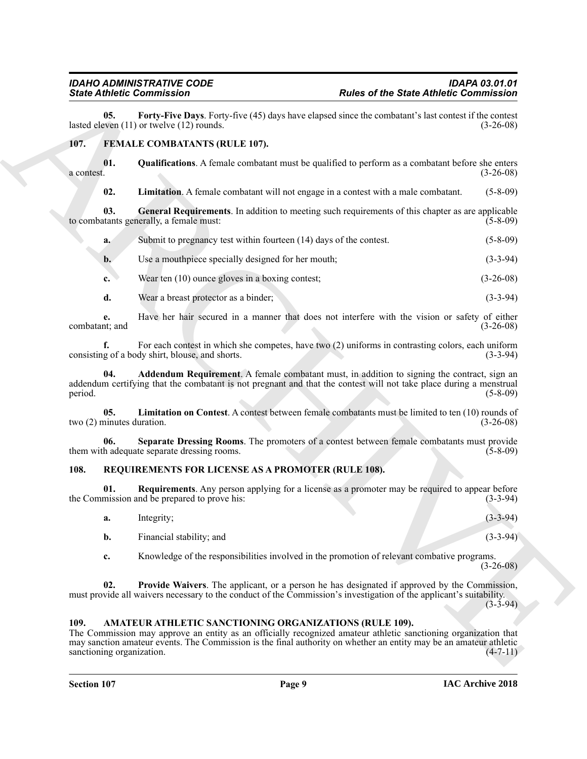**05. Forty-Five Days**. Forty-five (45) days have elapsed since the combatant's last contest if the contest lasted eleven (11) or twelve (12) rounds. (3-26-08)

## 107. FEMALE COMBATANTS (RULE 107).

**01. Qualifications**. A female combatant must be qualified to perform as a combatant before she enters a contest. (3-26-08)

**02. Limitation**. A female combatant will not engage in a contest with a male combatant. (5-8-09)

**03. General Requirements**. In addition to meeting such requirements of this chapter as are applicable to combatants generally, a female must: (5-8-09)

**a.** Submit to pregnancy test within fourteen (14) days of the contest. (5-8-09)

**b.** Use a mouthpiece specially designed for her mouth; (3-3-94)

**c.** Wear ten (10) ounce gloves in a boxing contest; (3-26-08)

**d.** Wear a breast protector as a binder; (3-3-94)

**e.** Have her hair secured in a manner that does not interfere with the vision or safety of either combatant; and (3-26-08)

**f.** For each contest in which she competes, have two (2) uniforms in contrasting colors, each uniform consisting of a body shirt, blouse, and shorts. (3-3-94)

**04. Addendum Requirement**. A female combatant must, in addition to signing the contract, sign an addendum certifying that the combatant is not pregnant and that the contest will not take place during a menstrual period. (5-8-09)

**05. Limitation on Contest**. A contest between female combatants must be limited to ten (10) rounds of two (2) minutes duration. (3-26-08)

**06. Separate Dressing Rooms**. The promoters of a contest between female combatants must provide them with adequate separate dressing rooms. (5-8-09)

## 108. REQUIREMENTS FOR LICENSE AS A PROMOTER (RULE 108).

**01. Requirements**. Any person applying for a license as a promoter may be required to appear before the Commission and be prepared to prove his: (3-3-94)

**a.** Integrity; (3-3-94)

**b.** Financial stability; and (3-3-94)

**c.** Knowledge of the responsibilities involved in the promotion of relevant combative programs. (3-26-08)

**02. Provide Waivers**. The applicant, or a person he has designated if approved by the Commission, must provide all waivers necessary to the conduct of the Commission's investigation of the applicant's suitability. (3-3-94)

## 109. AMATEUR ATHLETIC SANCTIONING ORGANIZATIONS (RULE 109).

The Commission may approve an entity as an officially recognized amateur athletic sanctioning organization that may sanction amateur events. The Commission is the final authority on whether an entity may be an amateur athletic sanctioning organization. (4-7-11)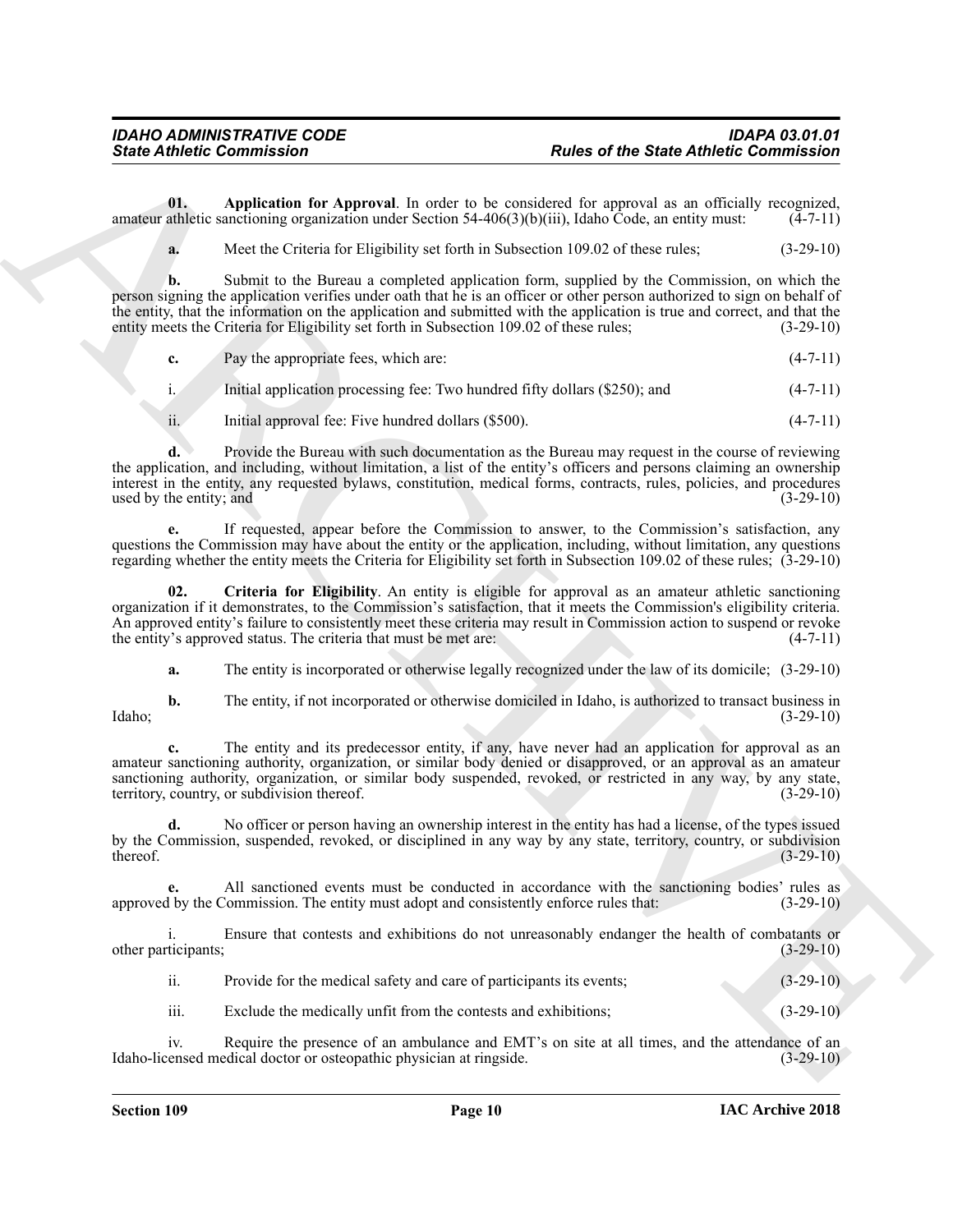**01. Application for Approval**. In order to be considered for approval as an officially recognized, amateur athletic sanctioning organization under Section 54-406(3)(b)(iii), Idaho Code, an entity must: (4-7-11)

**a.** Meet the Criteria for Eligibility set forth in Subsection 109.02 of these rules; (3-29-10)

**b.** Submit to the Bureau a completed application form, supplied by the Commission, on which the person signing the application verifies under oath that he is an officer or other person authorized to sign on behalf of the entity, that the information on the application and submitted with the application is true and correct, and that the entity meets the Criteria for Eligibility set forth in Subsection 109.02 of these rules; (3-29-10)

**c.** Pay the appropriate fees, which are: (4-7-11)

i. Initial application processing fee: Two hundred fifty dollars ($250); and (4-7-11)

ii. Initial approval fee: Five hundred dollars ($500). (4-7-11)

**d.** Provide the Bureau with such documentation as the Bureau may request in the course of reviewing the application, and including, without limitation, a list of the entity's officers and persons claiming an ownership interest in the entity, any requested bylaws, constitution, medical forms, contracts, rules, policies, and procedures used by the entity; and (3-29-10)

**e.** If requested, appear before the Commission to answer, to the Commission's satisfaction, any questions the Commission may have about the entity or the application, including, without limitation, any questions regarding whether the entity meets the Criteria for Eligibility set forth in Subsection 109.02 of these rules; (3-29-10)

**02. Criteria for Eligibility**. An entity is eligible for approval as an amateur athletic sanctioning organization if it demonstrates, to the Commission's satisfaction, that it meets the Commission's eligibility criteria. An approved entity's failure to consistently meet these criteria may result in Commission action to suspend or revoke the entity's approved status. The criteria that must be met are: (4-7-11)

**a.** The entity is incorporated or otherwise legally recognized under the law of its domicile; (3-29-10)

**b.** The entity, if not incorporated or otherwise domiciled in Idaho, is authorized to transact business in Idaho; (3-29-10)

**c.** The entity and its predecessor entity, if any, have never had an application for approval as an amateur sanctioning authority, organization, or similar body denied or disapproved, or an approval as an amateur sanctioning authority, organization, or similar body suspended, revoked, or restricted in any way, by any state, territory, country, or subdivision thereof. (3-29-10)

**d.** No officer or person having an ownership interest in the entity has had a license, of the types issued by the Commission, suspended, revoked, or disciplined in any way by any state, territory, country, or subdivision thereof. (3-29-10)

**e.** All sanctioned events must be conducted in accordance with the sanctioning bodies' rules as approved by the Commission. The entity must adopt and consistently enforce rules that: (3-29-10)

i. Ensure that contests and exhibitions do not unreasonably endanger the health of combatants or other participants; (3-29-10)

ii. Provide for the medical safety and care of participants its events; (3-29-10)

iii. Exclude the medically unfit from the contests and exhibitions; (3-29-10)

iv. Require the presence of an ambulance and EMT's on site at all times, and the attendance of an Idaho-licensed medical doctor or osteopathic physician at ringside. (3-29-10)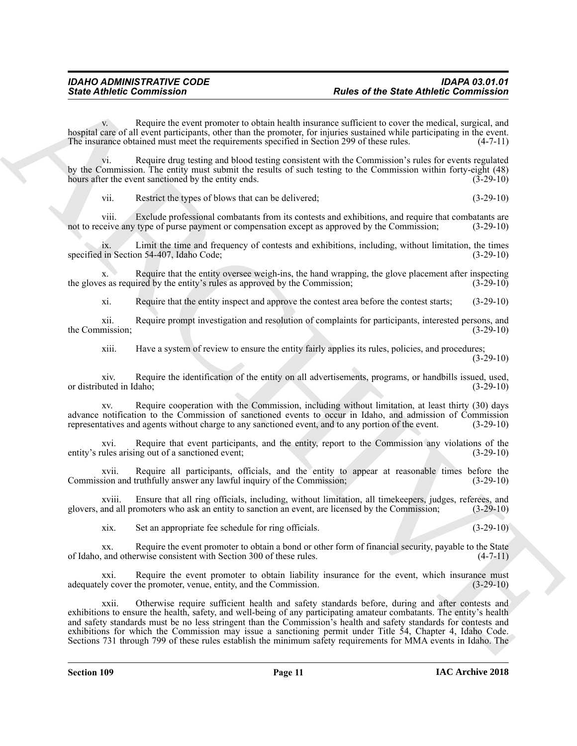v. Require the event promoter to obtain health insurance sufficient to cover the medical, surgical, and hospital care of all event participants, other than the promoter, for injuries sustained while participating in the event. The insurance obtained must meet the requirements specified in Section 299 of these rules. (4-7-11)

vi. Require drug testing and blood testing consistent with the Commission's rules for events regulated by the Commission. The entity must submit the results of such testing to the Commission within forty-eight (48) hours after the event sanctioned by the entity ends. (3-29-10)

vii. Restrict the types of blows that can be delivered; (3-29-10)

viii. Exclude professional combatants from its contests and exhibitions, and require that combatants are not to receive any type of purse payment or compensation except as approved by the Commission; (3-29-10)

ix. Limit the time and frequency of contests and exhibitions, including, without limitation, the times specified in Section 54-407, Idaho Code; (3-29-10)

x. Require that the entity oversee weigh-ins, the hand wrapping, the glove placement after inspecting the gloves as required by the entity's rules as approved by the Commission; (3-29-10)

xi. Require that the entity inspect and approve the contest area before the contest starts; (3-29-10)

xii. Require prompt investigation and resolution of complaints for participants, interested persons, and the Commission; (3-29-10)

xiii. Have a system of review to ensure the entity fairly applies its rules, policies, and procedures; (3-29-10)

xiv. Require the identification of the entity on all advertisements, programs, or handbills issued, used, or distributed in Idaho; (3-29-10)

xv. Require cooperation with the Commission, including without limitation, at least thirty (30) days advance notification to the Commission of sanctioned events to occur in Idaho, and admission of Commission representatives and agents without charge to any sanctioned event, and to any portion of the event. (3-29-10)

xvi. Require that event participants, and the entity, report to the Commission any violations of the entity's rules arising out of a sanctioned event; (3-29-10)

xvii. Require all participants, officials, and the entity to appear at reasonable times before the Commission and truthfully answer any lawful inquiry of the Commission; (3-29-10)

xviii. Ensure that all ring officials, including, without limitation, all timekeepers, judges, referees, and glovers, and all promoters who ask an entity to sanction an event, are licensed by the Commission; (3-29-10)

xix. Set an appropriate fee schedule for ring officials. (3-29-10)

xx. Require the event promoter to obtain a bond or other form of financial security, payable to the State of Idaho, and otherwise consistent with Section 300 of these rules. (4-7-11)

xxi. Require the event promoter to obtain liability insurance for the event, which insurance must adequately cover the promoter, venue, entity, and the Commission. (3-29-10)

xxii. Otherwise require sufficient health and safety standards before, during and after contests and exhibitions to ensure the health, safety, and well-being of any participating amateur combatants. The entity's health and safety standards must be no less stringent than the Commission's health and safety standards for contests and exhibitions for which the Commission may issue a sanctioning permit under Title 54, Chapter 4, Idaho Code. Sections 731 through 799 of these rules establish the minimum safety requirements for MMA events in Idaho. The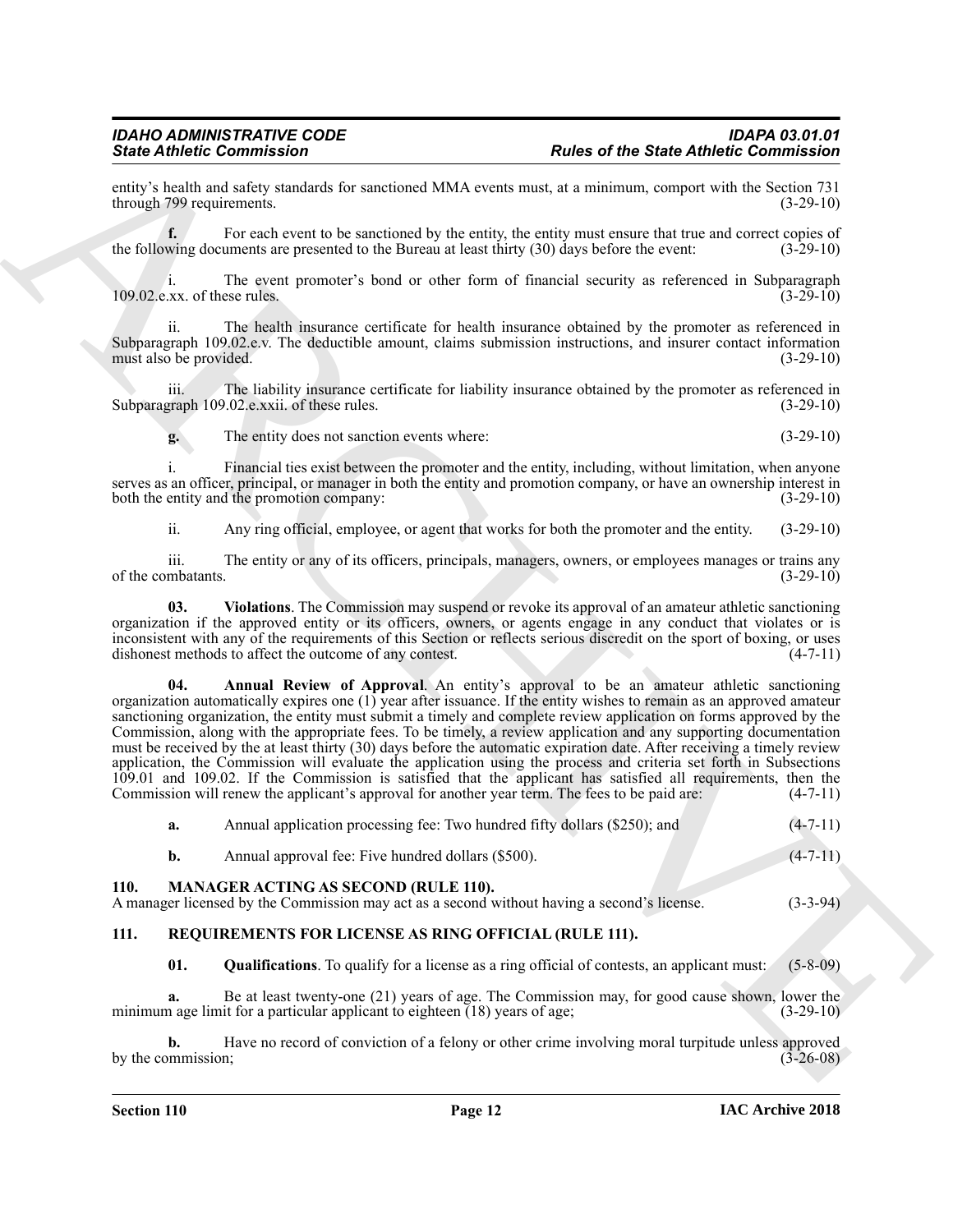entity's health and safety standards for sanctioned MMA events must, at a minimum, comport with the Section 731 through 799 requirements. (3-29-10)

**f.** For each event to be sanctioned by the entity, the entity must ensure that true and correct copies of the following documents are presented to the Bureau at least thirty (30) days before the event: (3-29-10)

i. The event promoter's bond or other form of financial security as referenced in Subparagraph 109.02.e.xx. of these rules. (3-29-10)

ii. The health insurance certificate for health insurance obtained by the promoter as referenced in Subparagraph 109.02.e.v. The deductible amount, claims submission instructions, and insurer contact information must also be provided. (3-29-10)

iii. The liability insurance certificate for liability insurance obtained by the promoter as referenced in Subparagraph 109.02.e.xxii. of these rules. (3-29-10)

**g.** The entity does not sanction events where: (3-29-10)

i. Financial ties exist between the promoter and the entity, including, without limitation, when anyone serves as an officer, principal, or manager in both the entity and promotion company, or have an ownership interest in both the entity and the promotion company: (3-29-10)

ii. Any ring official, employee, or agent that works for both the promoter and the entity. (3-29-10)

iii. The entity or any of its officers, principals, managers, owners, or employees manages or trains any of the combatants. (3-29-10)

**03. Violations**. The Commission may suspend or revoke its approval of an amateur athletic sanctioning organization if the approved entity or its officers, owners, or agents engage in any conduct that violates or is inconsistent with any of the requirements of this Section or reflects serious discredit on the sport of boxing, or uses dishonest methods to affect the outcome of any contest. (4-7-11)

**04. Annual Review of Approval**. An entity's approval to be an amateur athletic sanctioning organization automatically expires one (1) year after issuance. If the entity wishes to remain as an approved amateur sanctioning organization, the entity must submit a timely and complete review application on forms approved by the Commission, along with the appropriate fees. To be timely, a review application and any supporting documentation must be received by the at least thirty (30) days before the automatic expiration date. After receiving a timely review application, the Commission will evaluate the application using the process and criteria set forth in Subsections 109.01 and 109.02. If the Commission is satisfied that the applicant has satisfied all requirements, then the Commission will renew the applicant's approval for another year term. The fees to be paid are: (4-7-11)

**a.** Annual application processing fee: Two hundred fifty dollars ($250); and (4-7-11)

**b.** Annual approval fee: Five hundred dollars ($500). (4-7-11)

## 110. MANAGER ACTING AS SECOND (RULE 110).

A manager licensed by the Commission may act as a second without having a second's license. (3-3-94)

## 111. REQUIREMENTS FOR LICENSE AS RING OFFICIAL (RULE 111).

**01. Qualifications**. To qualify for a license as a ring official of contests, an applicant must: (5-8-09)

**a.** Be at least twenty-one (21) years of age. The Commission may, for good cause shown, lower the minimum age limit for a particular applicant to eighteen (18) years of age; (3-29-10)

**b.** Have no record of conviction of a felony or other crime involving moral turpitude unless approved by the commission; (3-26-08)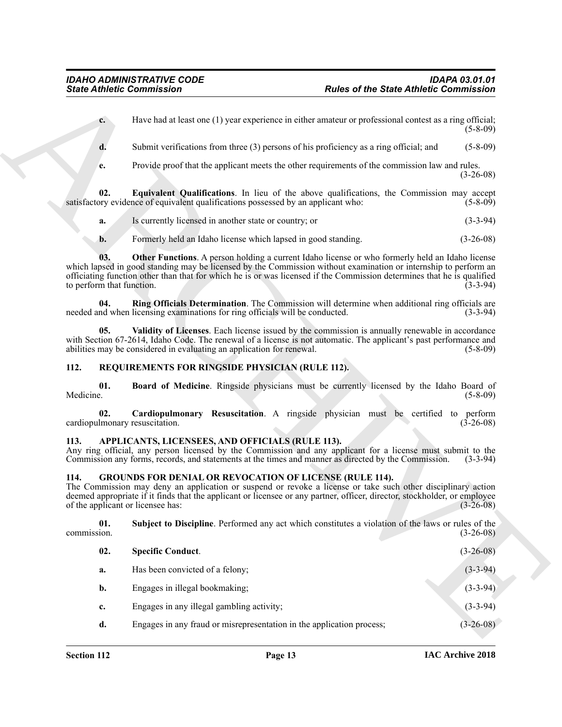**c.** Have had at least one (1) year experience in either amateur or professional contest as a ring official; (5-8-09)

**d.** Submit verifications from three (3) persons of his proficiency as a ring official; and (5-8-09)

**e.** Provide proof that the applicant meets the other requirements of the commission law and rules. (3-26-08)

**02. Equivalent Qualifications**. In lieu of the above qualifications, the Commission may accept satisfactory evidence of equivalent qualifications possessed by an applicant who: (5-8-09)

**a.** Is currently licensed in another state or country; or (3-3-94)

**b.** Formerly held an Idaho license which lapsed in good standing. (3-26-08)

**03. Other Functions**. A person holding a current Idaho license or who formerly held an Idaho license which lapsed in good standing may be licensed by the Commission without examination or internship to perform an officiating function other than that for which he is or was licensed if the Commission determines that he is qualified to perform that function. (3-3-94)

**04. Ring Officials Determination**. The Commission will determine when additional ring officials are needed and when licensing examinations for ring officials will be conducted. (3-3-94)

**05. Validity of Licenses**. Each license issued by the commission is annually renewable in accordance with Section 67-2614, Idaho Code. The renewal of a license is not automatic. The applicant's past performance and abilities may be considered in evaluating an application for renewal. (5-8-09)

## 112. REQUIREMENTS FOR RINGSIDE PHYSICIAN (RULE 112).

**01. Board of Medicine**. Ringside physicians must be currently licensed by the Idaho Board of Medicine. (5-8-09)

**02. Cardiopulmonary Resuscitation**. A ringside physician must be certified to perform cardiopulmonary resuscitation. (3-26-08)

## 113. APPLICANTS, LICENSEES, AND OFFICIALS (RULE 113).

Any ring official, any person licensed by the Commission and any applicant for a license must submit to the Commission any forms, records, and statements at the times and manner as directed by the Commission. (3-3-94)

## 114. GROUNDS FOR DENIAL OR REVOCATION OF LICENSE (RULE 114).

The Commission may deny an application or suspend or revoke a license or take such other disciplinary action deemed appropriate if it finds that the applicant or licensee or any partner, officer, director, stockholder, or employee of the applicant or licensee has: (3-26-08)

**01. Subject to Discipline**. Performed any act which constitutes a violation of the laws or rules of the commission. (3-26-08)

**02. Specific Conduct**. (3-26-08)

**a.** Has been convicted of a felony; (3-3-94)

**b.** Engages in illegal bookmaking; (3-3-94)

**c.** Engages in any illegal gambling activity; (3-3-94)

**d.** Engages in any fraud or misrepresentation in the application process; (3-26-08)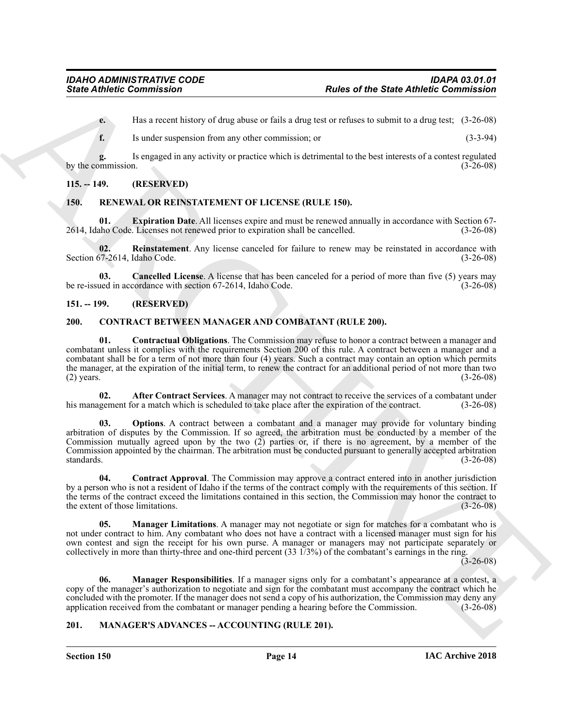**e.** Has a recent history of drug abuse or fails a drug test or refuses to submit to a drug test; (3-26-08)

**f.** Is under suspension from any other commission; or (3-3-94)

**g.** Is engaged in any activity or practice which is detrimental to the best interests of a contest regulated by the commission. (3-26-08)

## 115. -- 149. (RESERVED)

## 150. RENEWAL OR REINSTATEMENT OF LICENSE (RULE 150).

**01. Expiration Date**. All licenses expire and must be renewed annually in accordance with Section 67-2614, Idaho Code. Licenses not renewed prior to expiration shall be cancelled. (3-26-08)

**02. Reinstatement**. Any license canceled for failure to renew may be reinstated in accordance with Section 67-2614, Idaho Code. (3-26-08)

**03. Cancelled License**. A license that has been canceled for a period of more than five (5) years may be re-issued in accordance with section 67-2614, Idaho Code. (3-26-08)

## 151. -- 199. (RESERVED)

## 200. CONTRACT BETWEEN MANAGER AND COMBATANT (RULE 200).

**01. Contractual Obligations**. The Commission may refuse to honor a contract between a manager and combatant unless it complies with the requirements Section 200 of this rule. A contract between a manager and a combatant shall be for a term of not more than four (4) years. Such a contract may contain an option which permits the manager, at the expiration of the initial term, to renew the contract for an additional period of not more than two (2) years. (3-26-08)

**02. After Contract Services**. A manager may not contract to receive the services of a combatant under his management for a match which is scheduled to take place after the expiration of the contract. (3-26-08)

**03. Options**. A contract between a combatant and a manager may provide for voluntary binding arbitration of disputes by the Commission. If so agreed, the arbitration must be conducted by a member of the Commission mutually agreed upon by the two (2) parties or, if there is no agreement, by a member of the Commission appointed by the chairman. The arbitration must be conducted pursuant to generally accepted arbitration standards. (3-26-08)

**04. Contract Approval**. The Commission may approve a contract entered into in another jurisdiction by a person who is not a resident of Idaho if the terms of the contract comply with the requirements of this section. If the terms of the contract exceed the limitations contained in this section, the Commission may honor the contract to the extent of those limitations. (3-26-08)

**05. Manager Limitations**. A manager may not negotiate or sign for matches for a combatant who is not under contract to him. Any combatant who does not have a contract with a licensed manager must sign for his own contest and sign the receipt for his own purse. A manager or managers may not participate separately or collectively in more than thirty-three and one-third percent (33 1/3%) of the combatant's earnings in the ring. (3-26-08)

**06. Manager Responsibilities**. If a manager signs only for a combatant's appearance at a contest, a copy of the manager's authorization to negotiate and sign for the combatant must accompany the contract which he concluded with the promoter. If the manager does not send a copy of his authorization, the Commission may deny any application received from the combatant or manager pending a hearing before the Commission. (3-26-08)

## 201. MANAGER'S ADVANCES -- ACCOUNTING (RULE 201).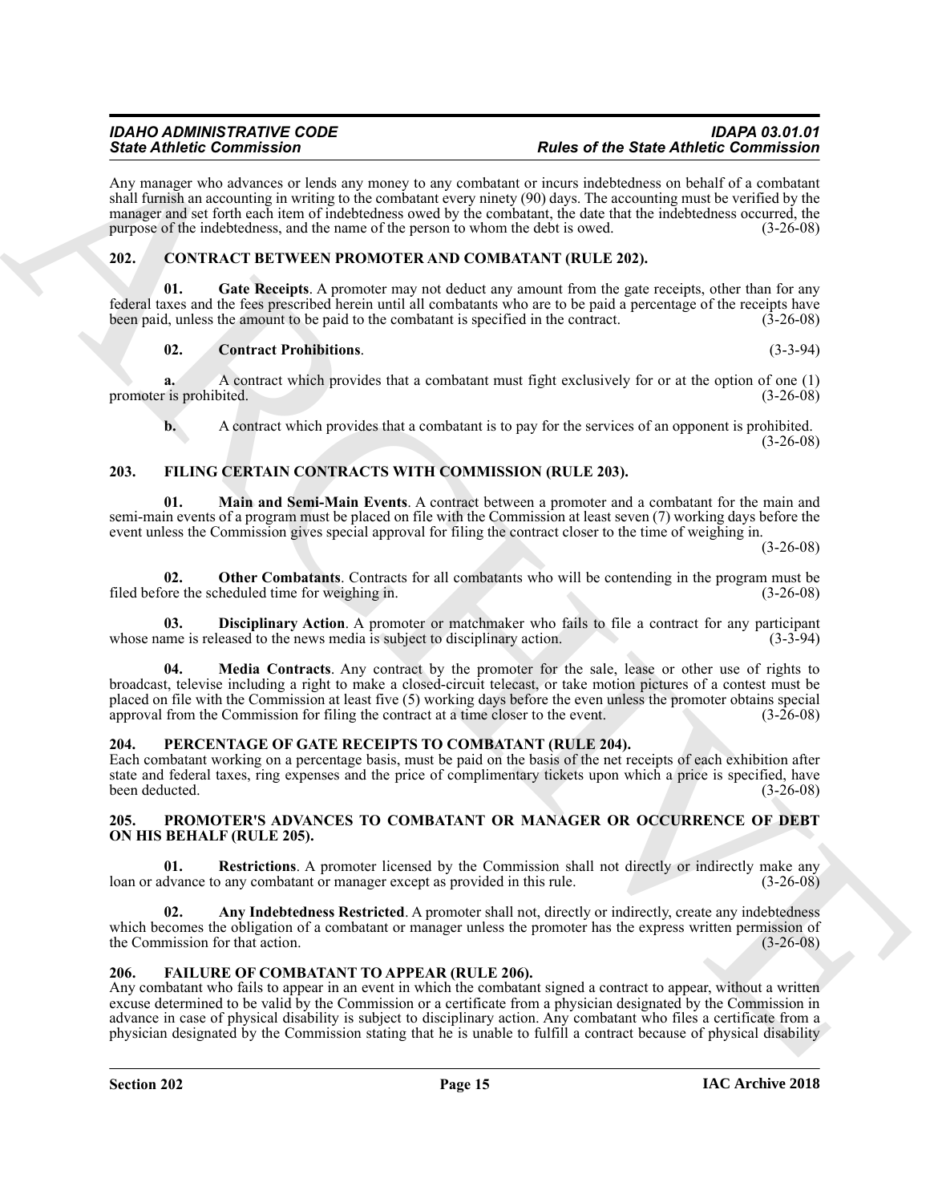Any manager who advances or lends any money to any combatant or incurs indebtedness on behalf of a combatant shall furnish an accounting in writing to the combatant every ninety (90) days. The accounting must be verified by the manager and set forth each item of indebtedness owed by the combatant, the date that the indebtedness occurred, the purpose of the indebtedness, and the name of the person to whom the debt is owed. (3-26-08)

## 202. CONTRACT BETWEEN PROMOTER AND COMBATANT (RULE 202).

**01. Gate Receipts**. A promoter may not deduct any amount from the gate receipts, other than for any federal taxes and the fees prescribed herein until all combatants who are to be paid a percentage of the receipts have been paid, unless the amount to be paid to the combatant is specified in the contract. (3-26-08)

**02. Contract Prohibitions**. (3-3-94)

**a.** A contract which provides that a combatant must fight exclusively for or at the option of one (1) promoter is prohibited. (3-26-08)

**b.** A contract which provides that a combatant is to pay for the services of an opponent is prohibited. (3-26-08)

## 203. FILING CERTAIN CONTRACTS WITH COMMISSION (RULE 203).

**01. Main and Semi-Main Events**. A contract between a promoter and a combatant for the main and semi-main events of a program must be placed on file with the Commission at least seven (7) working days before the event unless the Commission gives special approval for filing the contract closer to the time of weighing in. (3-26-08)

**02. Other Combatants**. Contracts for all combatants who will be contending in the program must be filed before the scheduled time for weighing in. (3-26-08)

**03. Disciplinary Action**. A promoter or matchmaker who fails to file a contract for any participant whose name is released to the news media is subject to disciplinary action. (3-3-94)

**04. Media Contracts**. Any contract by the promoter for the sale, lease or other use of rights to broadcast, televise including a right to make a closed-circuit telecast, or take motion pictures of a contest must be placed on file with the Commission at least five (5) working days before the even unless the promoter obtains special approval from the Commission for filing the contract at a time closer to the event. (3-26-08)

## 204. PERCENTAGE OF GATE RECEIPTS TO COMBATANT (RULE 204).

Each combatant working on a percentage basis, must be paid on the basis of the net receipts of each exhibition after state and federal taxes, ring expenses and the price of complimentary tickets upon which a price is specified, have been deducted. (3-26-08)

## 205. PROMOTER'S ADVANCES TO COMBATANT OR MANAGER OR OCCURRENCE OF DEBT ON HIS BEHALF (RULE 205).

**01. Restrictions**. A promoter licensed by the Commission shall not directly or indirectly make any loan or advance to any combatant or manager except as provided in this rule. (3-26-08)

**02. Any Indebtedness Restricted**. A promoter shall not, directly or indirectly, create any indebtedness which becomes the obligation of a combatant or manager unless the promoter has the express written permission of the Commission for that action. (3-26-08)

## 206. FAILURE OF COMBATANT TO APPEAR (RULE 206).

Any combatant who fails to appear in an event in which the combatant signed a contract to appear, without a written excuse determined to be valid by the Commission or a certificate from a physician designated by the Commission in advance in case of physical disability is subject to disciplinary action. Any combatant who files a certificate from a physician designated by the Commission stating that he is unable to fulfill a contract because of physical disability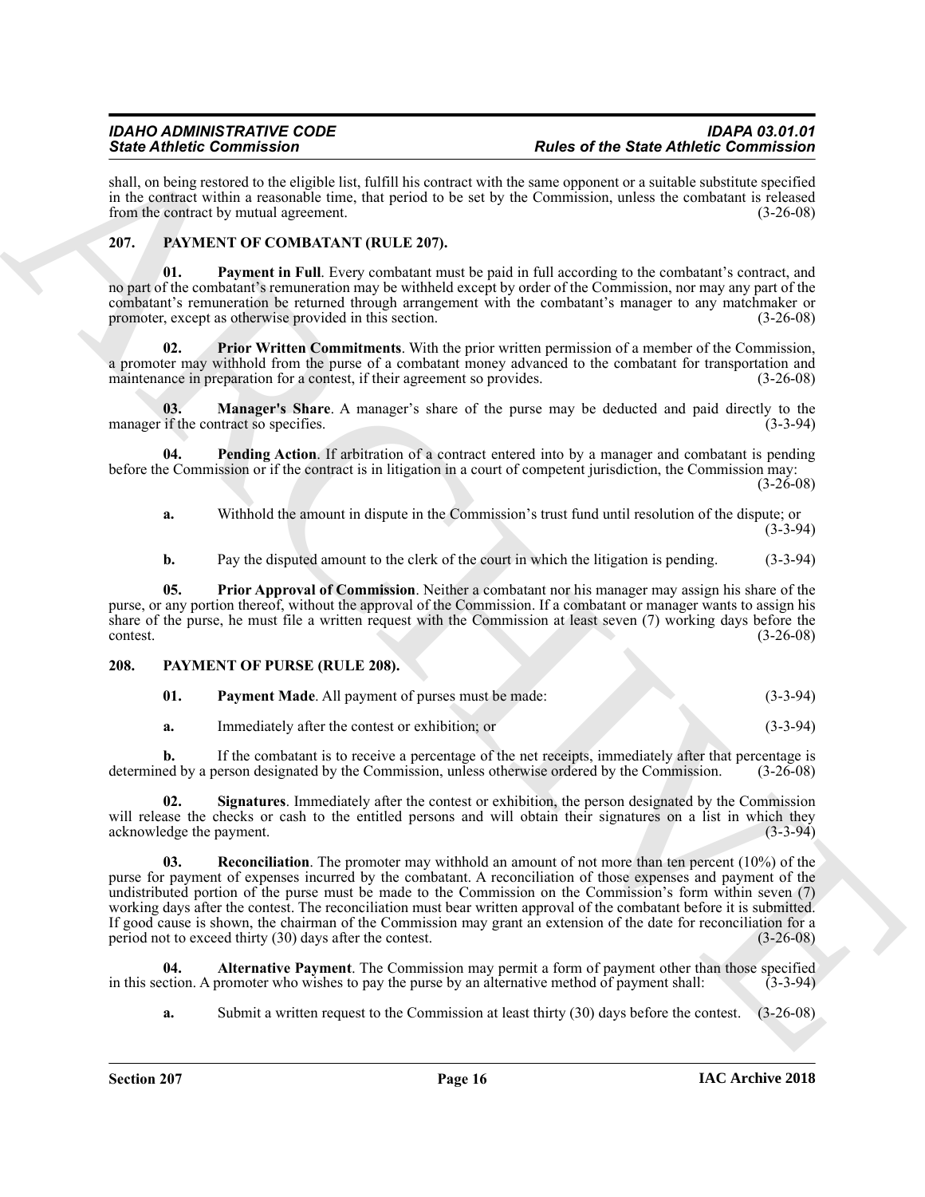shall, on being restored to the eligible list, fulfill his contract with the same opponent or a suitable substitute specified in the contract within a reasonable time, that period to be set by the Commission, unless the combatant is released from the contract by mutual agreement. (3-26-08)

## 207. PAYMENT OF COMBATANT (RULE 207).

**01. Payment in Full**. Every combatant must be paid in full according to the combatant's contract, and no part of the combatant's remuneration may be withheld except by order of the Commission, nor may any part of the combatant's remuneration be returned through arrangement with the combatant's manager to any matchmaker or promoter, except as otherwise provided in this section. (3-26-08)

**02. Prior Written Commitments**. With the prior written permission of a member of the Commission, a promoter may withhold from the purse of a combatant money advanced to the combatant for transportation and maintenance in preparation for a contest, if their agreement so provides. (3-26-08)

**03. Manager's Share**. A manager's share of the purse may be deducted and paid directly to the manager if the contract so specifies. (3-3-94)

**04. Pending Action**. If arbitration of a contract entered into by a manager and combatant is pending before the Commission or if the contract is in litigation in a court of competent jurisdiction, the Commission may: (3-26-08)

**a.** Withhold the amount in dispute in the Commission's trust fund until resolution of the dispute; or (3-3-94)

**b.** Pay the disputed amount to the clerk of the court in which the litigation is pending. (3-3-94)

**05. Prior Approval of Commission**. Neither a combatant nor his manager may assign his share of the purse, or any portion thereof, without the approval of the Commission. If a combatant or manager wants to assign his share of the purse, he must file a written request with the Commission at least seven (7) working days before the contest. (3-26-08)

## 208. PAYMENT OF PURSE (RULE 208).

**01. Payment Made**. All payment of purses must be made: (3-3-94)

**a.** Immediately after the contest or exhibition; or (3-3-94)

**b.** If the combatant is to receive a percentage of the net receipts, immediately after that percentage is determined by a person designated by the Commission, unless otherwise ordered by the Commission. (3-26-08)

**02. Signatures**. Immediately after the contest or exhibition, the person designated by the Commission will release the checks or cash to the entitled persons and will obtain their signatures on a list in which they acknowledge the payment. (3-3-94)

**03. Reconciliation**. The promoter may withhold an amount of not more than ten percent (10%) of the purse for payment of expenses incurred by the combatant. A reconciliation of those expenses and payment of the undistributed portion of the purse must be made to the Commission on the Commission's form within seven (7) working days after the contest. The reconciliation must bear written approval of the combatant before it is submitted. If good cause is shown, the chairman of the Commission may grant an extension of the date for reconciliation for a period not to exceed thirty (30) days after the contest. (3-26-08)

**04. Alternative Payment**. The Commission may permit a form of payment other than those specified in this section. A promoter who wishes to pay the purse by an alternative method of payment shall: (3-3-94)

**a.** Submit a written request to the Commission at least thirty (30) days before the contest. (3-26-08)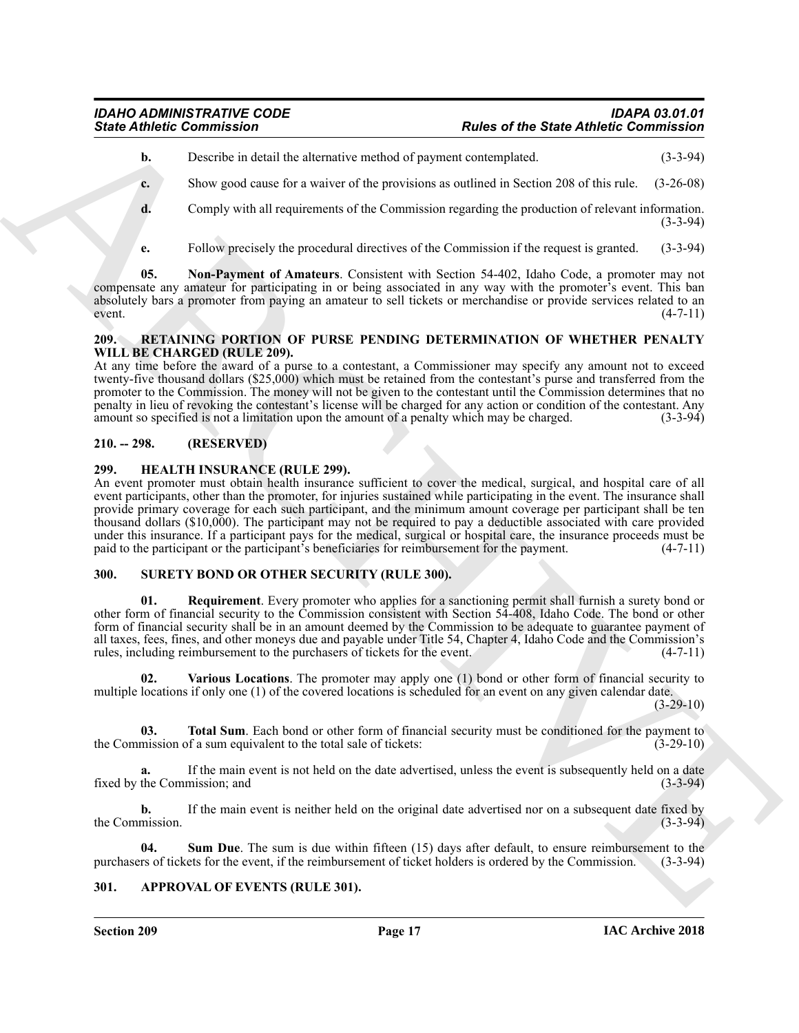**b.** Describe in detail the alternative method of payment contemplated. (3-3-94)

**c.** Show good cause for a waiver of the provisions as outlined in Section 208 of this rule. (3-26-08)

**d.** Comply with all requirements of the Commission regarding the production of relevant information. (3-3-94)

**e.** Follow precisely the procedural directives of the Commission if the request is granted. (3-3-94)

**05. Non-Payment of Amateurs**. Consistent with Section 54-402, Idaho Code, a promoter may not compensate any amateur for participating in or being associated in any way with the promoter's event. This ban absolutely bars a promoter from paying an amateur to sell tickets or merchandise or provide services related to an event. (4-7-11)

### 209. RETAINING PORTION OF PURSE PENDING DETERMINATION OF WHETHER PENALTY WILL BE CHARGED (RULE 209).

At any time before the award of a purse to a contestant, a Commissioner may specify any amount not to exceed twenty-five thousand dollars ($25,000) which must be retained from the contestant's purse and transferred from the promoter to the Commission. The money will not be given to the contestant until the Commission determines that no penalty in lieu of revoking the contestant's license will be charged for any action or condition of the contestant. Any amount so specified is not a limitation upon the amount of a penalty which may be charged. (3-3-94)

### 210. -- 298. (RESERVED)

### 299. HEALTH INSURANCE (RULE 299).

An event promoter must obtain health insurance sufficient to cover the medical, surgical, and hospital care of all event participants, other than the promoter, for injuries sustained while participating in the event. The insurance shall provide primary coverage for each such participant, and the minimum amount coverage per participant shall be ten thousand dollars ($10,000). The participant may not be required to pay a deductible associated with care provided under this insurance. If a participant pays for the medical, surgical or hospital care, the insurance proceeds must be paid to the participant or the participant's beneficiaries for reimbursement for the payment. (4-7-11)

### 300. SURETY BOND OR OTHER SECURITY (RULE 300).

**01. Requirement**. Every promoter who applies for a sanctioning permit shall furnish a surety bond or other form of financial security to the Commission consistent with Section 54-408, Idaho Code. The bond or other form of financial security shall be in an amount deemed by the Commission to be adequate to guarantee payment of all taxes, fees, fines, and other moneys due and payable under Title 54, Chapter 4, Idaho Code and the Commission's rules, including reimbursement to the purchasers of tickets for the event. (4-7-11)

**02. Various Locations**. The promoter may apply one (1) bond or other form of financial security to multiple locations if only one (1) of the covered locations is scheduled for an event on any given calendar date. (3-29-10)

**03. Total Sum**. Each bond or other form of financial security must be conditioned for the payment to the Commission of a sum equivalent to the total sale of tickets: (3-29-10)

**a.** If the main event is not held on the date advertised, unless the event is subsequently held on a date fixed by the Commission; and (3-3-94)

**b.** If the main event is neither held on the original date advertised nor on a subsequent date fixed by the Commission. (3-3-94)

**04. Sum Due**. The sum is due within fifteen (15) days after default, to ensure reimbursement to the purchasers of tickets for the event, if the reimbursement of ticket holders is ordered by the Commission. (3-3-94)

### 301. APPROVAL OF EVENTS (RULE 301).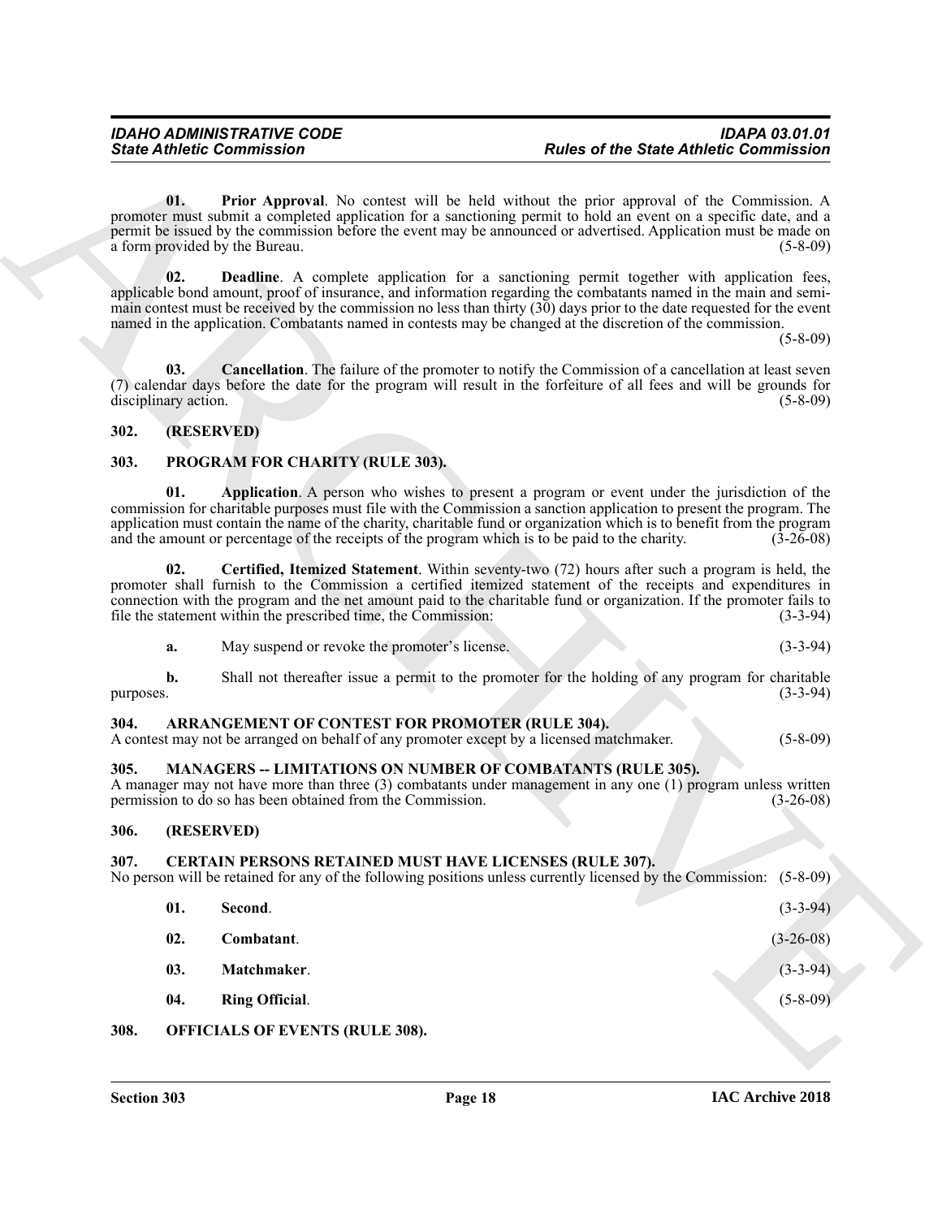**01. Prior Approval**. No contest will be held without the prior approval of the Commission. A promoter must submit a completed application for a sanctioning permit to hold an event on a specific date, and a permit be issued by the commission before the event may be announced or advertised. Application must be made on a form provided by the Bureau. (5-8-09)

**02. Deadline**. A complete application for a sanctioning permit together with application fees, applicable bond amount, proof of insurance, and information regarding the combatants named in the main and semi-main contest must be received by the commission no less than thirty (30) days prior to the date requested for the event named in the application. Combatants named in contests may be changed at the discretion of the commission. (5-8-09)

**03. Cancellation**. The failure of the promoter to notify the Commission of a cancellation at least seven (7) calendar days before the date for the program will result in the forfeiture of all fees and will be grounds for disciplinary action. (5-8-09)

## 302. (RESERVED)

## 303. PROGRAM FOR CHARITY (RULE 303).

**01. Application**. A person who wishes to present a program or event under the jurisdiction of the commission for charitable purposes must file with the Commission a sanction application to present the program. The application must contain the name of the charity, charitable fund or organization which is to benefit from the program and the amount or percentage of the receipts of the program which is to be paid to the charity. (3-26-08)

**02. Certified, Itemized Statement**. Within seventy-two (72) hours after such a program is held, the promoter shall furnish to the Commission a certified itemized statement of the receipts and expenditures in connection with the program and the net amount paid to the charitable fund or organization. If the promoter fails to file the statement within the prescribed time, the Commission: (3-3-94)

**a.** May suspend or revoke the promoter's license. (3-3-94)

**b.** Shall not thereafter issue a permit to the promoter for the holding of any program for charitable purposes. (3-3-94)

## 304. ARRANGEMENT OF CONTEST FOR PROMOTER (RULE 304).

A contest may not be arranged on behalf of any promoter except by a licensed matchmaker. (5-8-09)

## 305. MANAGERS -- LIMITATIONS ON NUMBER OF COMBATANTS (RULE 305).

A manager may not have more than three (3) combatants under management in any one (1) program unless written permission to do so has been obtained from the Commission. (3-26-08)

## 306. (RESERVED)

## 307. CERTAIN PERSONS RETAINED MUST HAVE LICENSES (RULE 307).

No person will be retained for any of the following positions unless currently licensed by the Commission: (5-8-09)

**01. Second**. (3-3-94)

**02. Combatant**. (3-26-08)

**03. Matchmaker**. (3-3-94)

**04. Ring Official**. (5-8-09)

## 308. OFFICIALS OF EVENTS (RULE 308).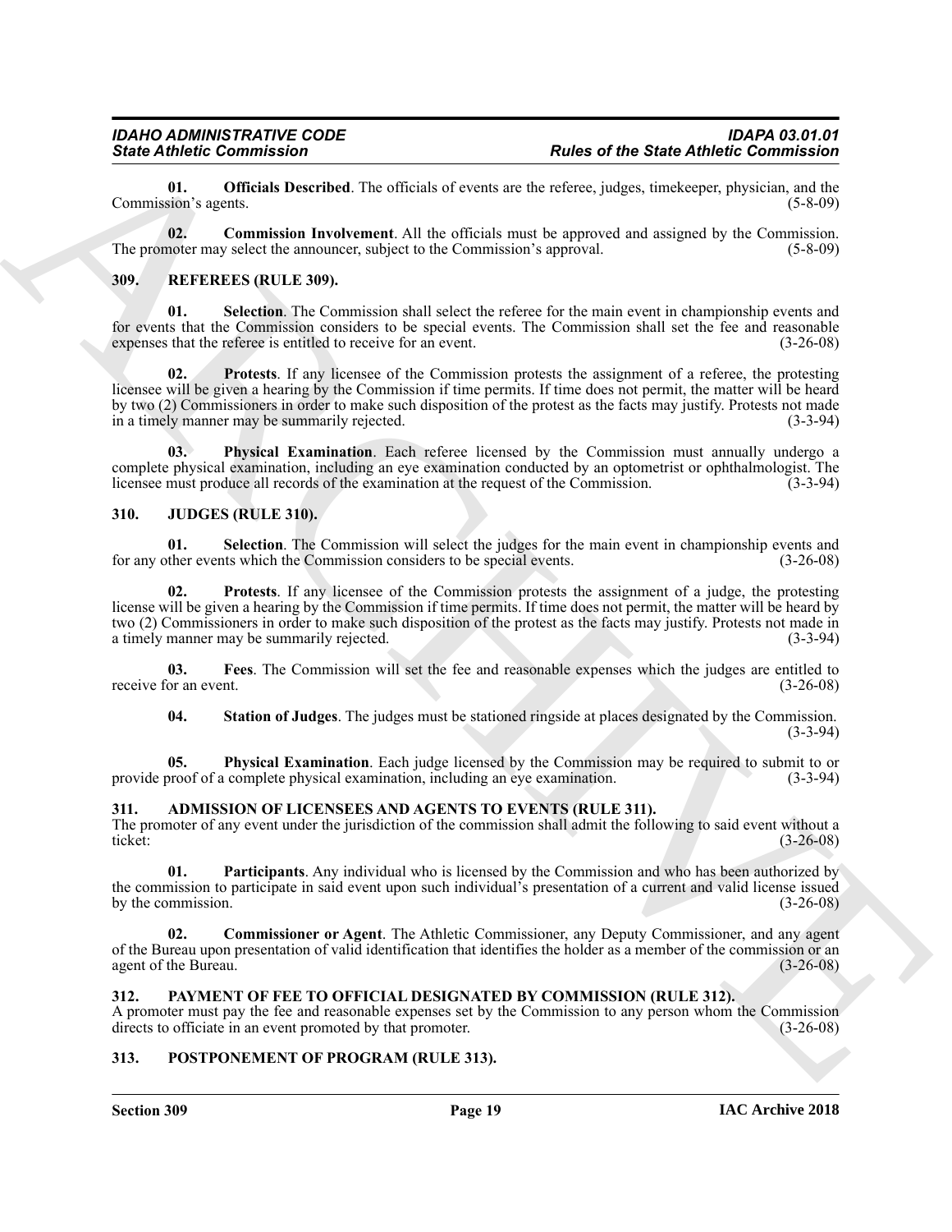**01. Officials Described**. The officials of events are the referee, judges, timekeeper, physician, and the Commission's agents. (5-8-09)

**02. Commission Involvement**. All the officials must be approved and assigned by the Commission. The promoter may select the announcer, subject to the Commission's approval. (5-8-09)

## 309. REFEREES (RULE 309).

**01. Selection**. The Commission shall select the referee for the main event in championship events and for events that the Commission considers to be special events. The Commission shall set the fee and reasonable expenses that the referee is entitled to receive for an event. (3-26-08)

**02. Protests**. If any licensee of the Commission protests the assignment of a referee, the protesting licensee will be given a hearing by the Commission if time permits. If time does not permit, the matter will be heard by two (2) Commissioners in order to make such disposition of the protest as the facts may justify. Protests not made in a timely manner may be summarily rejected. (3-3-94)

**03. Physical Examination**. Each referee licensed by the Commission must annually undergo a complete physical examination, including an eye examination conducted by an optometrist or ophthalmologist. The licensee must produce all records of the examination at the request of the Commission. (3-3-94)

## 310. JUDGES (RULE 310).

**01. Selection**. The Commission will select the judges for the main event in championship events and for any other events which the Commission considers to be special events. (3-26-08)

**02. Protests**. If any licensee of the Commission protests the assignment of a judge, the protesting license will be given a hearing by the Commission if time permits. If time does not permit, the matter will be heard by two (2) Commissioners in order to make such disposition of the protest as the facts may justify. Protests not made in a timely manner may be summarily rejected. (3-3-94)

**03. Fees**. The Commission will set the fee and reasonable expenses which the judges are entitled to receive for an event. (3-26-08)

**04. Station of Judges**. The judges must be stationed ringside at places designated by the Commission. (3-3-94)

**05. Physical Examination**. Each judge licensed by the Commission may be required to submit to or provide proof of a complete physical examination, including an eye examination. (3-3-94)

## 311. ADMISSION OF LICENSEES AND AGENTS TO EVENTS (RULE 311).

The promoter of any event under the jurisdiction of the commission shall admit the following to said event without a ticket: (3-26-08)

**01. Participants**. Any individual who is licensed by the Commission and who has been authorized by the commission to participate in said event upon such individual's presentation of a current and valid license issued by the commission. (3-26-08)

**02. Commissioner or Agent**. The Athletic Commissioner, any Deputy Commissioner, and any agent of the Bureau upon presentation of valid identification that identifies the holder as a member of the commission or an agent of the Bureau. (3-26-08)

## 312. PAYMENT OF FEE TO OFFICIAL DESIGNATED BY COMMISSION (RULE 312).

A promoter must pay the fee and reasonable expenses set by the Commission to any person whom the Commission directs to officiate in an event promoted by that promoter. (3-26-08)

## 313. POSTPONEMENT OF PROGRAM (RULE 313).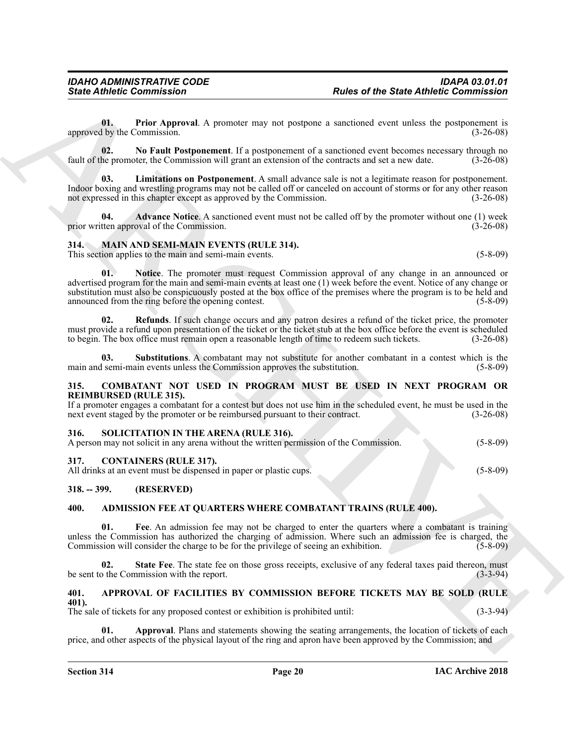**01. Prior Approval**. A promoter may not postpone a sanctioned event unless the postponement is approved by the Commission. (3-26-08)

**02. No Fault Postponement**. If a postponement of a sanctioned event becomes necessary through no fault of the promoter, the Commission will grant an extension of the contracts and set a new date. (3-26-08)

**03. Limitations on Postponement**. A small advance sale is not a legitimate reason for postponement. Indoor boxing and wrestling programs may not be called off or canceled on account of storms or for any other reason not expressed in this chapter except as approved by the Commission. (3-26-08)

**04. Advance Notice**. A sanctioned event must not be called off by the promoter without one (1) week prior written approval of the Commission. (3-26-08)

## 314. MAIN AND SEMI-MAIN EVENTS (RULE 314).

This section applies to the main and semi-main events. (5-8-09)

**01. Notice**. The promoter must request Commission approval of any change in an announced or advertised program for the main and semi-main events at least one (1) week before the event. Notice of any change or substitution must also be conspicuously posted at the box office of the premises where the program is to be held and announced from the ring before the opening contest. (5-8-09)

**02. Refunds**. If such change occurs and any patron desires a refund of the ticket price, the promoter must provide a refund upon presentation of the ticket or the ticket stub at the box office before the event is scheduled to begin. The box office must remain open a reasonable length of time to redeem such tickets. (3-26-08)

**03. Substitutions**. A combatant may not substitute for another combatant in a contest which is the main and semi-main events unless the Commission approves the substitution. (5-8-09)

## 315. COMBATANT NOT USED IN PROGRAM MUST BE USED IN NEXT PROGRAM OR REIMBURSED (RULE 315).

If a promoter engages a combatant for a contest but does not use him in the scheduled event, he must be used in the next event staged by the promoter or be reimbursed pursuant to their contract. (3-26-08)

## 316. SOLICITATION IN THE ARENA (RULE 316).

A person may not solicit in any arena without the written permission of the Commission. (5-8-09)

## 317. CONTAINERS (RULE 317).

All drinks at an event must be dispensed in paper or plastic cups. (5-8-09)

## 318. -- 399. (RESERVED)

## 400. ADMISSION FEE AT QUARTERS WHERE COMBATANT TRAINS (RULE 400).

**01. Fee**. An admission fee may not be charged to enter the quarters where a combatant is training unless the Commission has authorized the charging of admission. Where such an admission fee is charged, the Commission will consider the charge to be for the privilege of seeing an exhibition. (5-8-09)

**02. State Fee**. The state fee on those gross receipts, exclusive of any federal taxes paid thereon, must be sent to the Commission with the report. (3-3-94)

## 401. APPROVAL OF FACILITIES BY COMMISSION BEFORE TICKETS MAY BE SOLD (RULE 401).

The sale of tickets for any proposed contest or exhibition is prohibited until: (3-3-94)

**01. Approval**. Plans and statements showing the seating arrangements, the location of tickets of each price, and other aspects of the physical layout of the ring and apron have been approved by the Commission; and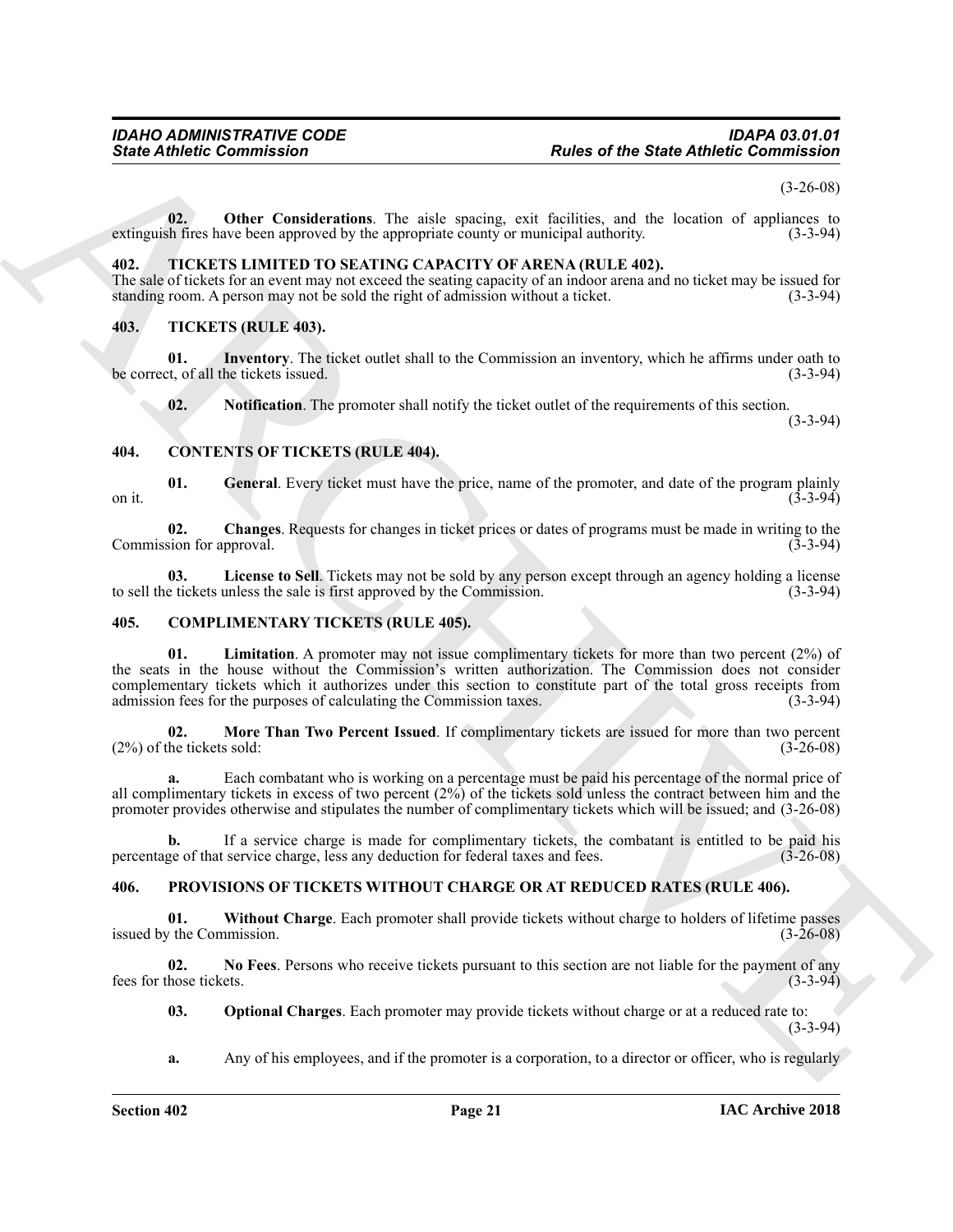(3-26-08)

**02. Other Considerations**. The aisle spacing, exit facilities, and the location of appliances to extinguish fires have been approved by the appropriate county or municipal authority. (3-3-94)

### 402. TICKETS LIMITED TO SEATING CAPACITY OF ARENA (RULE 402).

The sale of tickets for an event may not exceed the seating capacity of an indoor arena and no ticket may be issued for standing room. A person may not be sold the right of admission without a ticket. (3-3-94)

### 403. TICKETS (RULE 403).

**01. Inventory**. The ticket outlet shall to the Commission an inventory, which he affirms under oath to be correct, of all the tickets issued. (3-3-94)

**02. Notification**. The promoter shall notify the ticket outlet of the requirements of this section. (3-3-94)

### 404. CONTENTS OF TICKETS (RULE 404).

**01. General**. Every ticket must have the price, name of the promoter, and date of the program plainly on it. (3-3-94)

**02. Changes**. Requests for changes in ticket prices or dates of programs must be made in writing to the Commission for approval. (3-3-94)

**03. License to Sell**. Tickets may not be sold by any person except through an agency holding a license to sell the tickets unless the sale is first approved by the Commission. (3-3-94)

### 405. COMPLIMENTARY TICKETS (RULE 405).

**01. Limitation**. A promoter may not issue complimentary tickets for more than two percent (2%) of the seats in the house without the Commission's written authorization. The Commission does not consider complementary tickets which it authorizes under this section to constitute part of the total gross receipts from admission fees for the purposes of calculating the Commission taxes. (3-3-94)

**02. More Than Two Percent Issued**. If complimentary tickets are issued for more than two percent (2%) of the tickets sold: (3-26-08)

**a.** Each combatant who is working on a percentage must be paid his percentage of the normal price of all complimentary tickets in excess of two percent (2%) of the tickets sold unless the contract between him and the promoter provides otherwise and stipulates the number of complimentary tickets which will be issued; and (3-26-08)

**b.** If a service charge is made for complimentary tickets, the combatant is entitled to be paid his percentage of that service charge, less any deduction for federal taxes and fees. (3-26-08)

### 406. PROVISIONS OF TICKETS WITHOUT CHARGE OR AT REDUCED RATES (RULE 406).

**01. Without Charge**. Each promoter shall provide tickets without charge to holders of lifetime passes issued by the Commission. (3-26-08)

**02. No Fees**. Persons who receive tickets pursuant to this section are not liable for the payment of any fees for those tickets. (3-3-94)

**03. Optional Charges**. Each promoter may provide tickets without charge or at a reduced rate to: (3-3-94)

**a.** Any of his employees, and if the promoter is a corporation, to a director or officer, who is regularly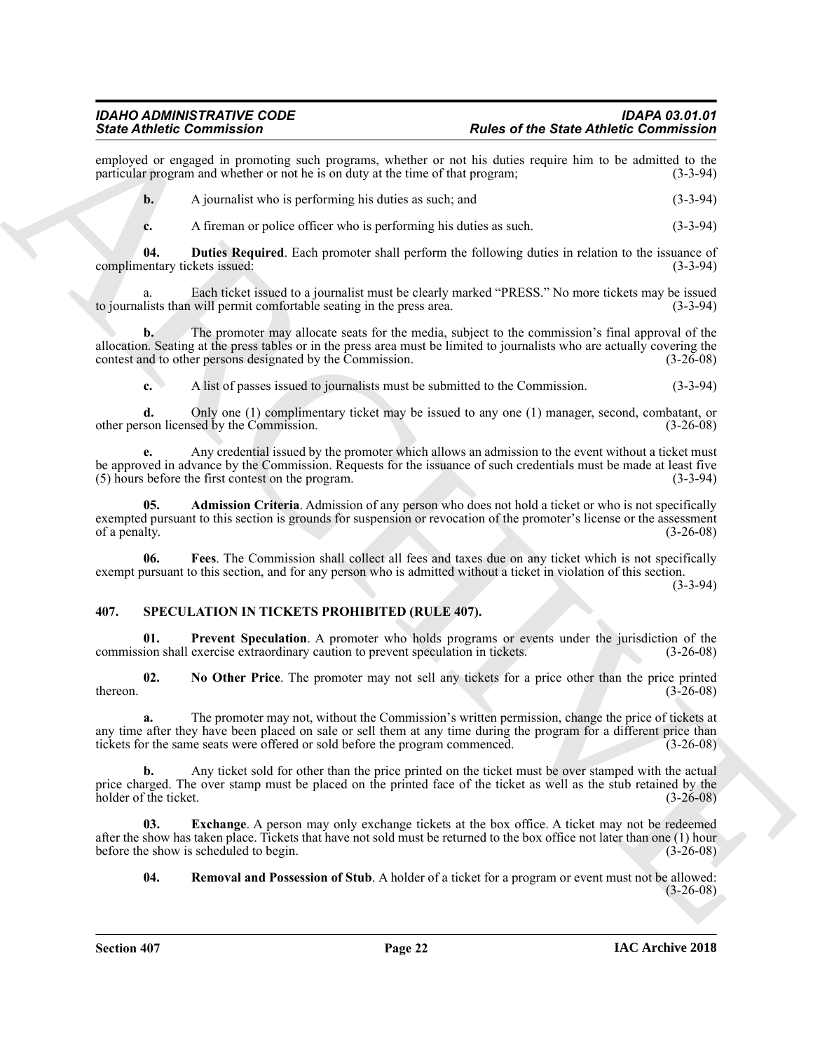employed or engaged in promoting such programs, whether or not his duties require him to be admitted to the particular program and whether or not he is on duty at the time of that program; (3-3-94)

**b.** A journalist who is performing his duties as such; and (3-3-94)

**c.** A fireman or police officer who is performing his duties as such. (3-3-94)

**04. Duties Required**. Each promoter shall perform the following duties in relation to the issuance of complimentary tickets issued: (3-3-94)

a. Each ticket issued to a journalist must be clearly marked "PRESS." No more tickets may be issued to journalists than will permit comfortable seating in the press area. (3-3-94)

**b.** The promoter may allocate seats for the media, subject to the commission's final approval of the allocation. Seating at the press tables or in the press area must be limited to journalists who are actually covering the contest and to other persons designated by the Commission. (3-26-08)

**c.** A list of passes issued to journalists must be submitted to the Commission. (3-3-94)

**d.** Only one (1) complimentary ticket may be issued to any one (1) manager, second, combatant, or other person licensed by the Commission. (3-26-08)

**e.** Any credential issued by the promoter which allows an admission to the event without a ticket must be approved in advance by the Commission. Requests for the issuance of such credentials must be made at least five (5) hours before the first contest on the program. (3-3-94)

**05. Admission Criteria**. Admission of any person who does not hold a ticket or who is not specifically exempted pursuant to this section is grounds for suspension or revocation of the promoter's license or the assessment of a penalty. (3-26-08)

**06. Fees**. The Commission shall collect all fees and taxes due on any ticket which is not specifically exempt pursuant to this section, and for any person who is admitted without a ticket in violation of this section. (3-3-94)

### 407. SPECULATION IN TICKETS PROHIBITED (RULE 407).

**01. Prevent Speculation**. A promoter who holds programs or events under the jurisdiction of the commission shall exercise extraordinary caution to prevent speculation in tickets. (3-26-08)

**02. No Other Price**. The promoter may not sell any tickets for a price other than the price printed thereon. (3-26-08)

**a.** The promoter may not, without the Commission's written permission, change the price of tickets at any time after they have been placed on sale or sell them at any time during the program for a different price than tickets for the same seats were offered or sold before the program commenced. (3-26-08)

**b.** Any ticket sold for other than the price printed on the ticket must be over stamped with the actual price charged. The over stamp must be placed on the printed face of the ticket as well as the stub retained by the holder of the ticket. (3-26-08)

**03. Exchange**. A person may only exchange tickets at the box office. A ticket may not be redeemed after the show has taken place. Tickets that have not sold must be returned to the box office not later than one (1) hour before the show is scheduled to begin. (3-26-08)

**04. Removal and Possession of Stub**. A holder of a ticket for a program or event must not be allowed: (3-26-08)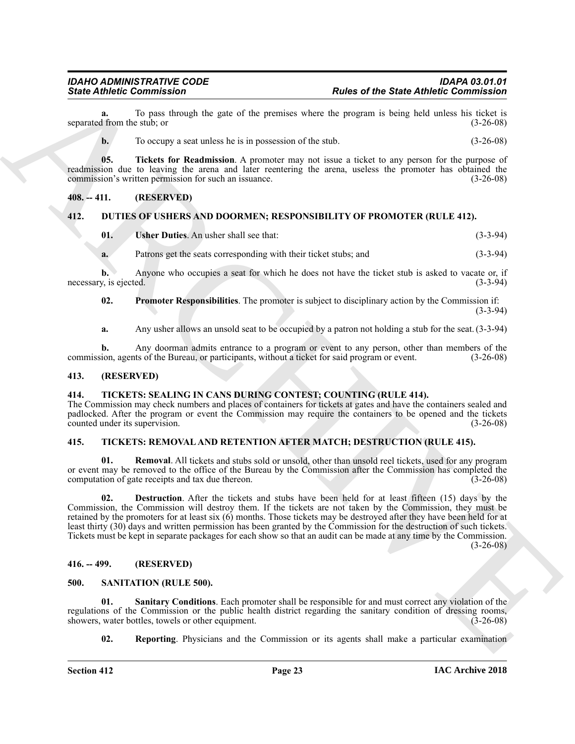**a.** To pass through the gate of the premises where the program is being held unless his ticket is separated from the stub; or (3-26-08)

**b.** To occupy a seat unless he is in possession of the stub. (3-26-08)

**05. Tickets for Readmission**. A promoter may not issue a ticket to any person for the purpose of readmission due to leaving the arena and later reentering the arena, useless the promoter has obtained the commission's written permission for such an issuance. (3-26-08)

## 408. -- 411. (RESERVED)

## 412. DUTIES OF USHERS AND DOORMEN; RESPONSIBILITY OF PROMOTER (RULE 412).

**01. Usher Duties**. An usher shall see that: (3-3-94)

**a.** Patrons get the seats corresponding with their ticket stubs; and (3-3-94)

**b.** Anyone who occupies a seat for which he does not have the ticket stub is asked to vacate or, if necessary, is ejected. (3-3-94)

**02. Promoter Responsibilities**. The promoter is subject to disciplinary action by the Commission if: (3-3-94)

**a.** Any usher allows an unsold seat to be occupied by a patron not holding a stub for the seat. (3-3-94)

**b.** Any doorman admits entrance to a program or event to any person, other than members of the commission, agents of the Bureau, or participants, without a ticket for said program or event. (3-26-08)

## 413. (RESERVED)

## 414. TICKETS: SEALING IN CANS DURING CONTEST; COUNTING (RULE 414).

The Commission may check numbers and places of containers for tickets at gates and have the containers sealed and padlocked. After the program or event the Commission may require the containers to be opened and the tickets counted under its supervision. (3-26-08)

## 415. TICKETS: REMOVAL AND RETENTION AFTER MATCH; DESTRUCTION (RULE 415).

**01. Removal**. All tickets and stubs sold or unsold, other than unsold reel tickets, used for any program or event may be removed to the office of the Bureau by the Commission after the Commission has completed the computation of gate receipts and tax due thereon. (3-26-08)

**02. Destruction**. After the tickets and stubs have been held for at least fifteen (15) days by the Commission, the Commission will destroy them. If the tickets are not taken by the Commission, they must be retained by the promoters for at least six (6) months. Those tickets may be destroyed after they have been held for at least thirty (30) days and written permission has been granted by the Commission for the destruction of such tickets. Tickets must be kept in separate packages for each show so that an audit can be made at any time by the Commission. (3-26-08)

## 416. -- 499. (RESERVED)

## 500. SANITATION (RULE 500).

**01. Sanitary Conditions**. Each promoter shall be responsible for and must correct any violation of the regulations of the Commission or the public health district regarding the sanitary condition of dressing rooms, showers, water bottles, towels or other equipment. (3-26-08)

**02. Reporting**. Physicians and the Commission or its agents shall make a particular examination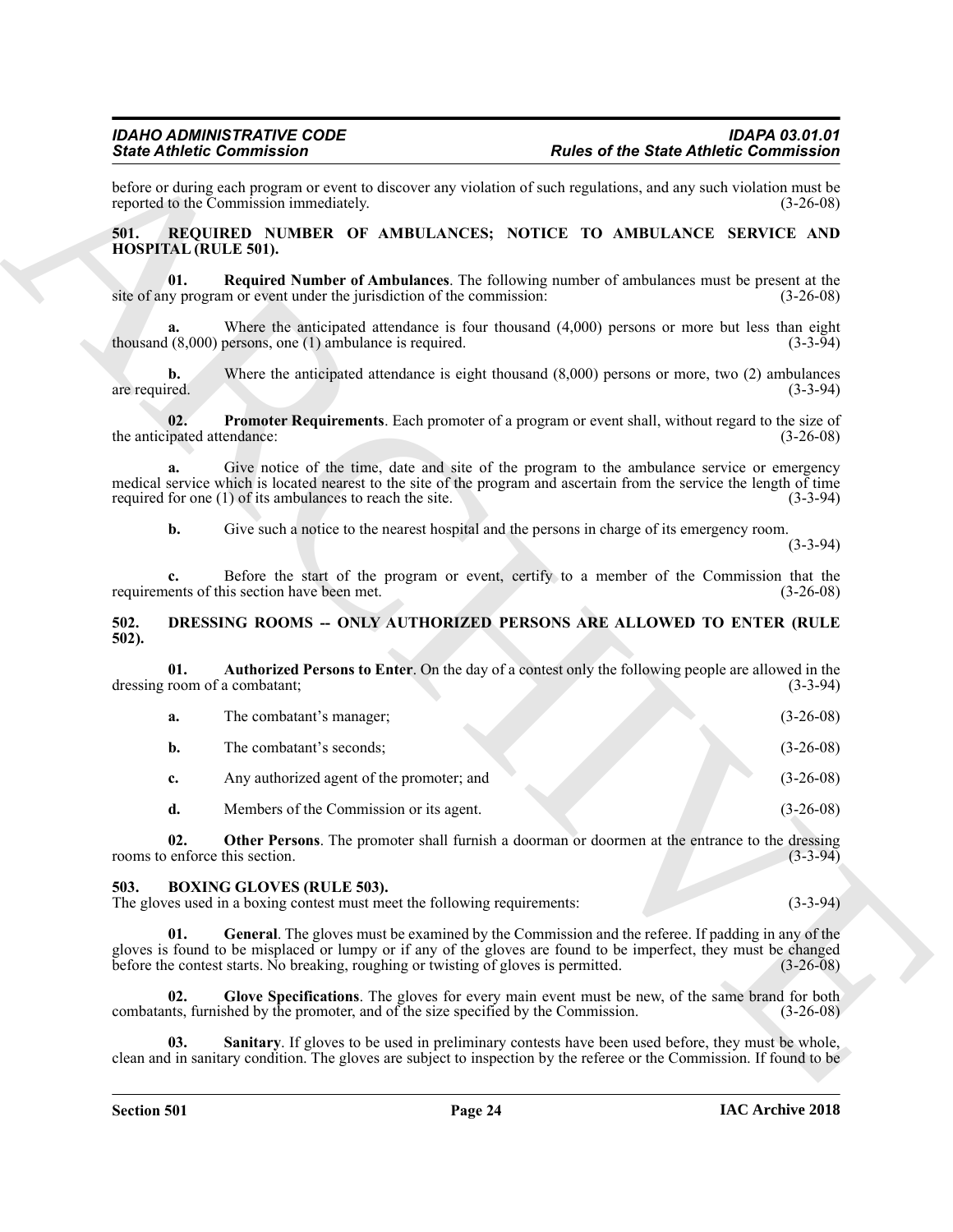before or during each program or event to discover any violation of such regulations, and any such violation must be reported to the Commission immediately. (3-26-08)

## 501. REQUIRED NUMBER OF AMBULANCES; NOTICE TO AMBULANCE SERVICE AND HOSPITAL (RULE 501).

**01. Required Number of Ambulances**. The following number of ambulances must be present at the site of any program or event under the jurisdiction of the commission: (3-26-08)

**a.** Where the anticipated attendance is four thousand (4,000) persons or more but less than eight thousand (8,000) persons, one (1) ambulance is required. (3-3-94)

**b.** Where the anticipated attendance is eight thousand (8,000) persons or more, two (2) ambulances are required. (3-3-94)

**02. Promoter Requirements**. Each promoter of a program or event shall, without regard to the size of the anticipated attendance: (3-26-08)

**a.** Give notice of the time, date and site of the program to the ambulance service or emergency medical service which is located nearest to the site of the program and ascertain from the service the length of time required for one (1) of its ambulances to reach the site. (3-3-94)

**b.** Give such a notice to the nearest hospital and the persons in charge of its emergency room. (3-3-94)

**c.** Before the start of the program or event, certify to a member of the Commission that the requirements of this section have been met. (3-26-08)

## 502. DRESSING ROOMS -- ONLY AUTHORIZED PERSONS ARE ALLOWED TO ENTER (RULE 502).

**01. Authorized Persons to Enter**. On the day of a contest only the following people are allowed in the dressing room of a combatant; (3-3-94)

**a.** The combatant's manager; (3-26-08)

**b.** The combatant's seconds; (3-26-08)

**c.** Any authorized agent of the promoter; and (3-26-08)

**d.** Members of the Commission or its agent. (3-26-08)

**02. Other Persons**. The promoter shall furnish a doorman or doormen at the entrance to the dressing rooms to enforce this section. (3-3-94)

## 503. BOXING GLOVES (RULE 503).

The gloves used in a boxing contest must meet the following requirements: (3-3-94)

**01. General**. The gloves must be examined by the Commission and the referee. If padding in any of the gloves is found to be misplaced or lumpy or if any of the gloves are found to be imperfect, they must be changed before the contest starts. No breaking, roughing or twisting of gloves is permitted. (3-26-08)

**02. Glove Specifications**. The gloves for every main event must be new, of the same brand for both combatants, furnished by the promoter, and of the size specified by the Commission. (3-26-08)

**03. Sanitary**. If gloves to be used in preliminary contests have been used before, they must be whole, clean and in sanitary condition. The gloves are subject to inspection by the referee or the Commission. If found to be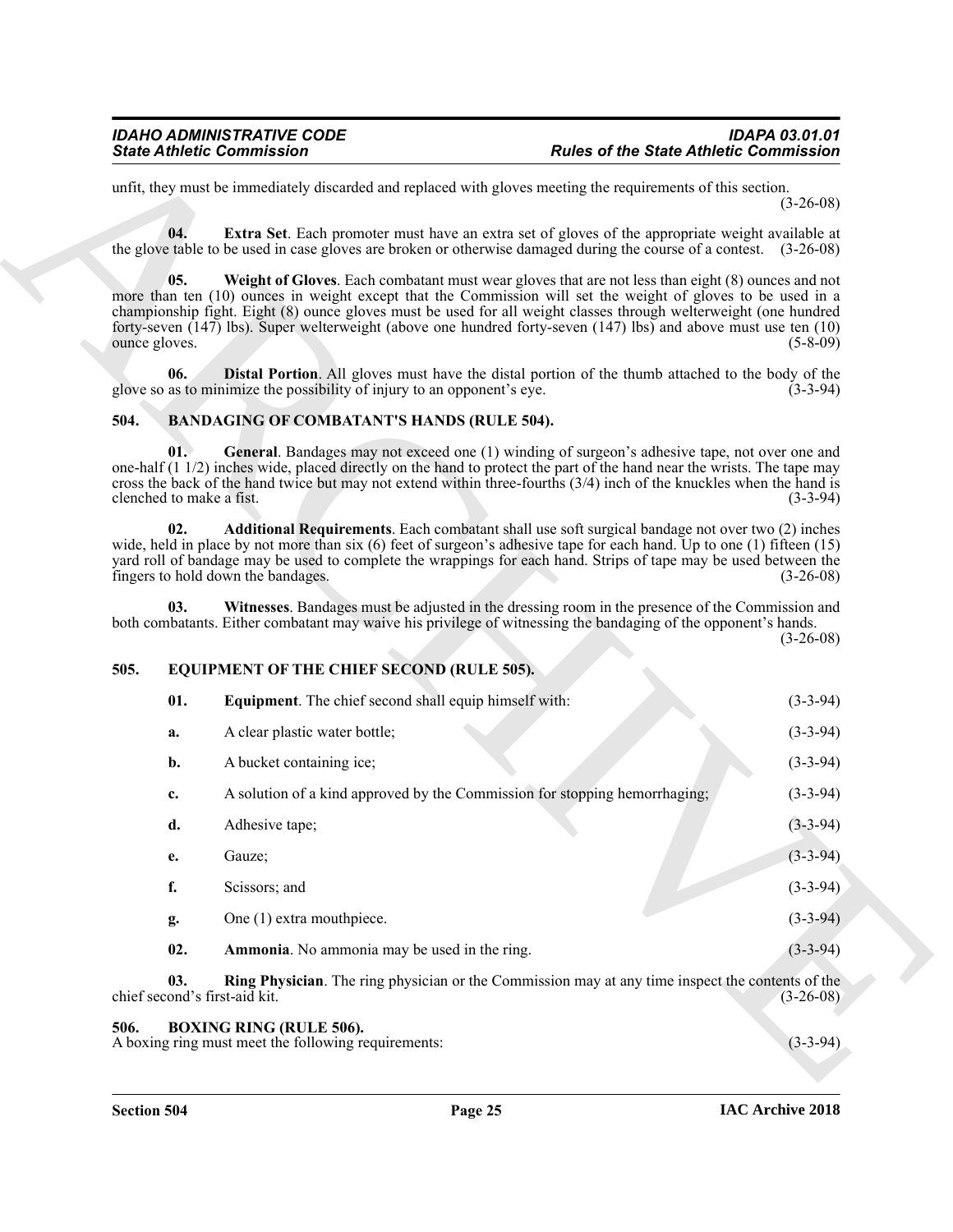unfit, they must be immediately discarded and replaced with gloves meeting the requirements of this section. (3-26-08)

**04. Extra Set**. Each promoter must have an extra set of gloves of the appropriate weight available at the glove table to be used in case gloves are broken or otherwise damaged during the course of a contest. (3-26-08)

**05. Weight of Gloves**. Each combatant must wear gloves that are not less than eight (8) ounces and not more than ten (10) ounces in weight except that the Commission will set the weight of gloves to be used in a championship fight. Eight (8) ounce gloves must be used for all weight classes through welterweight (one hundred forty-seven (147) lbs). Super welterweight (above one hundred forty-seven (147) lbs) and above must use ten (10) ounce gloves. (5-8-09)

**06. Distal Portion**. All gloves must have the distal portion of the thumb attached to the body of the glove so as to minimize the possibility of injury to an opponent's eye. (3-3-94)

## 504. BANDAGING OF COMBATANT'S HANDS (RULE 504).

**01. General**. Bandages may not exceed one (1) winding of surgeon's adhesive tape, not over one and one-half (1 1/2) inches wide, placed directly on the hand to protect the part of the hand near the wrists. The tape may cross the back of the hand twice but may not extend within three-fourths (3/4) inch of the knuckles when the hand is clenched to make a fist. (3-3-94)

**02. Additional Requirements**. Each combatant shall use soft surgical bandage not over two (2) inches wide, held in place by not more than six (6) feet of surgeon's adhesive tape for each hand. Up to one (1) fifteen (15) yard roll of bandage may be used to complete the wrappings for each hand. Strips of tape may be used between the fingers to hold down the bandages. (3-26-08)

**03. Witnesses**. Bandages must be adjusted in the dressing room in the presence of the Commission and both combatants. Either combatant may waive his privilege of witnessing the bandaging of the opponent's hands. (3-26-08)

## 505. EQUIPMENT OF THE CHIEF SECOND (RULE 505).

**01. Equipment**. The chief second shall equip himself with: (3-3-94)

**a.** A clear plastic water bottle; (3-3-94)

**b.** A bucket containing ice; (3-3-94)

**c.** A solution of a kind approved by the Commission for stopping hemorrhaging; (3-3-94)

**d.** Adhesive tape; (3-3-94)

**e.** Gauze; (3-3-94)

**f.** Scissors; and (3-3-94)

**g.** One (1) extra mouthpiece. (3-3-94)

**02. Ammonia**. No ammonia may be used in the ring. (3-3-94)

**03. Ring Physician**. The ring physician or the Commission may at any time inspect the contents of the chief second's first-aid kit. (3-26-08)

## 506. BOXING RING (RULE 506).

A boxing ring must meet the following requirements: (3-3-94)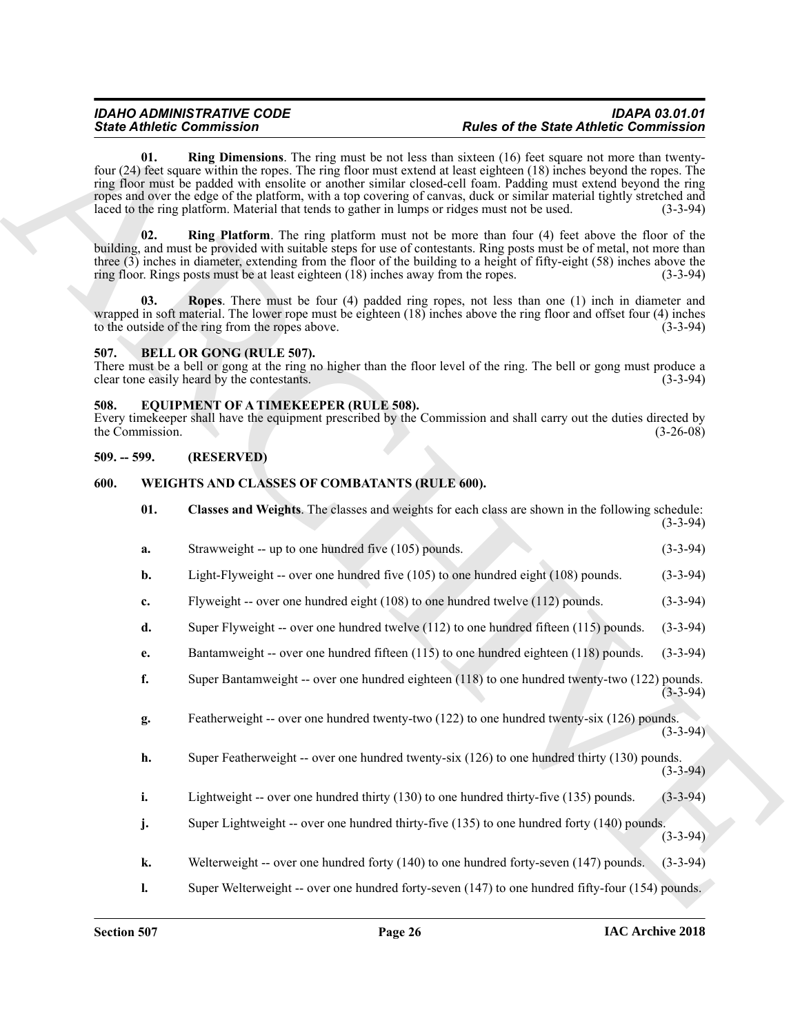**01. Ring Dimensions**. The ring must be not less than sixteen (16) feet square not more than twenty-four (24) feet square within the ropes. The ring floor must extend at least eighteen (18) inches beyond the ropes. The ring floor must be padded with ensolite or another similar closed-cell foam. Padding must extend beyond the ring ropes and over the edge of the platform, with a top covering of canvas, duck or similar material tightly stretched and laced to the ring platform. Material that tends to gather in lumps or ridges must not be used. (3-3-94)

**02. Ring Platform**. The ring platform must not be more than four (4) feet above the floor of the building, and must be provided with suitable steps for use of contestants. Ring posts must be of metal, not more than three (3) inches in diameter, extending from the floor of the building to a height of fifty-eight (58) inches above the ring floor. Rings posts must be at least eighteen (18) inches away from the ropes. (3-3-94)

**03. Ropes**. There must be four (4) padded ring ropes, not less than one (1) inch in diameter and wrapped in soft material. The lower rope must be eighteen (18) inches above the ring floor and offset four (4) inches to the outside of the ring from the ropes above. (3-3-94)

## 507. BELL OR GONG (RULE 507).

There must be a bell or gong at the ring no higher than the floor level of the ring. The bell or gong must produce a clear tone easily heard by the contestants. (3-3-94)

## 508. EQUIPMENT OF A TIMEKEEPER (RULE 508).

Every timekeeper shall have the equipment prescribed by the Commission and shall carry out the duties directed by the Commission. (3-26-08)

## 509. -- 599. (RESERVED)

## 600. WEIGHTS AND CLASSES OF COMBATANTS (RULE 600).

**01. Classes and Weights**. The classes and weights for each class are shown in the following schedule: (3-3-94)

**a.** Strawweight -- up to one hundred five (105) pounds. (3-3-94)

**b.** Light-Flyweight -- over one hundred five (105) to one hundred eight (108) pounds. (3-3-94)

**c.** Flyweight -- over one hundred eight (108) to one hundred twelve (112) pounds. (3-3-94)

**d.** Super Flyweight -- over one hundred twelve (112) to one hundred fifteen (115) pounds. (3-3-94)

**e.** Bantamweight -- over one hundred fifteen (115) to one hundred eighteen (118) pounds. (3-3-94)

**f.** Super Bantamweight -- over one hundred eighteen (118) to one hundred twenty-two (122) pounds. (3-3-94)

**g.** Featherweight -- over one hundred twenty-two (122) to one hundred twenty-six (126) pounds. (3-3-94)

**h.** Super Featherweight -- over one hundred twenty-six (126) to one hundred thirty (130) pounds. (3-3-94)

**i.** Lightweight -- over one hundred thirty (130) to one hundred thirty-five (135) pounds. (3-3-94)

**j.** Super Lightweight -- over one hundred thirty-five (135) to one hundred forty (140) pounds. (3-3-94)

**k.** Welterweight -- over one hundred forty (140) to one hundred forty-seven (147) pounds. (3-3-94)

**l.** Super Welterweight -- over one hundred forty-seven (147) to one hundred fifty-four (154) pounds.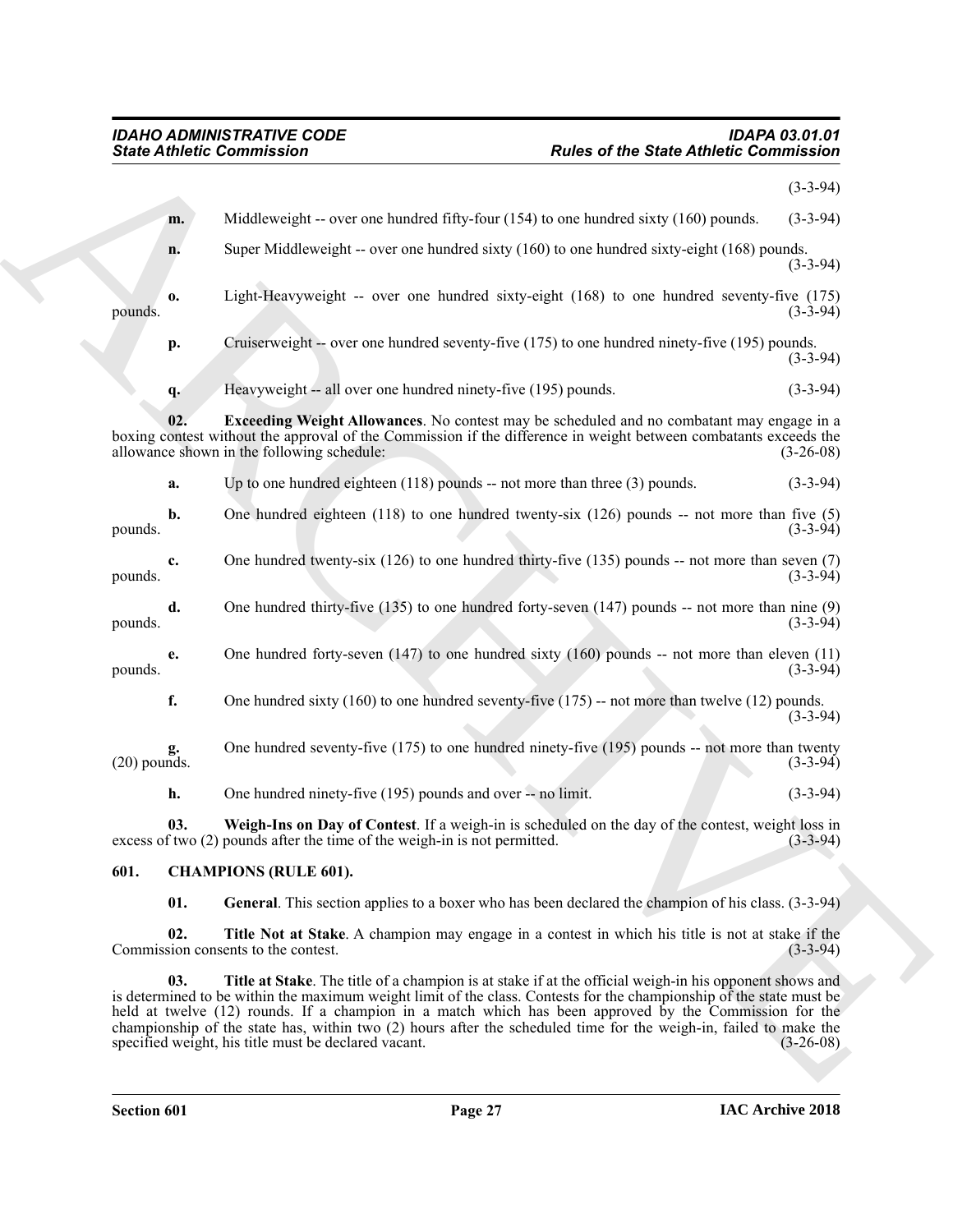(3-3-94)

**m.** Middleweight -- over one hundred fifty-four (154) to one hundred sixty (160) pounds. (3-3-94)

**n.** Super Middleweight -- over one hundred sixty (160) to one hundred sixty-eight (168) pounds. (3-3-94)

**o.** Light-Heavyweight -- over one hundred sixty-eight (168) to one hundred seventy-five (175) pounds. (3-3-94)

**p.** Cruiserweight -- over one hundred seventy-five (175) to one hundred ninety-five (195) pounds. (3-3-94)

**q.** Heavyweight -- all over one hundred ninety-five (195) pounds. (3-3-94)

**02. Exceeding Weight Allowances**. No contest may be scheduled and no combatant may engage in a boxing contest without the approval of the Commission if the difference in weight between combatants exceeds the allowance shown in the following schedule: (3-26-08)

**a.** Up to one hundred eighteen (118) pounds -- not more than three (3) pounds. (3-3-94)

**b.** One hundred eighteen (118) to one hundred twenty-six (126) pounds -- not more than five (5) pounds. (3-3-94)

**c.** One hundred twenty-six (126) to one hundred thirty-five (135) pounds -- not more than seven (7) pounds. (3-3-94)

**d.** One hundred thirty-five (135) to one hundred forty-seven (147) pounds -- not more than nine (9) pounds. (3-3-94)

**e.** One hundred forty-seven (147) to one hundred sixty (160) pounds -- not more than eleven (11) pounds. (3-3-94)

**f.** One hundred sixty (160) to one hundred seventy-five (175) -- not more than twelve (12) pounds. (3-3-94)

**g.** One hundred seventy-five (175) to one hundred ninety-five (195) pounds -- not more than twenty (20) pounds. (3-3-94)

**h.** One hundred ninety-five (195) pounds and over -- no limit. (3-3-94)

**03. Weigh-Ins on Day of Contest**. If a weigh-in is scheduled on the day of the contest, weight loss in excess of two (2) pounds after the time of the weigh-in is not permitted. (3-3-94)

## 601. CHAMPIONS (RULE 601).

**01. General**. This section applies to a boxer who has been declared the champion of his class. (3-3-94)

**02. Title Not at Stake**. A champion may engage in a contest in which his title is not at stake if the Commission consents to the contest. (3-3-94)

**03. Title at Stake**. The title of a champion is at stake if at the official weigh-in his opponent shows and is determined to be within the maximum weight limit of the class. Contests for the championship of the state must be held at twelve (12) rounds. If a champion in a match which has been approved by the Commission for the championship of the state has, within two (2) hours after the scheduled time for the weigh-in, failed to make the specified weight, his title must be declared vacant. (3-26-08)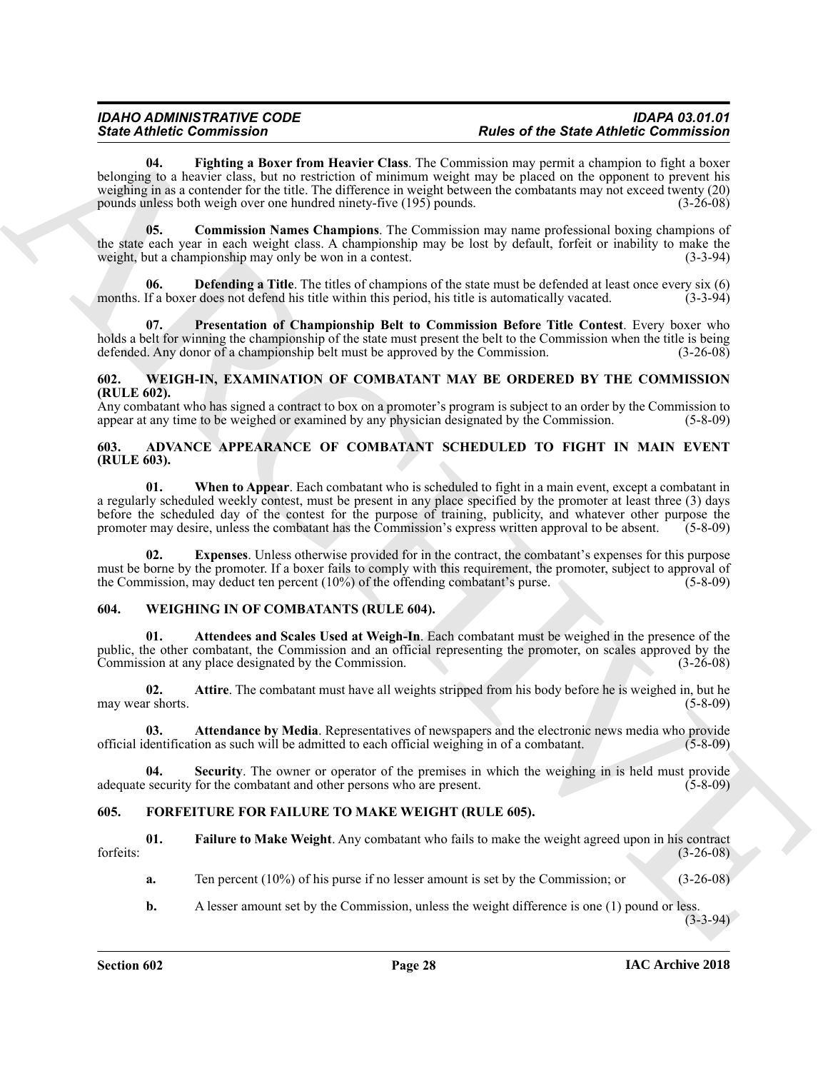**04. Fighting a Boxer from Heavier Class**. The Commission may permit a champion to fight a boxer belonging to a heavier class, but no restriction of minimum weight may be placed on the opponent to prevent his weighing in as a contender for the title. The difference in weight between the combatants may not exceed twenty (20) pounds unless both weigh over one hundred ninety-five (195) pounds. (3-26-08)

**05. Commission Names Champions**. The Commission may name professional boxing champions of the state each year in each weight class. A championship may be lost by default, forfeit or inability to make the weight, but a championship may only be won in a contest. (3-3-94)

**06. Defending a Title**. The titles of champions of the state must be defended at least once every six (6) months. If a boxer does not defend his title within this period, his title is automatically vacated. (3-3-94)

**07. Presentation of Championship Belt to Commission Before Title Contest**. Every boxer who holds a belt for winning the championship of the state must present the belt to the Commission when the title is being defended. Any donor of a championship belt must be approved by the Commission. (3-26-08)

## 602. WEIGH-IN, EXAMINATION OF COMBATANT MAY BE ORDERED BY THE COMMISSION (RULE 602).

Any combatant who has signed a contract to box on a promoter's program is subject to an order by the Commission to appear at any time to be weighed or examined by any physician designated by the Commission. (5-8-09)

## 603. ADVANCE APPEARANCE OF COMBATANT SCHEDULED TO FIGHT IN MAIN EVENT (RULE 603).

**01. When to Appear**. Each combatant who is scheduled to fight in a main event, except a combatant in a regularly scheduled weekly contest, must be present in any place specified by the promoter at least three (3) days before the scheduled day of the contest for the purpose of training, publicity, and whatever other purpose the promoter may desire, unless the combatant has the Commission's express written approval to be absent. (5-8-09)

**02. Expenses**. Unless otherwise provided for in the contract, the combatant's expenses for this purpose must be borne by the promoter. If a boxer fails to comply with this requirement, the promoter, subject to approval of the Commission, may deduct ten percent (10%) of the offending combatant's purse. (5-8-09)

## 604. WEIGHING IN OF COMBATANTS (RULE 604).

**01. Attendees and Scales Used at Weigh-In**. Each combatant must be weighed in the presence of the public, the other combatant, the Commission and an official representing the promoter, on scales approved by the Commission at any place designated by the Commission. (3-26-08)

**02. Attire**. The combatant must have all weights stripped from his body before he is weighed in, but he may wear shorts. (5-8-09)

**03. Attendance by Media**. Representatives of newspapers and the electronic news media who provide official identification as such will be admitted to each official weighing in of a combatant. (5-8-09)

**04. Security**. The owner or operator of the premises in which the weighing in is held must provide adequate security for the combatant and other persons who are present. (5-8-09)

## 605. FORFEITURE FOR FAILURE TO MAKE WEIGHT (RULE 605).

**01. Failure to Make Weight**. Any combatant who fails to make the weight agreed upon in his contract forfeits: (3-26-08)

**a.** Ten percent (10%) of his purse if no lesser amount is set by the Commission; or (3-26-08)

**b.** A lesser amount set by the Commission, unless the weight difference is one (1) pound or less. (3-3-94)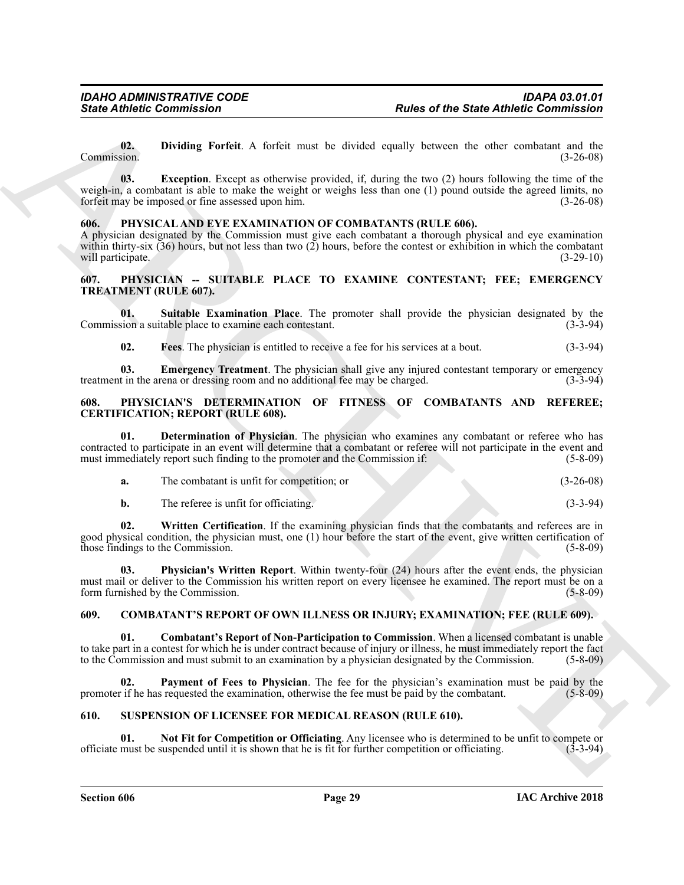**02. Dividing Forfeit**. A forfeit must be divided equally between the other combatant and the Commission. (3-26-08)

**03. Exception**. Except as otherwise provided, if, during the two (2) hours following the time of the weigh-in, a combatant is able to make the weight or weighs less than one (1) pound outside the agreed limits, no forfeit may be imposed or fine assessed upon him. (3-26-08)

## 606. PHYSICAL AND EYE EXAMINATION OF COMBATANTS (RULE 606).

A physician designated by the Commission must give each combatant a thorough physical and eye examination within thirty-six (36) hours, but not less than two (2) hours, before the contest or exhibition in which the combatant will participate. (3-29-10)

## 607. PHYSICIAN -- SUITABLE PLACE TO EXAMINE CONTESTANT; FEE; EMERGENCY TREATMENT (RULE 607).

**01. Suitable Examination Place**. The promoter shall provide the physician designated by the Commission a suitable place to examine each contestant. (3-3-94)

**02. Fees**. The physician is entitled to receive a fee for his services at a bout. (3-3-94)

**03. Emergency Treatment**. The physician shall give any injured contestant temporary or emergency treatment in the arena or dressing room and no additional fee may be charged. (3-3-94)

## 608. PHYSICIAN'S DETERMINATION OF FITNESS OF COMBATANTS AND REFEREE; CERTIFICATION; REPORT (RULE 608).

**01. Determination of Physician**. The physician who examines any combatant or referee who has contracted to participate in an event will determine that a combatant or referee will not participate in the event and must immediately report such finding to the promoter and the Commission if: (5-8-09)

**a.** The combatant is unfit for competition; or (3-26-08)

**b.** The referee is unfit for officiating. (3-3-94)

**02. Written Certification**. If the examining physician finds that the combatants and referees are in good physical condition, the physician must, one (1) hour before the start of the event, give written certification of those findings to the Commission. (5-8-09)

**03. Physician's Written Report**. Within twenty-four (24) hours after the event ends, the physician must mail or deliver to the Commission his written report on every licensee he examined. The report must be on a form furnished by the Commission. (5-8-09)

## 609. COMBATANT'S REPORT OF OWN ILLNESS OR INJURY; EXAMINATION; FEE (RULE 609).

**01. Combatant's Report of Non-Participation to Commission**. When a licensed combatant is unable to take part in a contest for which he is under contract because of injury or illness, he must immediately report the fact to the Commission and must submit to an examination by a physician designated by the Commission. (5-8-09)

**02. Payment of Fees to Physician**. The fee for the physician's examination must be paid by the promoter if he has requested the examination, otherwise the fee must be paid by the combatant. (5-8-09)

## 610. SUSPENSION OF LICENSEE FOR MEDICAL REASON (RULE 610).

**01. Not Fit for Competition or Officiating**. Any licensee who is determined to be unfit to compete or officiate must be suspended until it is shown that he is fit for further competition or officiating. (3-3-94)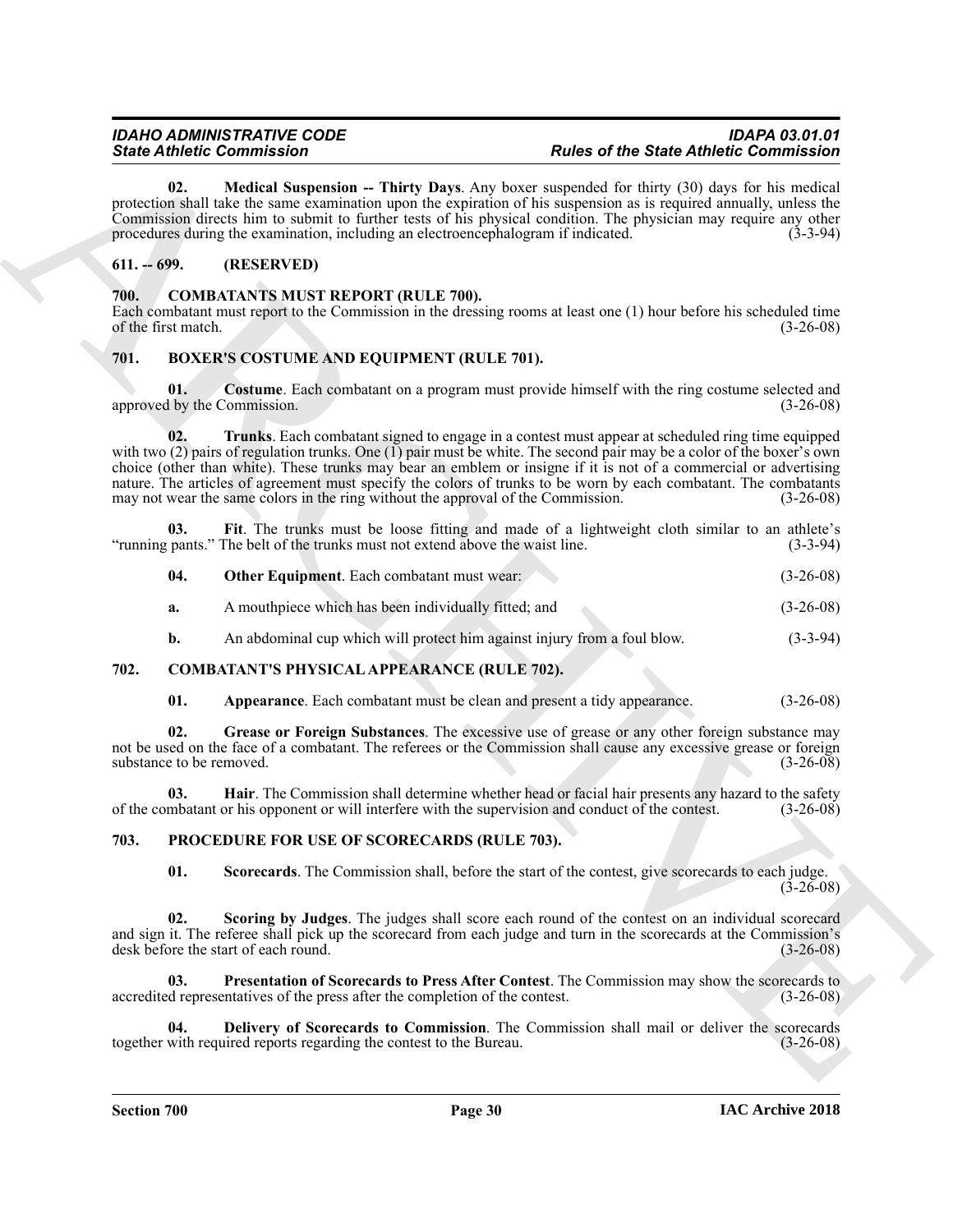**02. Medical Suspension -- Thirty Days**. Any boxer suspended for thirty (30) days for his medical protection shall take the same examination upon the expiration of his suspension as is required annually, unless the Commission directs him to submit to further tests of his physical condition. The physician may require any other procedures during the examination, including an electroencephalogram if indicated. (3-3-94)

## 611. -- 699. (RESERVED)

## 700. COMBATANTS MUST REPORT (RULE 700).

Each combatant must report to the Commission in the dressing rooms at least one (1) hour before his scheduled time of the first match. (3-26-08)

## 701. BOXER'S COSTUME AND EQUIPMENT (RULE 701).

**01. Costume**. Each combatant on a program must provide himself with the ring costume selected and approved by the Commission. (3-26-08)

**02. Trunks**. Each combatant signed to engage in a contest must appear at scheduled ring time equipped with two (2) pairs of regulation trunks. One (1) pair must be white. The second pair may be a color of the boxer's own choice (other than white). These trunks may bear an emblem or insigne if it is not of a commercial or advertising nature. The articles of agreement must specify the colors of trunks to be worn by each combatant. The combatants may not wear the same colors in the ring without the approval of the Commission. (3-26-08)

**03. Fit**. The trunks must be loose fitting and made of a lightweight cloth similar to an athlete's "running pants." The belt of the trunks must not extend above the waist line. (3-3-94)

**04. Other Equipment**. Each combatant must wear: (3-26-08)

**a.** A mouthpiece which has been individually fitted; and (3-26-08)

**b.** An abdominal cup which will protect him against injury from a foul blow. (3-3-94)

## 702. COMBATANT'S PHYSICAL APPEARANCE (RULE 702).

**01. Appearance**. Each combatant must be clean and present a tidy appearance. (3-26-08)

**02. Grease or Foreign Substances**. The excessive use of grease or any other foreign substance may not be used on the face of a combatant. The referees or the Commission shall cause any excessive grease or foreign substance to be removed. (3-26-08)

**03. Hair**. The Commission shall determine whether head or facial hair presents any hazard to the safety of the combatant or his opponent or will interfere with the supervision and conduct of the contest. (3-26-08)

## 703. PROCEDURE FOR USE OF SCORECARDS (RULE 703).

**01. Scorecards**. The Commission shall, before the start of the contest, give scorecards to each judge. (3-26-08)

**02. Scoring by Judges**. The judges shall score each round of the contest on an individual scorecard and sign it. The referee shall pick up the scorecard from each judge and turn in the scorecards at the Commission's desk before the start of each round. (3-26-08)

**03. Presentation of Scorecards to Press After Contest**. The Commission may show the scorecards to accredited representatives of the press after the completion of the contest. (3-26-08)

**04. Delivery of Scorecards to Commission**. The Commission shall mail or deliver the scorecards together with required reports regarding the contest to the Bureau. (3-26-08)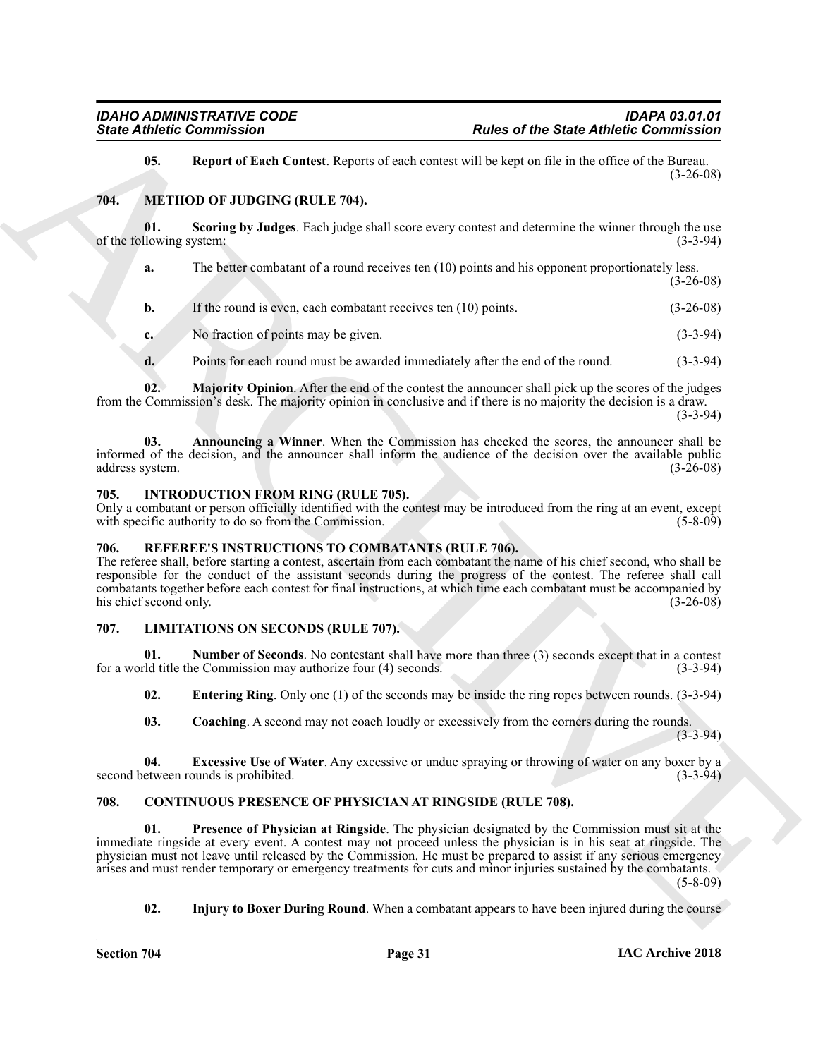**05. Report of Each Contest**. Reports of each contest will be kept on file in the office of the Bureau. (3-26-08)

## 704. METHOD OF JUDGING (RULE 704).

**01. Scoring by Judges**. Each judge shall score every contest and determine the winner through the use of the following system: (3-3-94)

**a.** The better combatant of a round receives ten (10) points and his opponent proportionately less. (3-26-08)

**b.** If the round is even, each combatant receives ten (10) points. (3-26-08)

**c.** No fraction of points may be given. (3-3-94)

**d.** Points for each round must be awarded immediately after the end of the round. (3-3-94)

**02. Majority Opinion**. After the end of the contest the announcer shall pick up the scores of the judges from the Commission's desk. The majority opinion in conclusive and if there is no majority the decision is a draw. (3-3-94)

**03. Announcing a Winner**. When the Commission has checked the scores, the announcer shall be informed of the decision, and the announcer shall inform the audience of the decision over the available public address system. (3-26-08)

## 705. INTRODUCTION FROM RING (RULE 705).

Only a combatant or person officially identified with the contest may be introduced from the ring at an event, except with specific authority to do so from the Commission. (5-8-09)

## 706. REFEREE'S INSTRUCTIONS TO COMBATANTS (RULE 706).

The referee shall, before starting a contest, ascertain from each combatant the name of his chief second, who shall be responsible for the conduct of the assistant seconds during the progress of the contest. The referee shall call combatants together before each contest for final instructions, at which time each combatant must be accompanied by his chief second only. (3-26-08)

## 707. LIMITATIONS ON SECONDS (RULE 707).

**01. Number of Seconds**. No contestant shall have more than three (3) seconds except that in a contest for a world title the Commission may authorize four (4) seconds. (3-3-94)

**02. Entering Ring**. Only one (1) of the seconds may be inside the ring ropes between rounds. (3-3-94)

**03. Coaching**. A second may not coach loudly or excessively from the corners during the rounds. (3-3-94)

**04. Excessive Use of Water**. Any excessive or undue spraying or throwing of water on any boxer by a second between rounds is prohibited. (3-3-94)

## 708. CONTINUOUS PRESENCE OF PHYSICIAN AT RINGSIDE (RULE 708).

**01. Presence of Physician at Ringside**. The physician designated by the Commission must sit at the immediate ringside at every event. A contest may not proceed unless the physician is in his seat at ringside. The physician must not leave until released by the Commission. He must be prepared to assist if any serious emergency arises and must render temporary or emergency treatments for cuts and minor injuries sustained by the combatants. (5-8-09)

**02. Injury to Boxer During Round**. When a combatant appears to have been injured during the course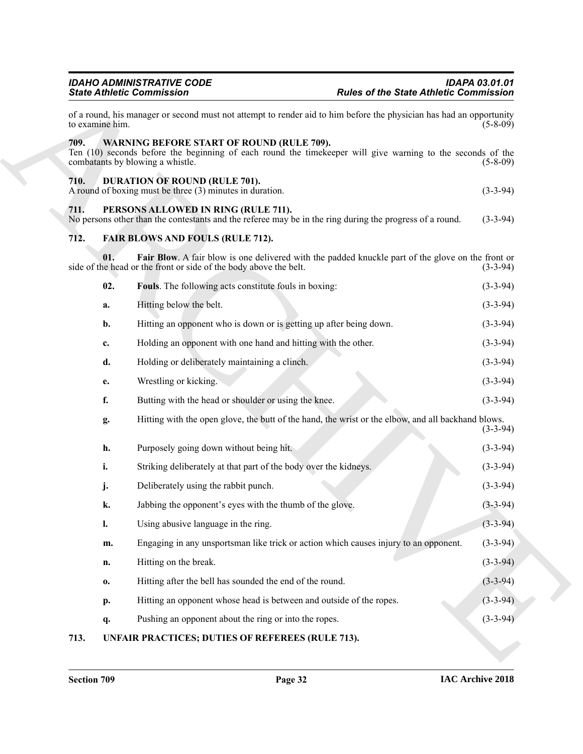of a round, his manager or second must not attempt to render aid to him before the physician has had an opportunity to examine him. (5-8-09)

## 709. WARNING BEFORE START OF ROUND (RULE 709).

Ten (10) seconds before the beginning of each round the timekeeper will give warning to the seconds of the combatants by blowing a whistle. (5-8-09)

## 710. DURATION OF ROUND (RULE 701).

A round of boxing must be three (3) minutes in duration. (3-3-94)

## 711. PERSONS ALLOWED IN RING (RULE 711).

No persons other than the contestants and the referee may be in the ring during the progress of a round. (3-3-94)

## 712. FAIR BLOWS AND FOULS (RULE 712).

**01. Fair Blow**. A fair blow is one delivered with the padded knuckle part of the glove on the front or side of the head or the front or side of the body above the belt. (3-3-94)

**02. Fouls**. The following acts constitute fouls in boxing: (3-3-94)

**a.** Hitting below the belt. (3-3-94)

**b.** Hitting an opponent who is down or is getting up after being down. (3-3-94)

**c.** Holding an opponent with one hand and hitting with the other. (3-3-94)

**d.** Holding or deliberately maintaining a clinch. (3-3-94)

**e.** Wrestling or kicking. (3-3-94)

**f.** Butting with the head or shoulder or using the knee. (3-3-94)

**g.** Hitting with the open glove, the butt of the hand, the wrist or the elbow, and all backhand blows. (3-3-94)

**h.** Purposely going down without being hit. (3-3-94)

**i.** Striking deliberately at that part of the body over the kidneys. (3-3-94)

**j.** Deliberately using the rabbit punch. (3-3-94)

**k.** Jabbing the opponent's eyes with the thumb of the glove. (3-3-94)

**l.** Using abusive language in the ring. (3-3-94)

**m.** Engaging in any unsportsman like trick or action which causes injury to an opponent. (3-3-94)

**n.** Hitting on the break. (3-3-94)

**o.** Hitting after the bell has sounded the end of the round. (3-3-94)

**p.** Hitting an opponent whose head is between and outside of the ropes. (3-3-94)

**q.** Pushing an opponent about the ring or into the ropes. (3-3-94)

## 713. UNFAIR PRACTICES; DUTIES OF REFEREES (RULE 713).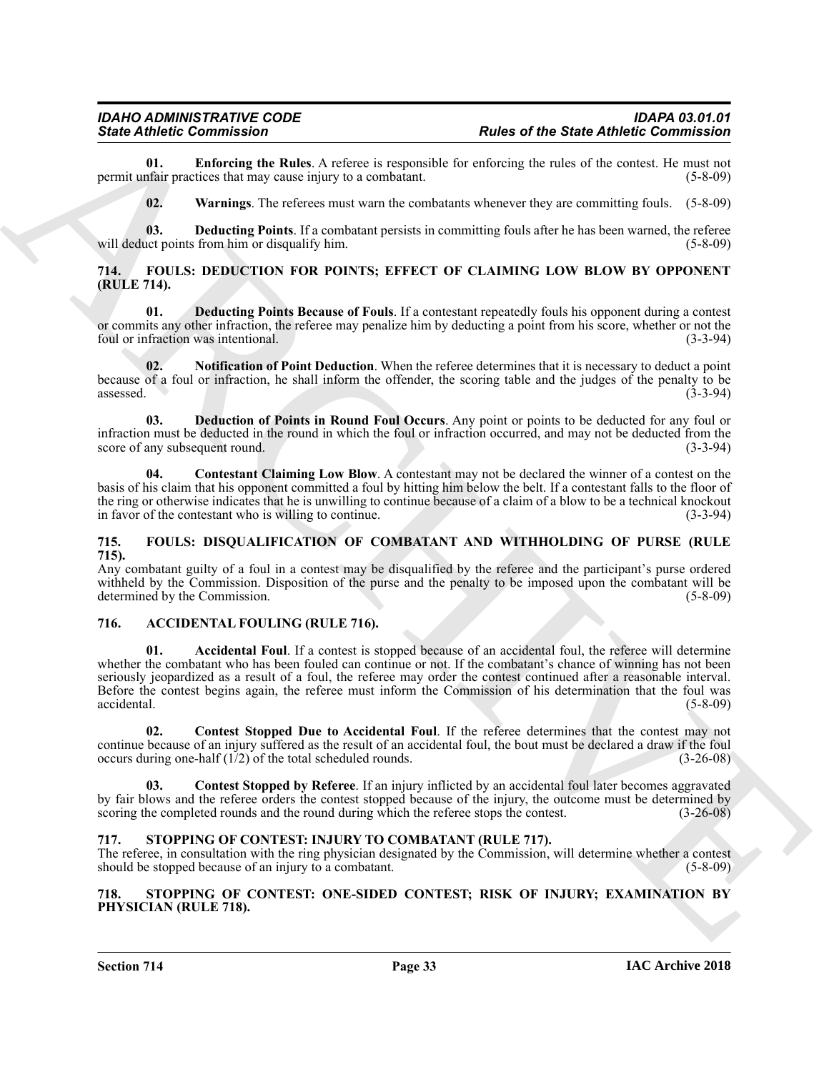**01. Enforcing the Rules**. A referee is responsible for enforcing the rules of the contest. He must not permit unfair practices that may cause injury to a combatant. (5-8-09)

**02. Warnings**. The referees must warn the combatants whenever they are committing fouls. (5-8-09)

**03. Deducting Points**. If a combatant persists in committing fouls after he has been warned, the referee will deduct points from him or disqualify him. (5-8-09)

## 714. FOULS: DEDUCTION FOR POINTS; EFFECT OF CLAIMING LOW BLOW BY OPPONENT (RULE 714).

**01. Deducting Points Because of Fouls**. If a contestant repeatedly fouls his opponent during a contest or commits any other infraction, the referee may penalize him by deducting a point from his score, whether or not the foul or infraction was intentional. (3-3-94)

**02. Notification of Point Deduction**. When the referee determines that it is necessary to deduct a point because of a foul or infraction, he shall inform the offender, the scoring table and the judges of the penalty to be assessed. (3-3-94)

**03. Deduction of Points in Round Foul Occurs**. Any point or points to be deducted for any foul or infraction must be deducted in the round in which the foul or infraction occurred, and may not be deducted from the score of any subsequent round. (3-3-94)

**04. Contestant Claiming Low Blow**. A contestant may not be declared the winner of a contest on the basis of his claim that his opponent committed a foul by hitting him below the belt. If a contestant falls to the floor of the ring or otherwise indicates that he is unwilling to continue because of a claim of a blow to be a technical knockout in favor of the contestant who is willing to continue. (3-3-94)

## 715. FOULS: DISQUALIFICATION OF COMBATANT AND WITHHOLDING OF PURSE (RULE 715).

Any combatant guilty of a foul in a contest may be disqualified by the referee and the participant's purse ordered withheld by the Commission. Disposition of the purse and the penalty to be imposed upon the combatant will be determined by the Commission. (5-8-09)

## 716. ACCIDENTAL FOULING (RULE 716).

**01. Accidental Foul**. If a contest is stopped because of an accidental foul, the referee will determine whether the combatant who has been fouled can continue or not. If the combatant's chance of winning has not been seriously jeopardized as a result of a foul, the referee may order the contest continued after a reasonable interval. Before the contest begins again, the referee must inform the Commission of his determination that the foul was accidental. (5-8-09)

**02. Contest Stopped Due to Accidental Foul**. If the referee determines that the contest may not continue because of an injury suffered as the result of an accidental foul, the bout must be declared a draw if the foul occurs during one-half (1/2) of the total scheduled rounds. (3-26-08)

**03. Contest Stopped by Referee**. If an injury inflicted by an accidental foul later becomes aggravated by fair blows and the referee orders the contest stopped because of the injury, the outcome must be determined by scoring the completed rounds and the round during which the referee stops the contest. (3-26-08)

## 717. STOPPING OF CONTEST: INJURY TO COMBATANT (RULE 717).

The referee, in consultation with the ring physician designated by the Commission, will determine whether a contest should be stopped because of an injury to a combatant. (5-8-09)

## 718. STOPPING OF CONTEST: ONE-SIDED CONTEST; RISK OF INJURY; EXAMINATION BY PHYSICIAN (RULE 718).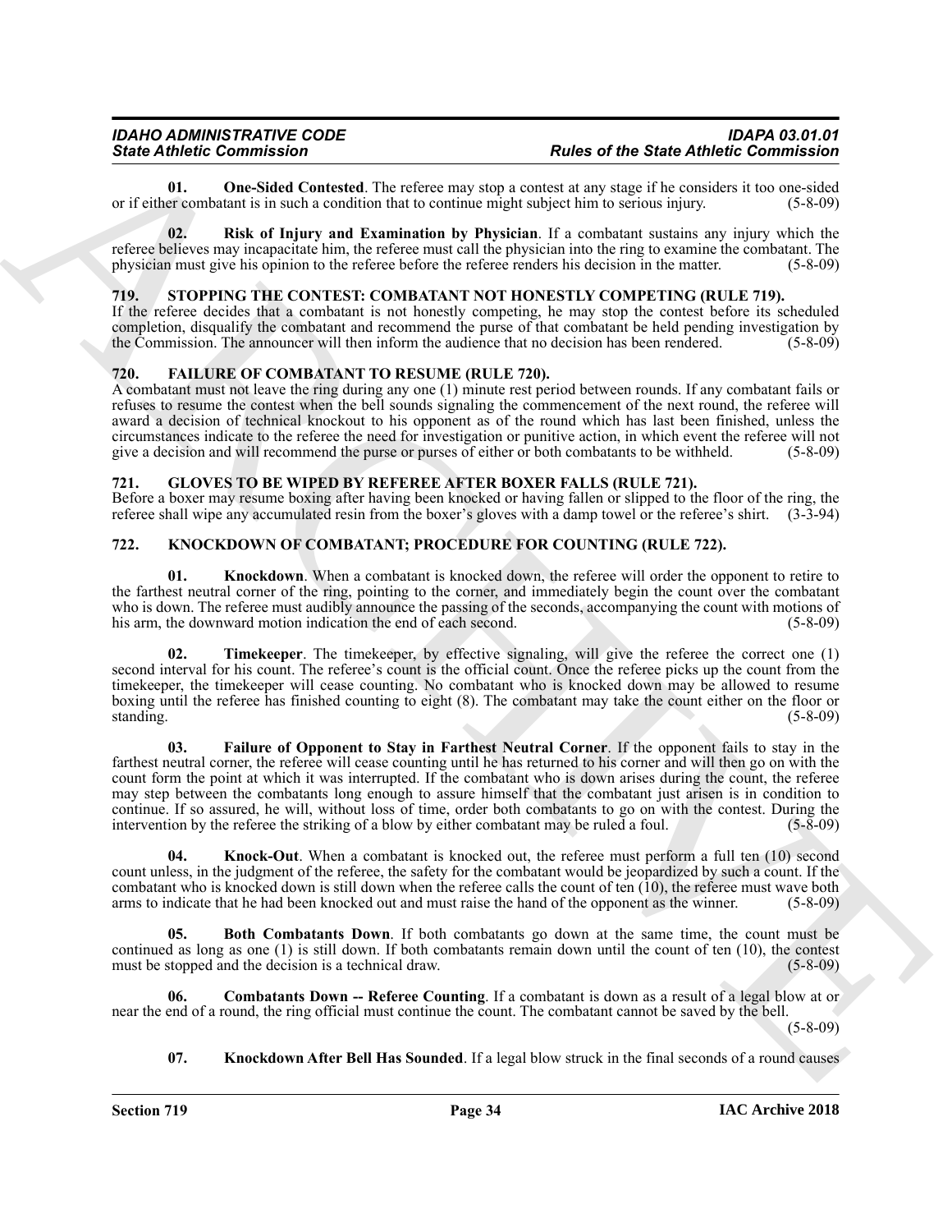**01. One-Sided Contested**. The referee may stop a contest at any stage if he considers it too one-sided or if either combatant is in such a condition that to continue might subject him to serious injury. (5-8-09)

**02. Risk of Injury and Examination by Physician**. If a combatant sustains any injury which the referee believes may incapacitate him, the referee must call the physician into the ring to examine the combatant. The physician must give his opinion to the referee before the referee renders his decision in the matter. (5-8-09)

## 719. STOPPING THE CONTEST: COMBATANT NOT HONESTLY COMPETING (RULE 719).

If the referee decides that a combatant is not honestly competing, he may stop the contest before its scheduled completion, disqualify the combatant and recommend the purse of that combatant be held pending investigation by the Commission. The announcer will then inform the audience that no decision has been rendered. (5-8-09)

## 720. FAILURE OF COMBATANT TO RESUME (RULE 720).

A combatant must not leave the ring during any one (1) minute rest period between rounds. If any combatant fails or refuses to resume the contest when the bell sounds signaling the commencement of the next round, the referee will award a decision of technical knockout to his opponent as of the round which has last been finished, unless the circumstances indicate to the referee the need for investigation or punitive action, in which event the referee will not give a decision and will recommend the purse or purses of either or both combatants to be withheld. (5-8-09)

## 721. GLOVES TO BE WIPED BY REFEREE AFTER BOXER FALLS (RULE 721).

Before a boxer may resume boxing after having been knocked or having fallen or slipped to the floor of the ring, the referee shall wipe any accumulated resin from the boxer's gloves with a damp towel or the referee's shirt. (3-3-94)

## 722. KNOCKDOWN OF COMBATANT; PROCEDURE FOR COUNTING (RULE 722).

**01. Knockdown**. When a combatant is knocked down, the referee will order the opponent to retire to the farthest neutral corner of the ring, pointing to the corner, and immediately begin the count over the combatant who is down. The referee must audibly announce the passing of the seconds, accompanying the count with motions of his arm, the downward motion indication the end of each second. (5-8-09)

**02. Timekeeper**. The timekeeper, by effective signaling, will give the referee the correct one (1) second interval for his count. The referee's count is the official count. Once the referee picks up the count from the timekeeper, the timekeeper will cease counting. No combatant who is knocked down may be allowed to resume boxing until the referee has finished counting to eight (8). The combatant may take the count either on the floor or standing. (5-8-09)

**03. Failure of Opponent to Stay in Farthest Neutral Corner**. If the opponent fails to stay in the farthest neutral corner, the referee will cease counting until he has returned to his corner and will then go on with the count form the point at which it was interrupted. If the combatant who is down arises during the count, the referee may step between the combatants long enough to assure himself that the combatant just arisen is in condition to continue. If so assured, he will, without loss of time, order both combatants to go on with the contest. During the intervention by the referee the striking of a blow by either combatant may be ruled a foul. (5-8-09)

**04. Knock-Out**. When a combatant is knocked out, the referee must perform a full ten (10) second count unless, in the judgment of the referee, the safety for the combatant would be jeopardized by such a count. If the combatant who is knocked down is still down when the referee calls the count of ten (10), the referee must wave both arms to indicate that he had been knocked out and must raise the hand of the opponent as the winner. (5-8-09)

**05. Both Combatants Down**. If both combatants go down at the same time, the count must be continued as long as one (1) is still down. If both combatants remain down until the count of ten (10), the contest must be stopped and the decision is a technical draw. (5-8-09)

**06. Combatants Down -- Referee Counting**. If a combatant is down as a result of a legal blow at or near the end of a round, the ring official must continue the count. The combatant cannot be saved by the bell. (5-8-09)

**07. Knockdown After Bell Has Sounded**. If a legal blow struck in the final seconds of a round causes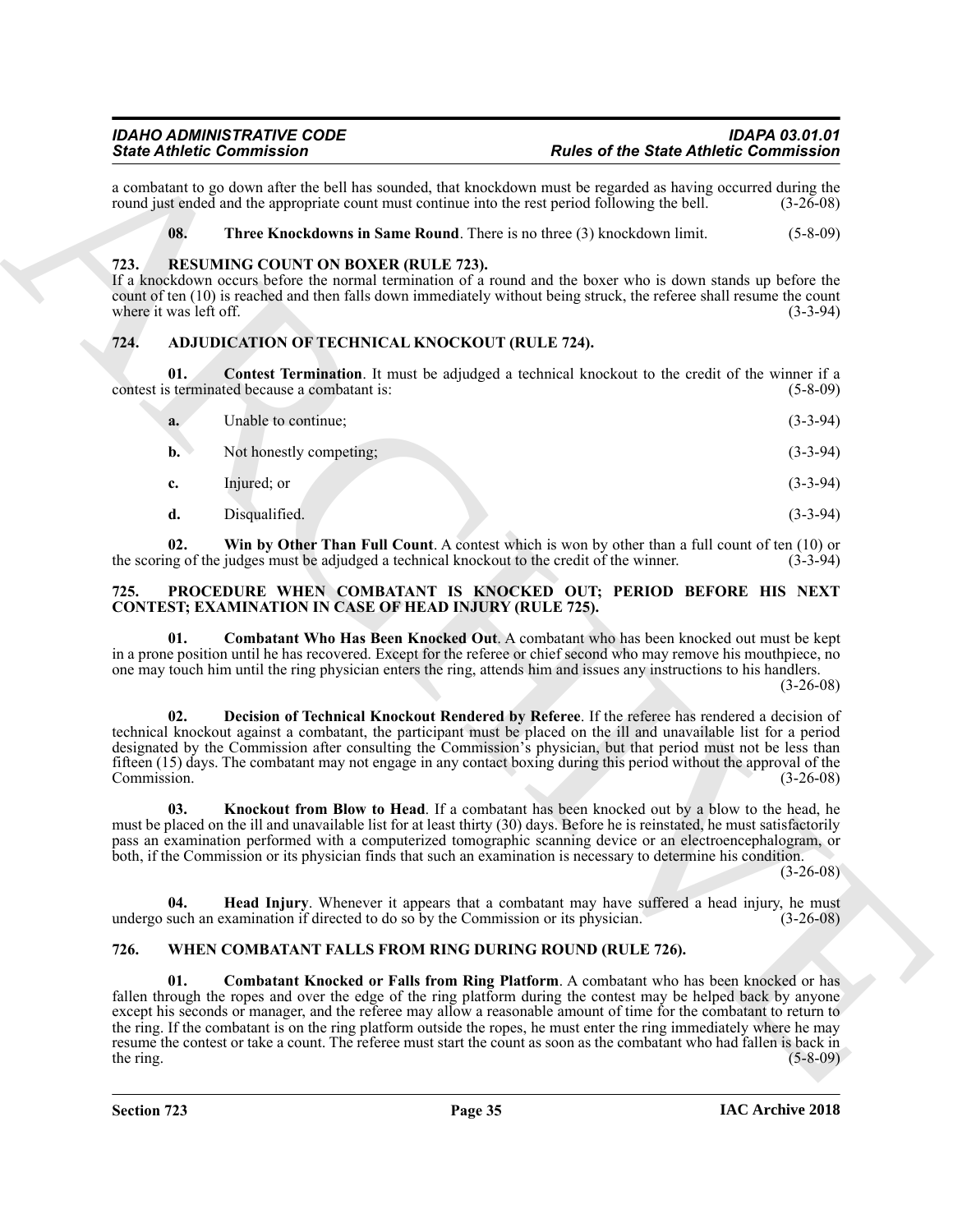a combatant to go down after the bell has sounded, that knockdown must be regarded as having occurred during the round just ended and the appropriate count must continue into the rest period following the bell. (3-26-08)

**08. Three Knockdowns in Same Round**. There is no three (3) knockdown limit. (5-8-09)

## 723. RESUMING COUNT ON BOXER (RULE 723).

If a knockdown occurs before the normal termination of a round and the boxer who is down stands up before the count of ten (10) is reached and then falls down immediately without being struck, the referee shall resume the count where it was left off. (3-3-94)

## 724. ADJUDICATION OF TECHNICAL KNOCKOUT (RULE 724).

**01. Contest Termination**. It must be adjudged a technical knockout to the credit of the winner if a contest is terminated because a combatant is: (5-8-09)

**a.** Unable to continue; (3-3-94)

**b.** Not honestly competing; (3-3-94)

**c.** Injured; or (3-3-94)

**d.** Disqualified. (3-3-94)

**02. Win by Other Than Full Count**. A contest which is won by other than a full count of ten (10) or the scoring of the judges must be adjudged a technical knockout to the credit of the winner. (3-3-94)

## 725. PROCEDURE WHEN COMBATANT IS KNOCKED OUT; PERIOD BEFORE HIS NEXT CONTEST; EXAMINATION IN CASE OF HEAD INJURY (RULE 725).

**01. Combatant Who Has Been Knocked Out**. A combatant who has been knocked out must be kept in a prone position until he has recovered. Except for the referee or chief second who may remove his mouthpiece, no one may touch him until the ring physician enters the ring, attends him and issues any instructions to his handlers. (3-26-08)

**02. Decision of Technical Knockout Rendered by Referee**. If the referee has rendered a decision of technical knockout against a combatant, the participant must be placed on the ill and unavailable list for a period designated by the Commission after consulting the Commission's physician, but that period must not be less than fifteen (15) days. The combatant may not engage in any contact boxing during this period without the approval of the Commission. (3-26-08)

**03. Knockout from Blow to Head**. If a combatant has been knocked out by a blow to the head, he must be placed on the ill and unavailable list for at least thirty (30) days. Before he is reinstated, he must satisfactorily pass an examination performed with a computerized tomographic scanning device or an electroencephalogram, or both, if the Commission or its physician finds that such an examination is necessary to determine his condition. (3-26-08)

**04. Head Injury**. Whenever it appears that a combatant may have suffered a head injury, he must undergo such an examination if directed to do so by the Commission or its physician. (3-26-08)

## 726. WHEN COMBATANT FALLS FROM RING DURING ROUND (RULE 726).

**01. Combatant Knocked or Falls from Ring Platform**. A combatant who has been knocked or has fallen through the ropes and over the edge of the ring platform during the contest may be helped back by anyone except his seconds or manager, and the referee may allow a reasonable amount of time for the combatant to return to the ring. If the combatant is on the ring platform outside the ropes, he must enter the ring immediately where he may resume the contest or take a count. The referee must start the count as soon as the combatant who had fallen is back in the ring. (5-8-09)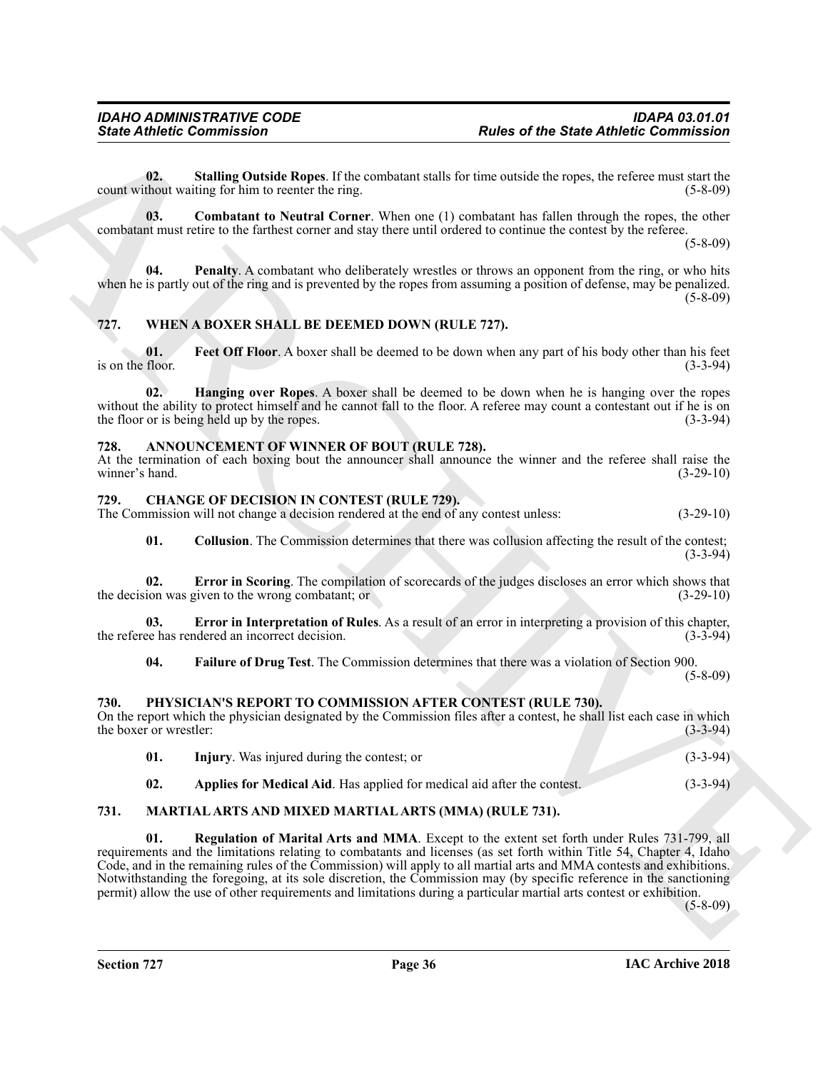**02. Stalling Outside Ropes**. If the combatant stalls for time outside the ropes, the referee must start the count without waiting for him to reenter the ring. (5-8-09)

**03. Combatant to Neutral Corner**. When one (1) combatant has fallen through the ropes, the other combatant must retire to the farthest corner and stay there until ordered to continue the contest by the referee. (5-8-09)

**04. Penalty**. A combatant who deliberately wrestles or throws an opponent from the ring, or who hits when he is partly out of the ring and is prevented by the ropes from assuming a position of defense, may be penalized. (5-8-09)

## 727. WHEN A BOXER SHALL BE DEEMED DOWN (RULE 727).

**01. Feet Off Floor**. A boxer shall be deemed to be down when any part of his body other than his feet is on the floor. (3-3-94)

**02. Hanging over Ropes**. A boxer shall be deemed to be down when he is hanging over the ropes without the ability to protect himself and he cannot fall to the floor. A referee may count a contestant out if he is on the floor or is being held up by the ropes. (3-3-94)

## 728. ANNOUNCEMENT OF WINNER OF BOUT (RULE 728).

At the termination of each boxing bout the announcer shall announce the winner and the referee shall raise the winner's hand. (3-29-10)

## 729. CHANGE OF DECISION IN CONTEST (RULE 729).

The Commission will not change a decision rendered at the end of any contest unless: (3-29-10)

**01. Collusion**. The Commission determines that there was collusion affecting the result of the contest; (3-3-94)

**02. Error in Scoring**. The compilation of scorecards of the judges discloses an error which shows that the decision was given to the wrong combatant; or (3-29-10)

**03. Error in Interpretation of Rules**. As a result of an error in interpreting a provision of this chapter, the referee has rendered an incorrect decision. (3-3-94)

**04. Failure of Drug Test**. The Commission determines that there was a violation of Section 900. (5-8-09)

## 730. PHYSICIAN'S REPORT TO COMMISSION AFTER CONTEST (RULE 730).

On the report which the physician designated by the Commission files after a contest, he shall list each case in which the boxer or wrestler: (3-3-94)

**01. Injury**. Was injured during the contest; or (3-3-94)

**02. Applies for Medical Aid**. Has applied for medical aid after the contest. (3-3-94)

## 731. MARTIAL ARTS AND MIXED MARTIAL ARTS (MMA) (RULE 731).

**01. Regulation of Marital Arts and MMA**. Except to the extent set forth under Rules 731-799, all requirements and the limitations relating to combatants and licenses (as set forth within Title 54, Chapter 4, Idaho Code, and in the remaining rules of the Commission) will apply to all martial arts and MMA contests and exhibitions. Notwithstanding the foregoing, at its sole discretion, the Commission may (by specific reference in the sanctioning permit) allow the use of other requirements and limitations during a particular martial arts contest or exhibition. (5-8-09)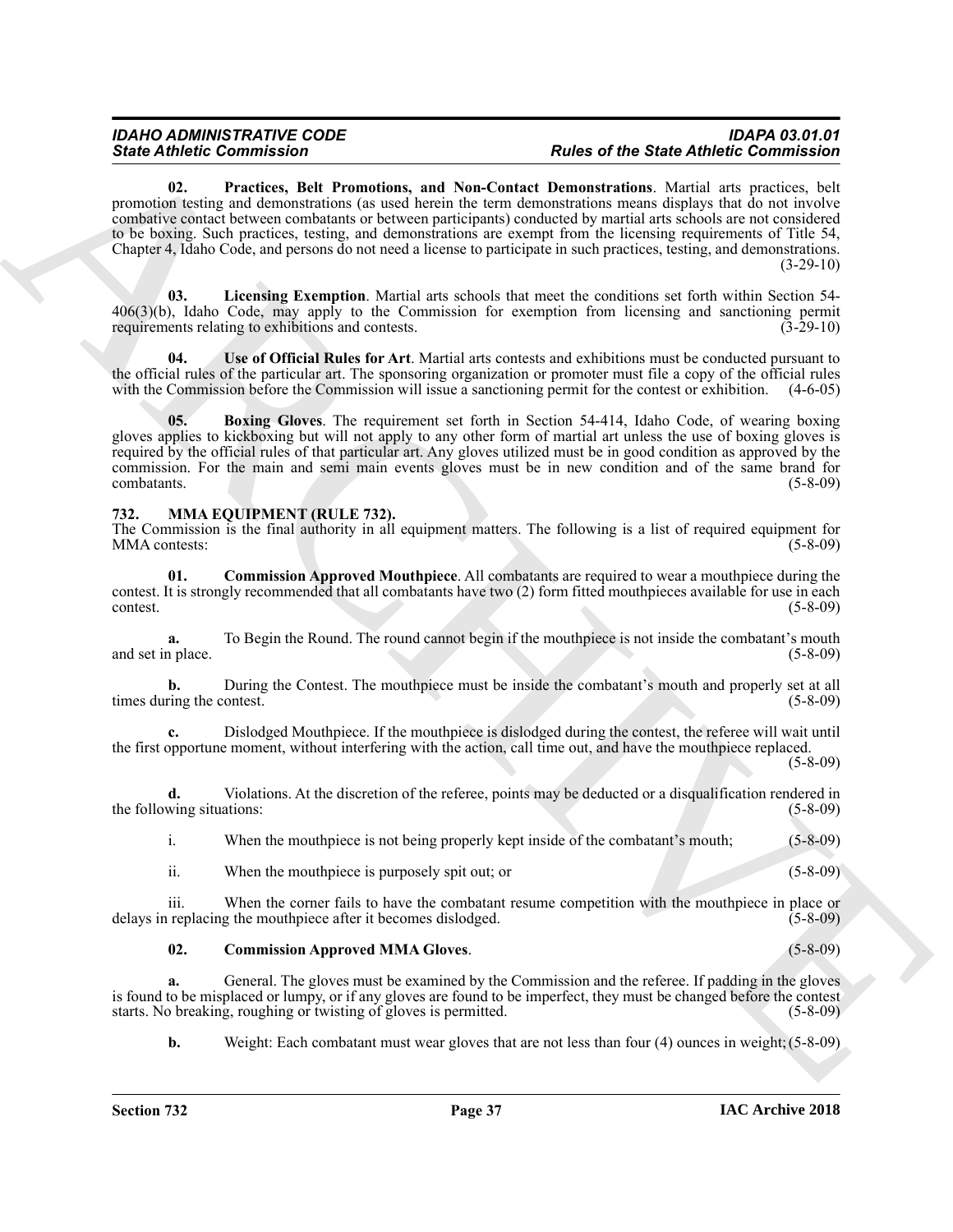**02. Practices, Belt Promotions, and Non-Contact Demonstrations**. Martial arts practices, belt promotion testing and demonstrations (as used herein the term demonstrations means displays that do not involve combative contact between combatants or between participants) conducted by martial arts schools are not considered to be boxing. Such practices, testing, and demonstrations are exempt from the licensing requirements of Title 54, Chapter 4, Idaho Code, and persons do not need a license to participate in such practices, testing, and demonstrations. (3-29-10)

**03. Licensing Exemption**. Martial arts schools that meet the conditions set forth within Section 54-406(3)(b), Idaho Code, may apply to the Commission for exemption from licensing and sanctioning permit requirements relating to exhibitions and contests. (3-29-10)

**04. Use of Official Rules for Art**. Martial arts contests and exhibitions must be conducted pursuant to the official rules of the particular art. The sponsoring organization or promoter must file a copy of the official rules with the Commission before the Commission will issue a sanctioning permit for the contest or exhibition. (4-6-05)

**05. Boxing Gloves**. The requirement set forth in Section 54-414, Idaho Code, of wearing boxing gloves applies to kickboxing but will not apply to any other form of martial art unless the use of boxing gloves is required by the official rules of that particular art. Any gloves utilized must be in good condition as approved by the commission. For the main and semi main events gloves must be in new condition and of the same brand for combatants. (5-8-09)

## 732. MMA EQUIPMENT (RULE 732).

The Commission is the final authority in all equipment matters. The following is a list of required equipment for MMA contests: (5-8-09)

**01. Commission Approved Mouthpiece**. All combatants are required to wear a mouthpiece during the contest. It is strongly recommended that all combatants have two (2) form fitted mouthpieces available for use in each contest. (5-8-09)

**a.** To Begin the Round. The round cannot begin if the mouthpiece is not inside the combatant's mouth and set in place. (5-8-09)

**b.** During the Contest. The mouthpiece must be inside the combatant's mouth and properly set at all times during the contest. (5-8-09)

**c.** Dislodged Mouthpiece. If the mouthpiece is dislodged during the contest, the referee will wait until the first opportune moment, without interfering with the action, call time out, and have the mouthpiece replaced. (5-8-09)

**d.** Violations. At the discretion of the referee, points may be deducted or a disqualification rendered in the following situations: (5-8-09)

i. When the mouthpiece is not being properly kept inside of the combatant's mouth; (5-8-09)

ii. When the mouthpiece is purposely spit out; or (5-8-09)

iii. When the corner fails to have the combatant resume competition with the mouthpiece in place or delays in replacing the mouthpiece after it becomes dislodged. (5-8-09)

**02. Commission Approved MMA Gloves**. (5-8-09)

**a.** General. The gloves must be examined by the Commission and the referee. If padding in the gloves is found to be misplaced or lumpy, or if any gloves are found to be imperfect, they must be changed before the contest starts. No breaking, roughing or twisting of gloves is permitted. (5-8-09)

**b.** Weight: Each combatant must wear gloves that are not less than four (4) ounces in weight; (5-8-09)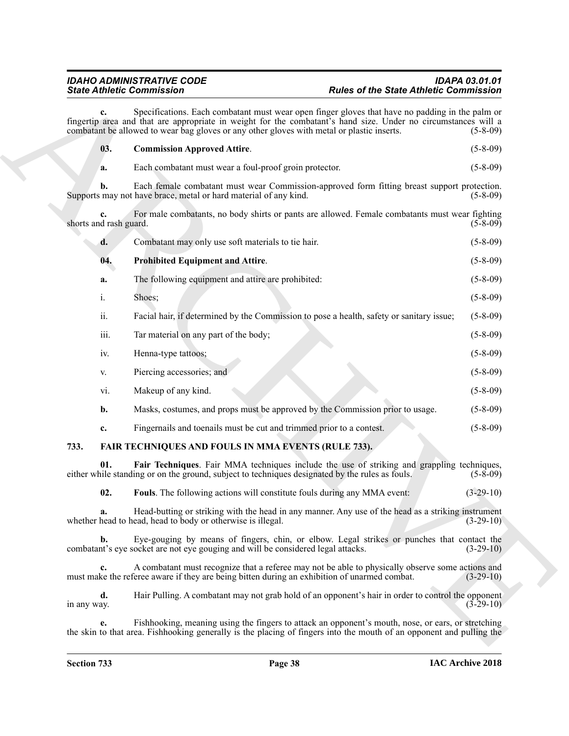**c.** Specifications. Each combatant must wear open finger gloves that have no padding in the palm or fingertip area and that are appropriate in weight for the combatant's hand size. Under no circumstances will a combatant be allowed to wear bag gloves or any other gloves with metal or plastic inserts. (5-8-09)

**03. Commission Approved Attire**. (5-8-09)

**a.** Each combatant must wear a foul-proof groin protector. (5-8-09)

**b.** Each female combatant must wear Commission-approved form fitting breast support protection. Supports may not have brace, metal or hard material of any kind. (5-8-09)

**c.** For male combatants, no body shirts or pants are allowed. Female combatants must wear fighting shorts and rash guard. (5-8-09)

**d.** Combatant may only use soft materials to tie hair. (5-8-09)

**04. Prohibited Equipment and Attire**. (5-8-09)

**a.** The following equipment and attire are prohibited: (5-8-09)

i. Shoes; (5-8-09)

ii. Facial hair, if determined by the Commission to pose a health, safety or sanitary issue; (5-8-09)

iii. Tar material on any part of the body; (5-8-09)

iv. Henna-type tattoos; (5-8-09)

v. Piercing accessories; and (5-8-09)

vi. Makeup of any kind. (5-8-09)

**b.** Masks, costumes, and props must be approved by the Commission prior to usage. (5-8-09)

**c.** Fingernails and toenails must be cut and trimmed prior to a contest. (5-8-09)

## 733. FAIR TECHNIQUES AND FOULS IN MMA EVENTS (RULE 733).

**01. Fair Techniques**. Fair MMA techniques include the use of striking and grappling techniques, either while standing or on the ground, subject to techniques designated by the rules as fouls. (5-8-09)

**02. Fouls**. The following actions will constitute fouls during any MMA event: (3-29-10)

**a.** Head-butting or striking with the head in any manner. Any use of the head as a striking instrument whether head to head, head to body or otherwise is illegal. (3-29-10)

**b.** Eye-gouging by means of fingers, chin, or elbow. Legal strikes or punches that contact the combatant's eye socket are not eye gouging and will be considered legal attacks. (3-29-10)

**c.** A combatant must recognize that a referee may not be able to physically observe some actions and must make the referee aware if they are being bitten during an exhibition of unarmed combat. (3-29-10)

**d.** Hair Pulling. A combatant may not grab hold of an opponent's hair in order to control the opponent in any way. (3-29-10)

**e.** Fishhooking, meaning using the fingers to attack an opponent's mouth, nose, or ears, or stretching the skin to that area. Fishhooking generally is the placing of fingers into the mouth of an opponent and pulling the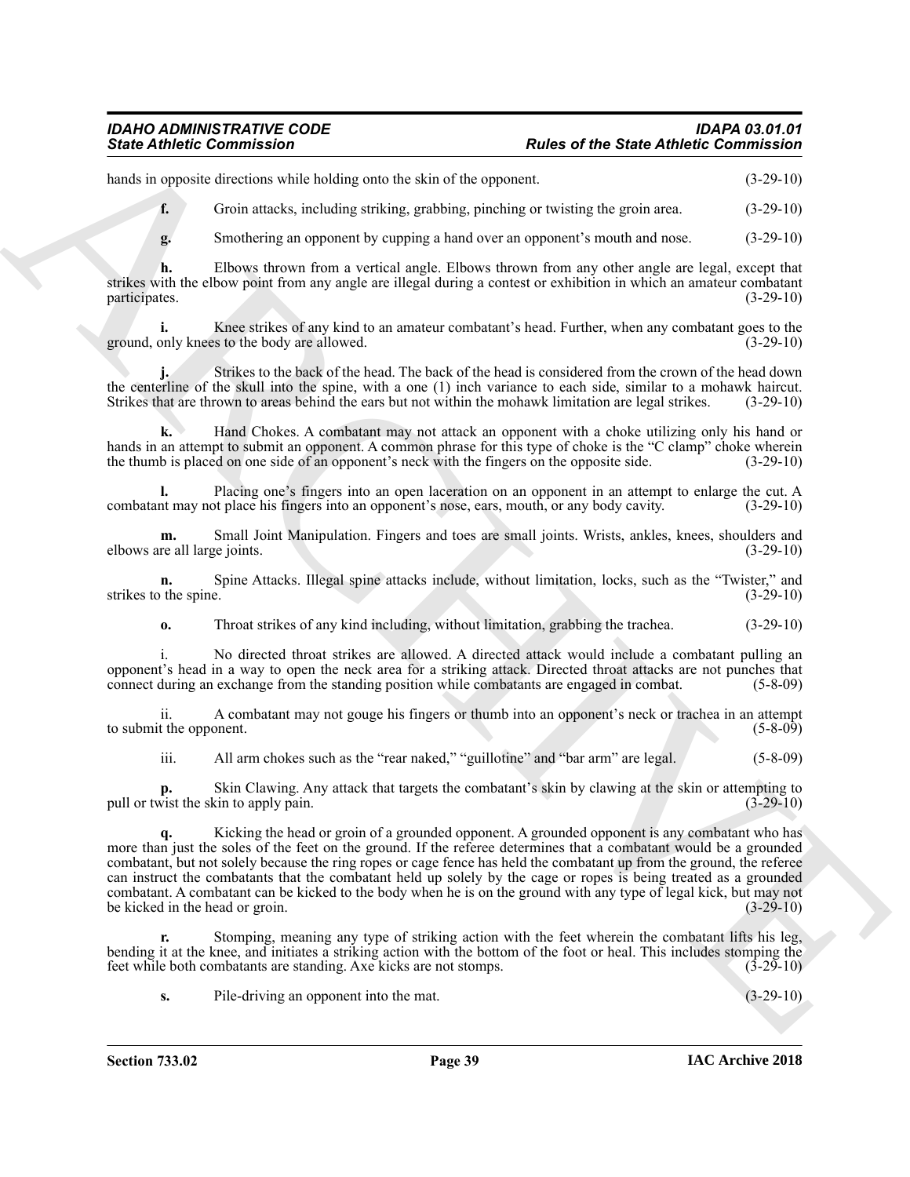hands in opposite directions while holding onto the skin of the opponent. (3-29-10)

**f.** Groin attacks, including striking, grabbing, pinching or twisting the groin area. (3-29-10)

**g.** Smothering an opponent by cupping a hand over an opponent's mouth and nose. (3-29-10)

**h.** Elbows thrown from a vertical angle. Elbows thrown from any other angle are legal, except that strikes with the elbow point from any angle are illegal during a contest or exhibition in which an amateur combatant participates. (3-29-10)

**i.** Knee strikes of any kind to an amateur combatant's head. Further, when any combatant goes to the ground, only knees to the body are allowed. (3-29-10)

**j.** Strikes to the back of the head. The back of the head is considered from the crown of the head down the centerline of the skull into the spine, with a one (1) inch variance to each side, similar to a mohawk haircut. Strikes that are thrown to areas behind the ears but not within the mohawk limitation are legal strikes. (3-29-10)

**k.** Hand Chokes. A combatant may not attack an opponent with a choke utilizing only his hand or hands in an attempt to submit an opponent. A common phrase for this type of choke is the "C clamp" choke wherein the thumb is placed on one side of an opponent's neck with the fingers on the opposite side. (3-29-10)

**l.** Placing one's fingers into an open laceration on an opponent in an attempt to enlarge the cut. A combatant may not place his fingers into an opponent's nose, ears, mouth, or any body cavity. (3-29-10)

**m.** Small Joint Manipulation. Fingers and toes are small joints. Wrists, ankles, knees, shoulders and elbows are all large joints. (3-29-10)

**n.** Spine Attacks. Illegal spine attacks include, without limitation, locks, such as the "Twister," and strikes to the spine. (3-29-10)

**o.** Throat strikes of any kind including, without limitation, grabbing the trachea. (3-29-10)

i. No directed throat strikes are allowed. A directed attack would include a combatant pulling an opponent's head in a way to open the neck area for a striking attack. Directed throat attacks are not punches that connect during an exchange from the standing position while combatants are engaged in combat. (5-8-09)

ii. A combatant may not gouge his fingers or thumb into an opponent's neck or trachea in an attempt to submit the opponent. (5-8-09)

iii. All arm chokes such as the "rear naked," "guillotine" and "bar arm" are legal. (5-8-09)

**p.** Skin Clawing. Any attack that targets the combatant's skin by clawing at the skin or attempting to pull or twist the skin to apply pain. (3-29-10)

**q.** Kicking the head or groin of a grounded opponent. A grounded opponent is any combatant who has more than just the soles of the feet on the ground. If the referee determines that a combatant would be a grounded combatant, but not solely because the ring ropes or cage fence has held the combatant up from the ground, the referee can instruct the combatants that the combatant held up solely by the cage or ropes is being treated as a grounded combatant. A combatant can be kicked to the body when he is on the ground with any type of legal kick, but may not be kicked in the head or groin. (3-29-10)

**r.** Stomping, meaning any type of striking action with the feet wherein the combatant lifts his leg, bending it at the knee, and initiates a striking action with the bottom of the foot or heal. This includes stomping the feet while both combatants are standing. Axe kicks are not stomps. (3-29-10)

**s.** Pile-driving an opponent into the mat. (3-29-10)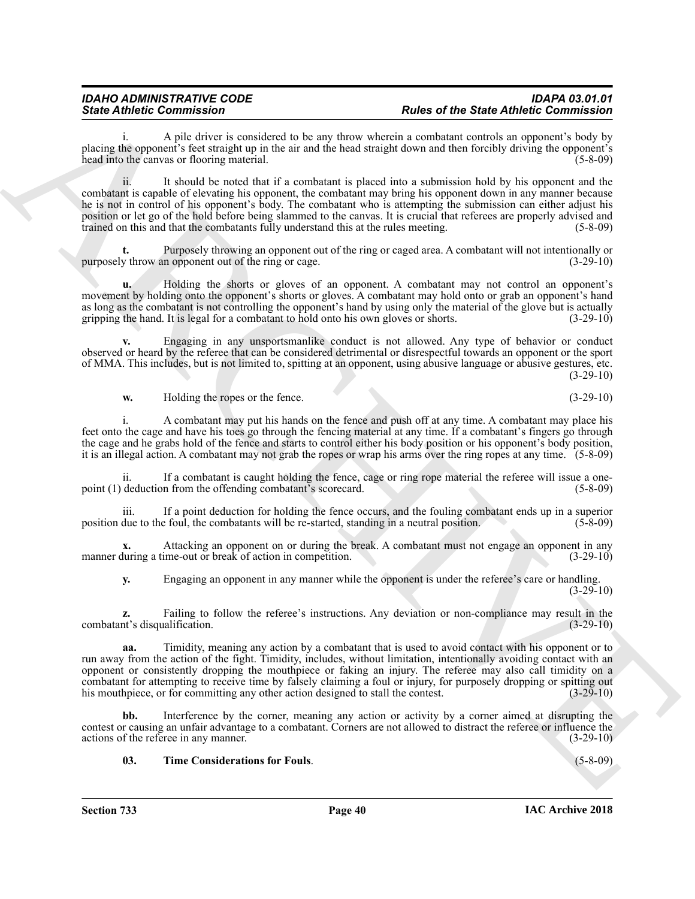i. A pile driver is considered to be any throw wherein a combatant controls an opponent's body by placing the opponent's feet straight up in the air and the head straight down and then forcibly driving the opponent's head into the canvas or flooring material. (5-8-09)

ii. It should be noted that if a combatant is placed into a submission hold by his opponent and the combatant is capable of elevating his opponent, the combatant may bring his opponent down in any manner because he is not in control of his opponent's body. The combatant who is attempting the submission can either adjust his position or let go of the hold before being slammed to the canvas. It is crucial that referees are properly advised and trained on this and that the combatants fully understand this at the rules meeting. (5-8-09)

**t.** Purposely throwing an opponent out of the ring or caged area. A combatant will not intentionally or purposely throw an opponent out of the ring or cage. (3-29-10)

**u.** Holding the shorts or gloves of an opponent. A combatant may not control an opponent's movement by holding onto the opponent's shorts or gloves. A combatant may hold onto or grab an opponent's hand as long as the combatant is not controlling the opponent's hand by using only the material of the glove but is actually gripping the hand. It is legal for a combatant to hold onto his own gloves or shorts. (3-29-10)

**v.** Engaging in any unsportsmanlike conduct is not allowed. Any type of behavior or conduct observed or heard by the referee that can be considered detrimental or disrespectful towards an opponent or the sport of MMA. This includes, but is not limited to, spitting at an opponent, using abusive language or abusive gestures, etc. (3-29-10)

**w.** Holding the ropes or the fence. (3-29-10)

i. A combatant may put his hands on the fence and push off at any time. A combatant may place his feet onto the cage and have his toes go through the fencing material at any time. If a combatant's fingers go through the cage and he grabs hold of the fence and starts to control either his body position or his opponent's body position, it is an illegal action. A combatant may not grab the ropes or wrap his arms over the ring ropes at any time. (5-8-09)

ii. If a combatant is caught holding the fence, cage or ring rope material the referee will issue a one-point (1) deduction from the offending combatant's scorecard. (5-8-09)

iii. If a point deduction for holding the fence occurs, and the fouling combatant ends up in a superior position due to the foul, the combatants will be re-started, standing in a neutral position. (5-8-09)

**x.** Attacking an opponent on or during the break. A combatant must not engage an opponent in any manner during a time-out or break of action in competition. (3-29-10)

**y.** Engaging an opponent in any manner while the opponent is under the referee's care or handling. (3-29-10)

**z.** Failing to follow the referee's instructions. Any deviation or non-compliance may result in the combatant's disqualification. (3-29-10)

**aa.** Timidity, meaning any action by a combatant that is used to avoid contact with his opponent or to run away from the action of the fight. Timidity, includes, without limitation, intentionally avoiding contact with an opponent or consistently dropping the mouthpiece or faking an injury. The referee may also call timidity on a combatant for attempting to receive time by falsely claiming a foul or injury, for purposely dropping or spitting out his mouthpiece, or for committing any other action designed to stall the contest. (3-29-10)

**bb.** Interference by the corner, meaning any action or activity by a corner aimed at disrupting the contest or causing an unfair advantage to a combatant. Corners are not allowed to distract the referee or influence the actions of the referee in any manner. (3-29-10)

**03. Time Considerations for Fouls**. (5-8-09)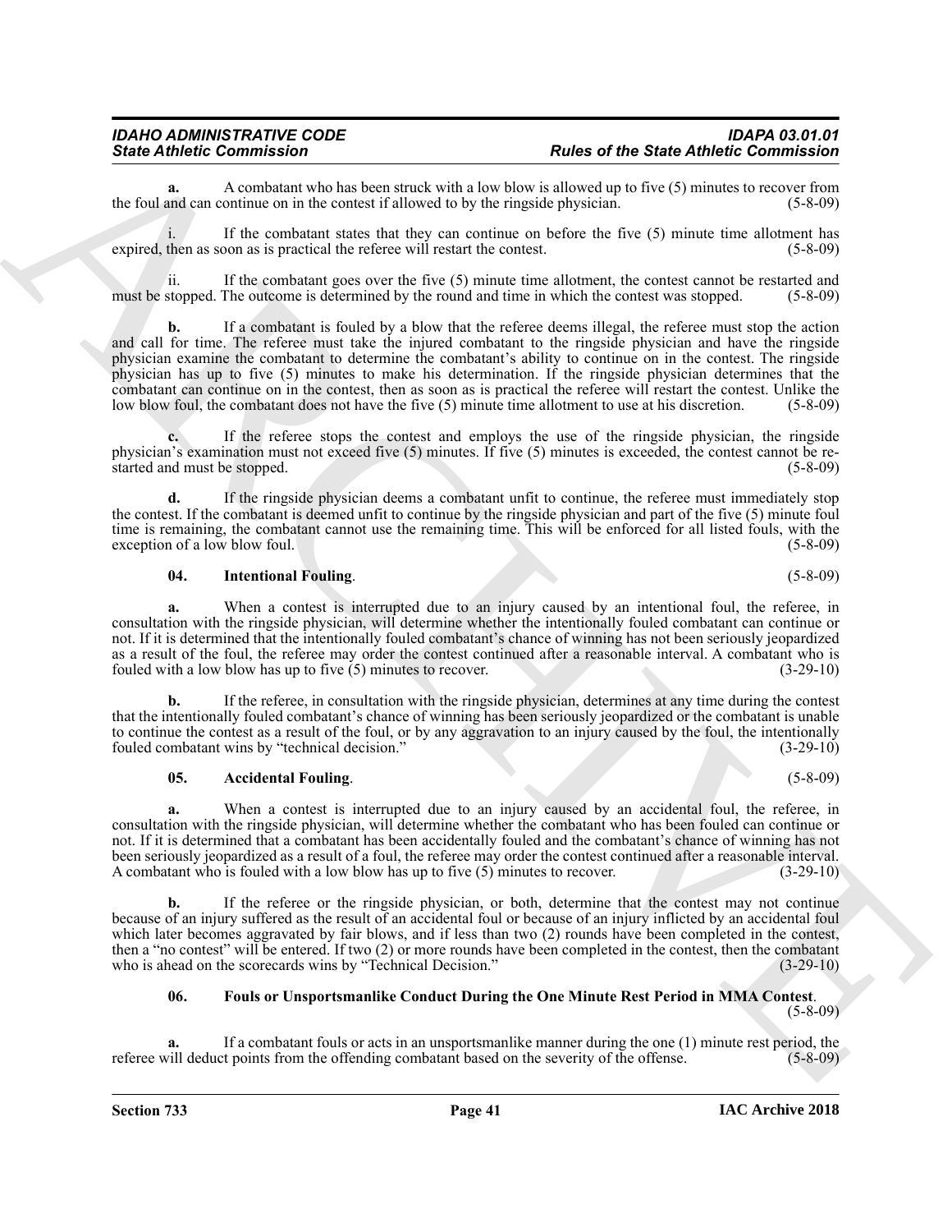**a.** A combatant who has been struck with a low blow is allowed up to five (5) minutes to recover from the foul and can continue on in the contest if allowed to by the ringside physician. (5-8-09)

i. If the combatant states that they can continue on before the five (5) minute time allotment has expired, then as soon as is practical the referee will restart the contest. (5-8-09)

ii. If the combatant goes over the five (5) minute time allotment, the contest cannot be restarted and must be stopped. The outcome is determined by the round and time in which the contest was stopped. (5-8-09)

**b.** If a combatant is fouled by a blow that the referee deems illegal, the referee must stop the action and call for time. The referee must take the injured combatant to the ringside physician and have the ringside physician examine the combatant to determine the combatant's ability to continue on in the contest. The ringside physician has up to five (5) minutes to make his determination. If the ringside physician determines that the combatant can continue on in the contest, then as soon as is practical the referee will restart the contest. Unlike the low blow foul, the combatant does not have the five (5) minute time allotment to use at his discretion. (5-8-09)

**c.** If the referee stops the contest and employs the use of the ringside physician, the ringside physician's examination must not exceed five (5) minutes. If five (5) minutes is exceeded, the contest cannot be re-started and must be stopped. (5-8-09)

**d.** If the ringside physician deems a combatant unfit to continue, the referee must immediately stop the contest. If the combatant is deemed unfit to continue by the ringside physician and part of the five (5) minute foul time is remaining, the combatant cannot use the remaining time. This will be enforced for all listed fouls, with the exception of a low blow foul. (5-8-09)

**04. Intentional Fouling**. (5-8-09)

**a.** When a contest is interrupted due to an injury caused by an intentional foul, the referee, in consultation with the ringside physician, will determine whether the intentionally fouled combatant can continue or not. If it is determined that the intentionally fouled combatant's chance of winning has not been seriously jeopardized as a result of the foul, the referee may order the contest continued after a reasonable interval. A combatant who is fouled with a low blow has up to five (5) minutes to recover. (3-29-10)

**b.** If the referee, in consultation with the ringside physician, determines at any time during the contest that the intentionally fouled combatant's chance of winning has been seriously jeopardized or the combatant is unable to continue the contest as a result of the foul, or by any aggravation to an injury caused by the foul, the intentionally fouled combatant wins by "technical decision." (3-29-10)

**05. Accidental Fouling**. (5-8-09)

**a.** When a contest is interrupted due to an injury caused by an accidental foul, the referee, in consultation with the ringside physician, will determine whether the combatant who has been fouled can continue or not. If it is determined that a combatant has been accidentally fouled and the combatant's chance of winning has not been seriously jeopardized as a result of a foul, the referee may order the contest continued after a reasonable interval. A combatant who is fouled with a low blow has up to five (5) minutes to recover. (3-29-10)

**b.** If the referee or the ringside physician, or both, determine that the contest may not continue because of an injury suffered as the result of an accidental foul or because of an injury inflicted by an accidental foul which later becomes aggravated by fair blows, and if less than two (2) rounds have been completed in the contest, then a "no contest" will be entered. If two (2) or more rounds have been completed in the contest, then the combatant who is ahead on the scorecards wins by "Technical Decision." (3-29-10)

**06. Fouls or Unsportsmanlike Conduct During the One Minute Rest Period in MMA Contest**. (5-8-09)

**a.** If a combatant fouls or acts in an unsportsmanlike manner during the one (1) minute rest period, the referee will deduct points from the offending combatant based on the severity of the offense. (5-8-09)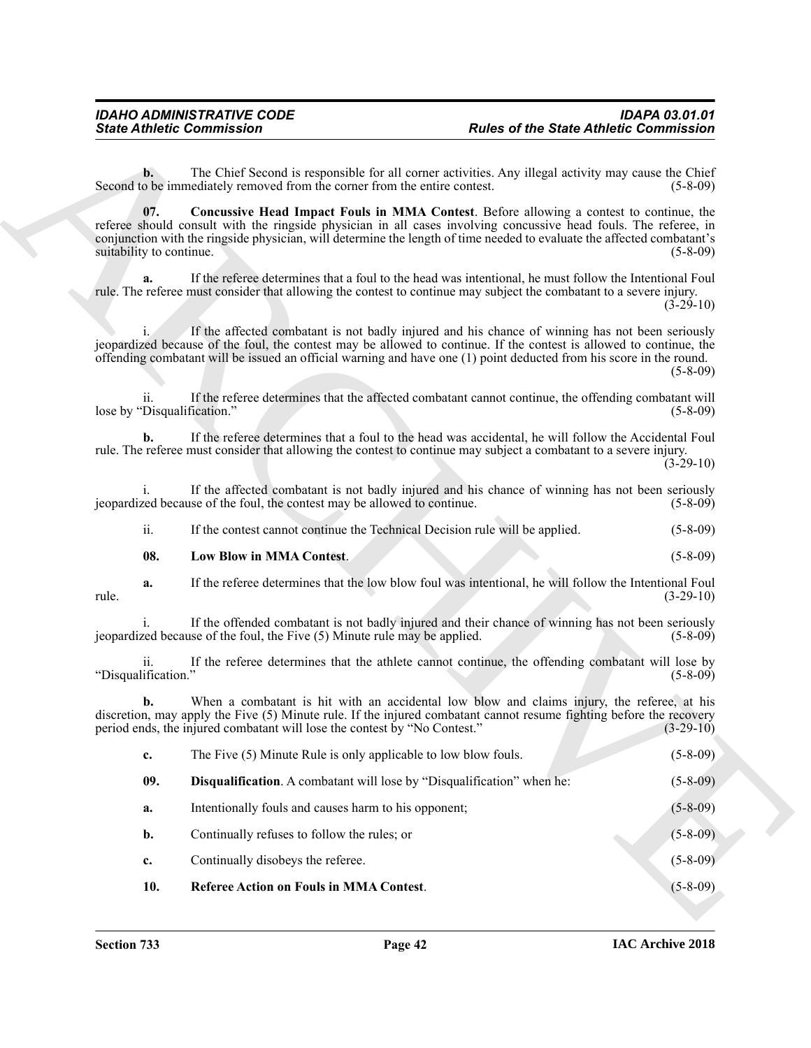**b.** The Chief Second is responsible for all corner activities. Any illegal activity may cause the Chief Second to be immediately removed from the corner from the entire contest. (5-8-09)

**07. Concussive Head Impact Fouls in MMA Contest**. Before allowing a contest to continue, the referee should consult with the ringside physician in all cases involving concussive head fouls. The referee, in conjunction with the ringside physician, will determine the length of time needed to evaluate the affected combatant's suitability to continue. (5-8-09)

**a.** If the referee determines that a foul to the head was intentional, he must follow the Intentional Foul rule. The referee must consider that allowing the contest to continue may subject the combatant to a severe injury. (3-29-10)

i. If the affected combatant is not badly injured and his chance of winning has not been seriously jeopardized because of the foul, the contest may be allowed to continue. If the contest is allowed to continue, the offending combatant will be issued an official warning and have one (1) point deducted from his score in the round. (5-8-09)

ii. If the referee determines that the affected combatant cannot continue, the offending combatant will lose by "Disqualification." (5-8-09)

**b.** If the referee determines that a foul to the head was accidental, he will follow the Accidental Foul rule. The referee must consider that allowing the contest to continue may subject a combatant to a severe injury. (3-29-10)

i. If the affected combatant is not badly injured and his chance of winning has not been seriously jeopardized because of the foul, the contest may be allowed to continue. (5-8-09)

ii. If the contest cannot continue the Technical Decision rule will be applied. (5-8-09)

**08. Low Blow in MMA Contest**. (5-8-09)

**a.** If the referee determines that the low blow foul was intentional, he will follow the Intentional Foul rule. (3-29-10)

i. If the offended combatant is not badly injured and their chance of winning has not been seriously jeopardized because of the foul, the Five (5) Minute rule may be applied. (5-8-09)

ii. If the referee determines that the athlete cannot continue, the offending combatant will lose by "Disqualification." (5-8-09)

**b.** When a combatant is hit with an accidental low blow and claims injury, the referee, at his discretion, may apply the Five (5) Minute rule. If the injured combatant cannot resume fighting before the recovery period ends, the injured combatant will lose the contest by "No Contest." (3-29-10)

**c.** The Five (5) Minute Rule is only applicable to low blow fouls. (5-8-09)

**09. Disqualification**. A combatant will lose by "Disqualification" when he: (5-8-09)

**a.** Intentionally fouls and causes harm to his opponent; (5-8-09)

**b.** Continually refuses to follow the rules; or (5-8-09)

**c.** Continually disobeys the referee. (5-8-09)

**10. Referee Action on Fouls in MMA Contest**. (5-8-09)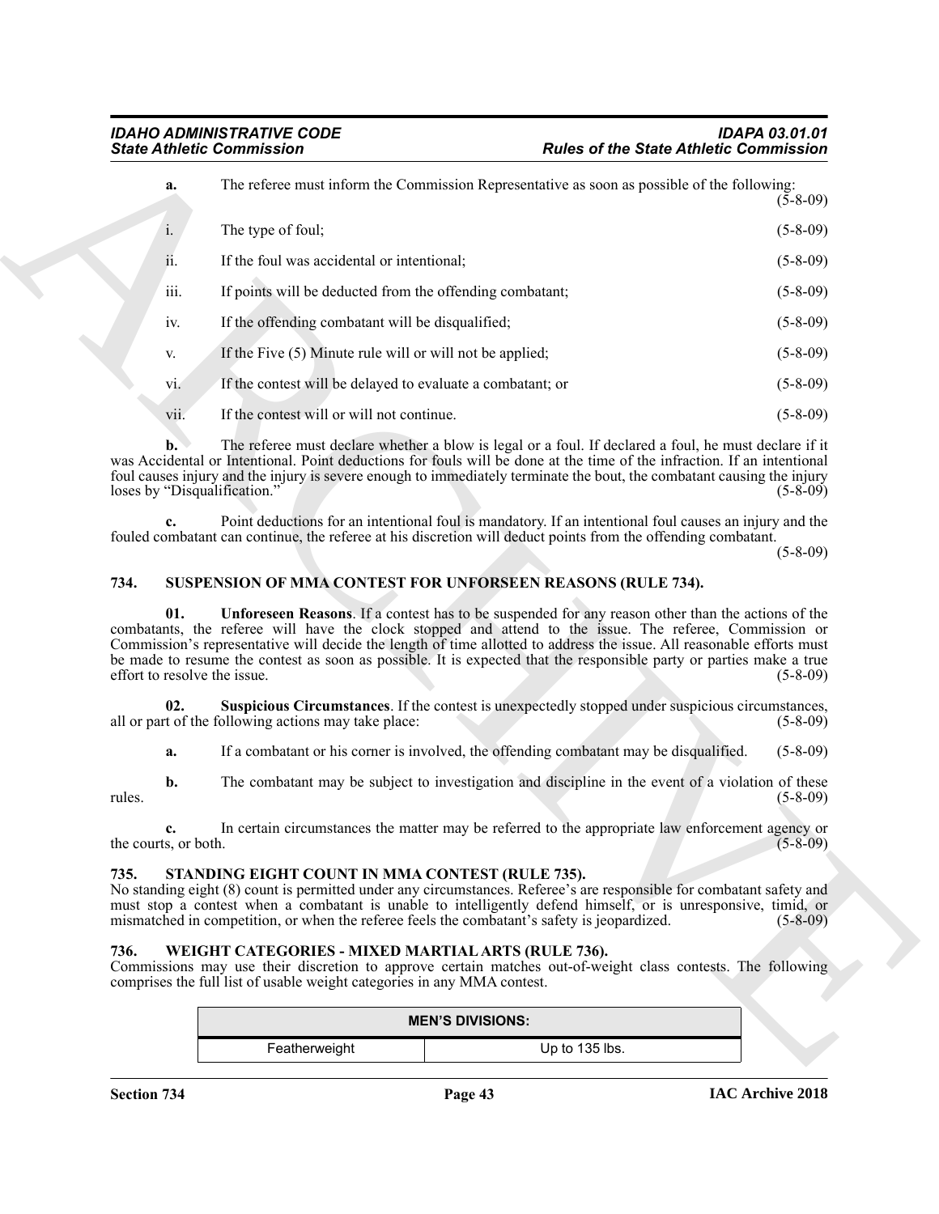**a.** The referee must inform the Commission Representative as soon as possible of the following: (5-8-09)

i. The type of foul; (5-8-09)

ii. If the foul was accidental or intentional; (5-8-09)

iii. If points will be deducted from the offending combatant; (5-8-09)

iv. If the offending combatant will be disqualified; (5-8-09)

v. If the Five (5) Minute rule will or will not be applied; (5-8-09)

vi. If the contest will be delayed to evaluate a combatant; or (5-8-09)

vii. If the contest will or will not continue. (5-8-09)

**b.** The referee must declare whether a blow is legal or a foul. If declared a foul, he must declare if it was Accidental or Intentional. Point deductions for fouls will be done at the time of the infraction. If an intentional foul causes injury and the injury is severe enough to immediately terminate the bout, the combatant causing the injury loses by "Disqualification." (5-8-09)

**c.** Point deductions for an intentional foul is mandatory. If an intentional foul causes an injury and the fouled combatant can continue, the referee at his discretion will deduct points from the offending combatant. (5-8-09)

## 734. SUSPENSION OF MMA CONTEST FOR UNFORSEEN REASONS (RULE 734).

**01. Unforeseen Reasons**. If a contest has to be suspended for any reason other than the actions of the combatants, the referee will have the clock stopped and attend to the issue. The referee, Commission or Commission's representative will decide the length of time allotted to address the issue. All reasonable efforts must be made to resume the contest as soon as possible. It is expected that the responsible party or parties make a true effort to resolve the issue. (5-8-09)

**02. Suspicious Circumstances**. If the contest is unexpectedly stopped under suspicious circumstances, all or part of the following actions may take place: (5-8-09)

**a.** If a combatant or his corner is involved, the offending combatant may be disqualified. (5-8-09)

**b.** The combatant may be subject to investigation and discipline in the event of a violation of these rules. (5-8-09)

**c.** In certain circumstances the matter may be referred to the appropriate law enforcement agency or the courts, or both. (5-8-09)

## 735. STANDING EIGHT COUNT IN MMA CONTEST (RULE 735).

No standing eight (8) count is permitted under any circumstances. Referee's are responsible for combatant safety and must stop a contest when a combatant is unable to intelligently defend himself, or is unresponsive, timid, or mismatched in competition, or when the referee feels the combatant's safety is jeopardized. (5-8-09)

## 736. WEIGHT CATEGORIES - MIXED MARTIAL ARTS (RULE 736).

Commissions may use their discretion to approve certain matches out-of-weight class contests. The following comprises the full list of usable weight categories in any MMA contest.

| MEN'S DIVISIONS: | |
|---|---|
| Featherweight | Up to 135 lbs. |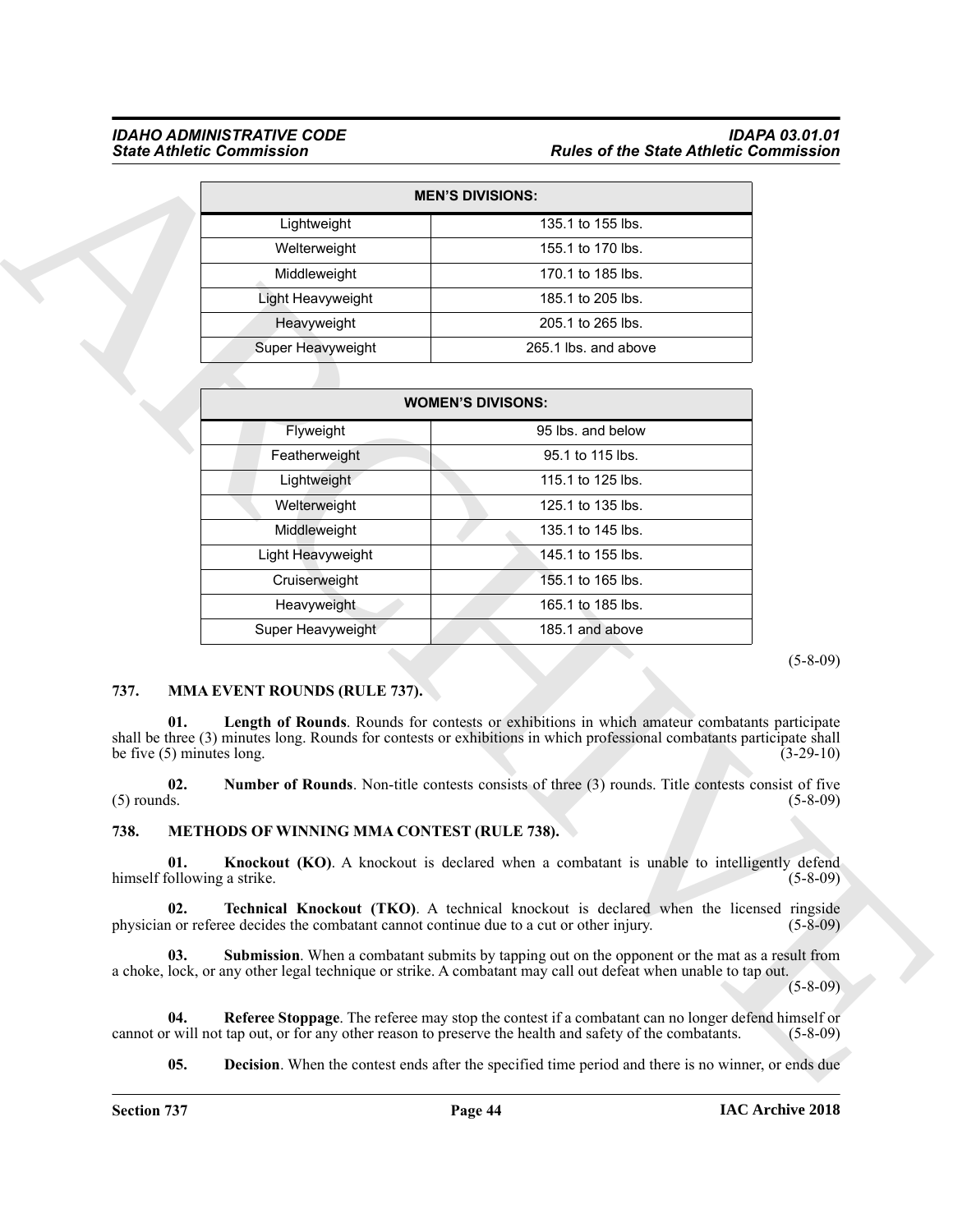| MEN'S DIVISIONS: | |
|---|---|
| Lightweight | 135.1 to 155 lbs. |
| Welterweight | 155.1 to 170 lbs. |
| Middleweight | 170.1 to 185 lbs. |
| Light Heavyweight | 185.1 to 205 lbs. |
| Heavyweight | 205.1 to 265 lbs. |
| Super Heavyweight | 265.1 lbs. and above |

| WOMEN'S DIVISONS: | |
|---|---|
| Flyweight | 95 lbs. and below |
| Featherweight | 95.1 to 115 lbs. |
| Lightweight | 115.1 to 125 lbs. |
| Welterweight | 125.1 to 135 lbs. |
| Middleweight | 135.1 to 145 lbs. |
| Light Heavyweight | 145.1 to 155 lbs. |
| Cruiserweight | 155.1 to 165 lbs. |
| Heavyweight | 165.1 to 185 lbs. |
| Super Heavyweight | 185.1 and above |

(5-8-09)

## 737. MMA EVENT ROUNDS (RULE 737).

**01. Length of Rounds**. Rounds for contests or exhibitions in which amateur combatants participate shall be three (3) minutes long. Rounds for contests or exhibitions in which professional combatants participate shall be five (5) minutes long. (3-29-10)

**02. Number of Rounds**. Non-title contests consists of three (3) rounds. Title contests consist of five (5) rounds. (5-8-09)

## 738. METHODS OF WINNING MMA CONTEST (RULE 738).

**01. Knockout (KO)**. A knockout is declared when a combatant is unable to intelligently defend himself following a strike. (5-8-09)

**02. Technical Knockout (TKO)**. A technical knockout is declared when the licensed ringside physician or referee decides the combatant cannot continue due to a cut or other injury. (5-8-09)

**03. Submission**. When a combatant submits by tapping out on the opponent or the mat as a result from a choke, lock, or any other legal technique or strike. A combatant may call out defeat when unable to tap out. (5-8-09)

**04. Referee Stoppage**. The referee may stop the contest if a combatant can no longer defend himself or cannot or will not tap out, or for any other reason to preserve the health and safety of the combatants. (5-8-09)

**05. Decision**. When the contest ends after the specified time period and there is no winner, or ends due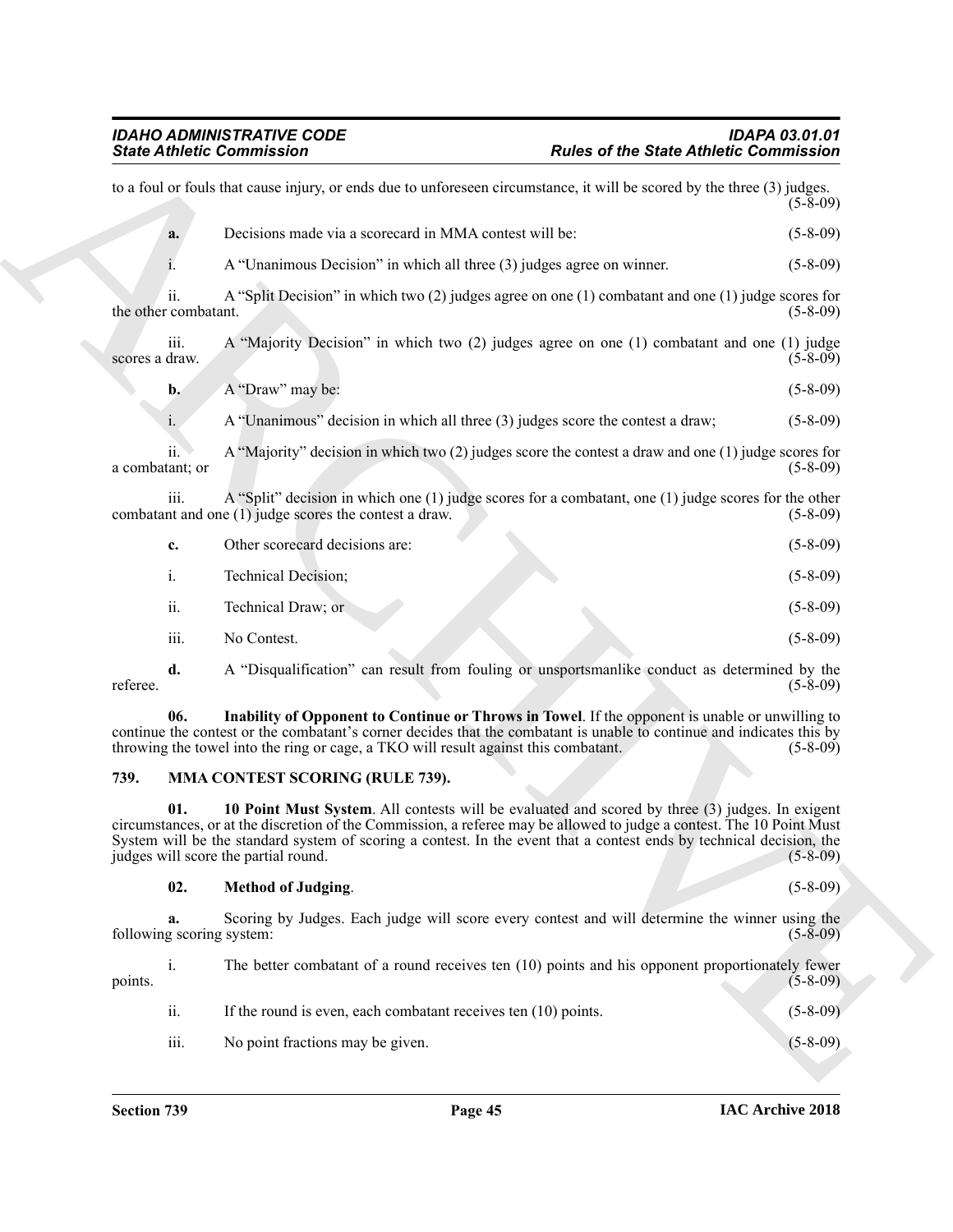to a foul or fouls that cause injury, or ends due to unforeseen circumstance, it will be scored by the three (3) judges. (5-8-09)

**a.** Decisions made via a scorecard in MMA contest will be: (5-8-09)

i. A "Unanimous Decision" in which all three (3) judges agree on winner. (5-8-09)

ii. A "Split Decision" in which two (2) judges agree on one (1) combatant and one (1) judge scores for the other combatant. (5-8-09)

iii. A "Majority Decision" in which two (2) judges agree on one (1) combatant and one (1) judge scores a draw. (5-8-09)

**b.** A "Draw" may be: (5-8-09)

i. A "Unanimous" decision in which all three (3) judges score the contest a draw; (5-8-09)

ii. A "Majority" decision in which two (2) judges score the contest a draw and one (1) judge scores for a combatant; or (5-8-09)

iii. A "Split" decision in which one (1) judge scores for a combatant, one (1) judge scores for the other combatant and one (1) judge scores the contest a draw. (5-8-09)

**c.** Other scorecard decisions are: (5-8-09)

i. Technical Decision; (5-8-09)

ii. Technical Draw; or (5-8-09)

iii. No Contest. (5-8-09)

**d.** A "Disqualification" can result from fouling or unsportsmanlike conduct as determined by the referee. (5-8-09)

**06. Inability of Opponent to Continue or Throws in Towel**. If the opponent is unable or unwilling to continue the contest or the combatant's corner decides that the combatant is unable to continue and indicates this by throwing the towel into the ring or cage, a TKO will result against this combatant. (5-8-09)

## 739. MMA CONTEST SCORING (RULE 739).

**01. 10 Point Must System**. All contests will be evaluated and scored by three (3) judges. In exigent circumstances, or at the discretion of the Commission, a referee may be allowed to judge a contest. The 10 Point Must System will be the standard system of scoring a contest. In the event that a contest ends by technical decision, the judges will score the partial round. (5-8-09)

**02. Method of Judging**. (5-8-09)

**a.** Scoring by Judges. Each judge will score every contest and will determine the winner using the following scoring system: (5-8-09)

i. The better combatant of a round receives ten (10) points and his opponent proportionately fewer points. (5-8-09)

ii. If the round is even, each combatant receives ten (10) points. (5-8-09)

iii. No point fractions may be given. (5-8-09)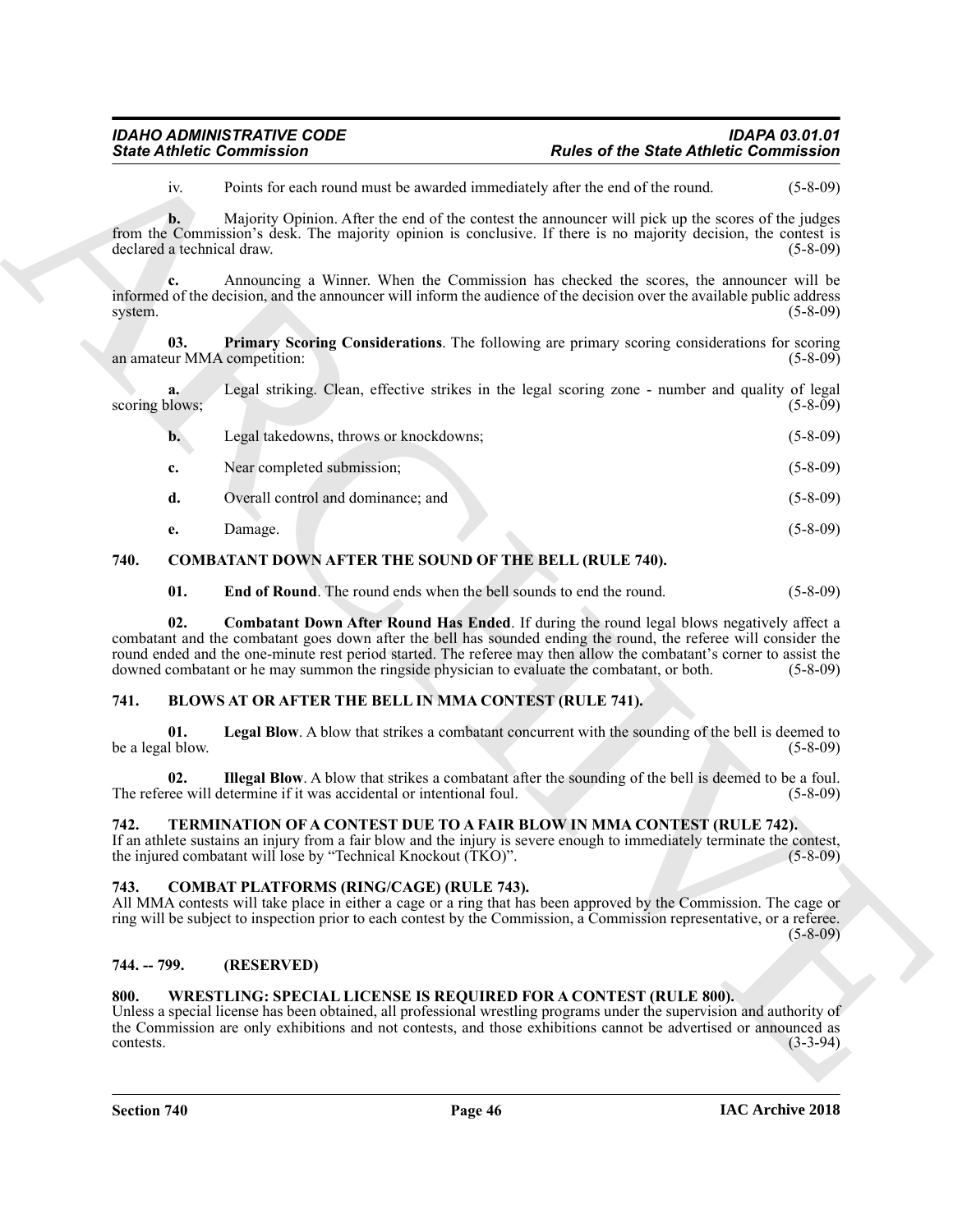iv. Points for each round must be awarded immediately after the end of the round. (5-8-09)

**b.** Majority Opinion. After the end of the contest the announcer will pick up the scores of the judges from the Commission's desk. The majority opinion is conclusive. If there is no majority decision, the contest is declared a technical draw. (5-8-09)

**c.** Announcing a Winner. When the Commission has checked the scores, the announcer will be informed of the decision, and the announcer will inform the audience of the decision over the available public address system. (5-8-09)

**03. Primary Scoring Considerations**. The following are primary scoring considerations for scoring an amateur MMA competition: (5-8-09)

**a.** Legal striking. Clean, effective strikes in the legal scoring zone - number and quality of legal scoring blows; (5-8-09)

**b.** Legal takedowns, throws or knockdowns; (5-8-09)

**c.** Near completed submission; (5-8-09)

**d.** Overall control and dominance; and (5-8-09)

**e.** Damage. (5-8-09)

## 740. COMBATANT DOWN AFTER THE SOUND OF THE BELL (RULE 740).

**01. End of Round**. The round ends when the bell sounds to end the round. (5-8-09)

**02. Combatant Down After Round Has Ended**. If during the round legal blows negatively affect a combatant and the combatant goes down after the bell has sounded ending the round, the referee will consider the round ended and the one-minute rest period started. The referee may then allow the combatant's corner to assist the downed combatant or he may summon the ringside physician to evaluate the combatant, or both. (5-8-09)

## 741. BLOWS AT OR AFTER THE BELL IN MMA CONTEST (RULE 741).

**01. Legal Blow**. A blow that strikes a combatant concurrent with the sounding of the bell is deemed to be a legal blow. (5-8-09)

**02. Illegal Blow**. A blow that strikes a combatant after the sounding of the bell is deemed to be a foul. The referee will determine if it was accidental or intentional foul. (5-8-09)

## 742. TERMINATION OF A CONTEST DUE TO A FAIR BLOW IN MMA CONTEST (RULE 742).

If an athlete sustains an injury from a fair blow and the injury is severe enough to immediately terminate the contest, the injured combatant will lose by "Technical Knockout (TKO)". (5-8-09)

## 743. COMBAT PLATFORMS (RING/CAGE) (RULE 743).

All MMA contests will take place in either a cage or a ring that has been approved by the Commission. The cage or ring will be subject to inspection prior to each contest by the Commission, a Commission representative, or a referee. (5-8-09)

## 744. -- 799. (RESERVED)

## 800. WRESTLING: SPECIAL LICENSE IS REQUIRED FOR A CONTEST (RULE 800).

Unless a special license has been obtained, all professional wrestling programs under the supervision and authority of the Commission are only exhibitions and not contests, and those exhibitions cannot be advertised or announced as contests. (3-3-94)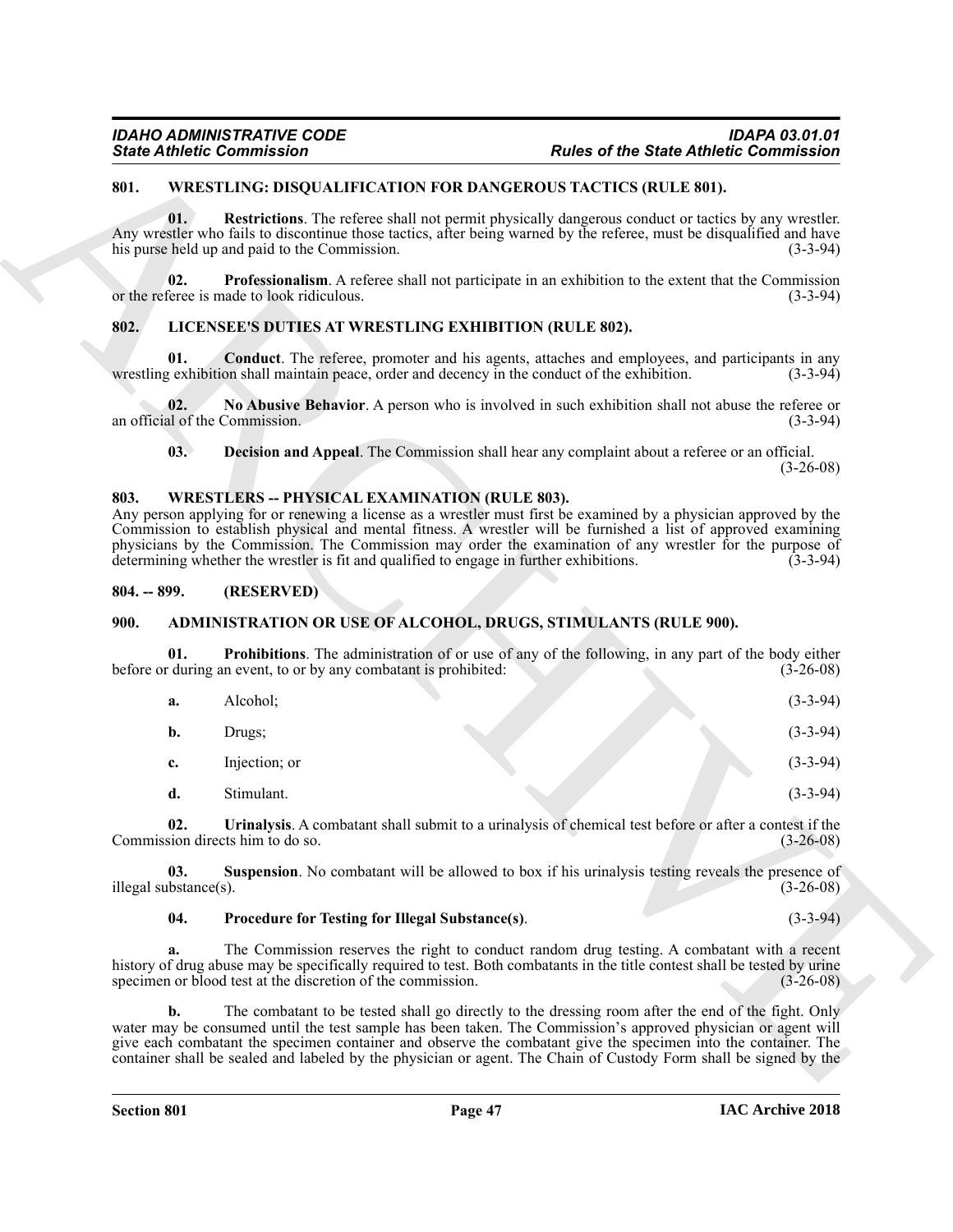## 801. WRESTLING: DISQUALIFICATION FOR DANGEROUS TACTICS (RULE 801).

**01. Restrictions**. The referee shall not permit physically dangerous conduct or tactics by any wrestler. Any wrestler who fails to discontinue those tactics, after being warned by the referee, must be disqualified and have his purse held up and paid to the Commission. (3-3-94)

**02. Professionalism**. A referee shall not participate in an exhibition to the extent that the Commission or the referee is made to look ridiculous. (3-3-94)

## 802. LICENSEE'S DUTIES AT WRESTLING EXHIBITION (RULE 802).

**01. Conduct**. The referee, promoter and his agents, attaches and employees, and participants in any wrestling exhibition shall maintain peace, order and decency in the conduct of the exhibition. (3-3-94)

**02. No Abusive Behavior**. A person who is involved in such exhibition shall not abuse the referee or an official of the Commission. (3-3-94)

**03. Decision and Appeal**. The Commission shall hear any complaint about a referee or an official. (3-26-08)

## 803. WRESTLERS -- PHYSICAL EXAMINATION (RULE 803).

Any person applying for or renewing a license as a wrestler must first be examined by a physician approved by the Commission to establish physical and mental fitness. A wrestler will be furnished a list of approved examining physicians by the Commission. The Commission may order the examination of any wrestler for the purpose of determining whether the wrestler is fit and qualified to engage in further exhibitions. (3-3-94)

## 804. -- 899. (RESERVED)

## 900. ADMINISTRATION OR USE OF ALCOHOL, DRUGS, STIMULANTS (RULE 900).

**01. Prohibitions**. The administration of or use of any of the following, in any part of the body either before or during an event, to or by any combatant is prohibited: (3-26-08)

**a.** Alcohol; (3-3-94)

**b.** Drugs; (3-3-94)

**c.** Injection; or (3-3-94)

**d.** Stimulant. (3-3-94)

**02. Urinalysis**. A combatant shall submit to a urinalysis of chemical test before or after a contest if the Commission directs him to do so. (3-26-08)

**03. Suspension**. No combatant will be allowed to box if his urinalysis testing reveals the presence of illegal substance(s). (3-26-08)

**04. Procedure for Testing for Illegal Substance(s)**. (3-3-94)

**a.** The Commission reserves the right to conduct random drug testing. A combatant with a recent history of drug abuse may be specifically required to test. Both combatants in the title contest shall be tested by urine specimen or blood test at the discretion of the commission. (3-26-08)

**b.** The combatant to be tested shall go directly to the dressing room after the end of the fight. Only water may be consumed until the test sample has been taken. The Commission's approved physician or agent will give each combatant the specimen container and observe the combatant give the specimen into the container. The container shall be sealed and labeled by the physician or agent. The Chain of Custody Form shall be signed by the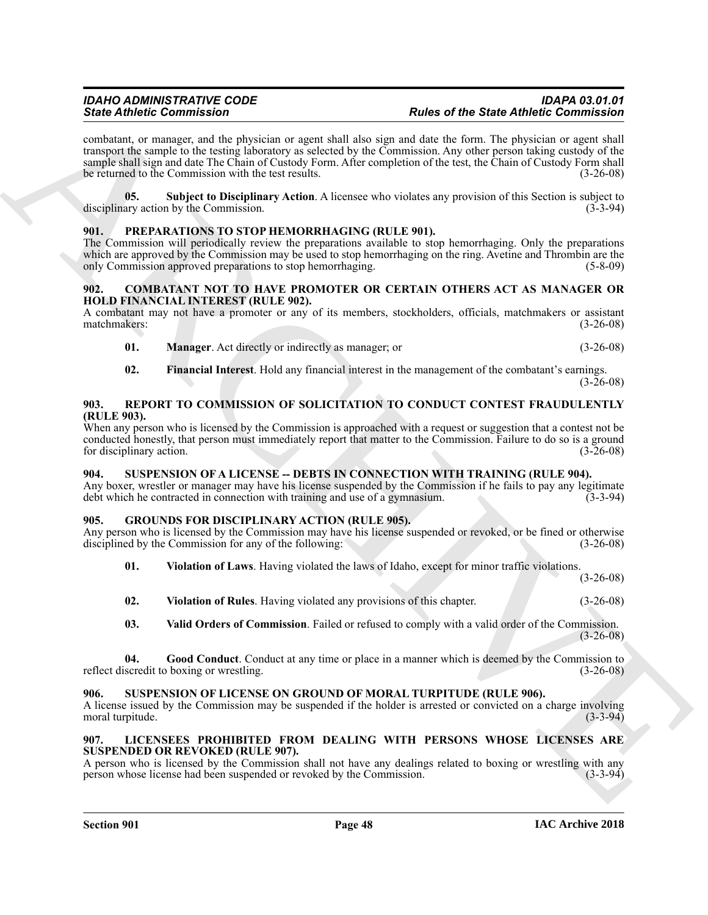combatant, or manager, and the physician or agent shall also sign and date the form. The physician or agent shall transport the sample to the testing laboratory as selected by the Commission. Any other person taking custody of the sample shall sign and date The Chain of Custody Form. After completion of the test, the Chain of Custody Form shall be returned to the Commission with the test results. (3-26-08)

**05. Subject to Disciplinary Action**. A licensee who violates any provision of this Section is subject to disciplinary action by the Commission. (3-3-94)

## 901. PREPARATIONS TO STOP HEMORRHAGING (RULE 901).

The Commission will periodically review the preparations available to stop hemorrhaging. Only the preparations which are approved by the Commission may be used to stop hemorrhaging on the ring. Avetine and Thrombin are the only Commission approved preparations to stop hemorrhaging. (5-8-09)

## 902. COMBATANT NOT TO HAVE PROMOTER OR CERTAIN OTHERS ACT AS MANAGER OR HOLD FINANCIAL INTEREST (RULE 902).

A combatant may not have a promoter or any of its members, stockholders, officials, matchmakers or assistant matchmakers: (3-26-08)

**01. Manager**. Act directly or indirectly as manager; or (3-26-08)

**02. Financial Interest**. Hold any financial interest in the management of the combatant's earnings. (3-26-08)

## 903. REPORT TO COMMISSION OF SOLICITATION TO CONDUCT CONTEST FRAUDULENTLY (RULE 903).

When any person who is licensed by the Commission is approached with a request or suggestion that a contest not be conducted honestly, that person must immediately report that matter to the Commission. Failure to do so is a ground for disciplinary action. (3-26-08)

## 904. SUSPENSION OF A LICENSE -- DEBTS IN CONNECTION WITH TRAINING (RULE 904).

Any boxer, wrestler or manager may have his license suspended by the Commission if he fails to pay any legitimate debt which he contracted in connection with training and use of a gymnasium. (3-3-94)

## 905. GROUNDS FOR DISCIPLINARY ACTION (RULE 905).

Any person who is licensed by the Commission may have his license suspended or revoked, or be fined or otherwise disciplined by the Commission for any of the following: (3-26-08)

**01. Violation of Laws**. Having violated the laws of Idaho, except for minor traffic violations. (3-26-08)

**02. Violation of Rules**. Having violated any provisions of this chapter. (3-26-08)

**03. Valid Orders of Commission**. Failed or refused to comply with a valid order of the Commission. (3-26-08)

**04. Good Conduct**. Conduct at any time or place in a manner which is deemed by the Commission to reflect discredit to boxing or wrestling. (3-26-08)

## 906. SUSPENSION OF LICENSE ON GROUND OF MORAL TURPITUDE (RULE 906).

A license issued by the Commission may be suspended if the holder is arrested or convicted on a charge involving moral turpitude. (3-3-94)

## 907. LICENSEES PROHIBITED FROM DEALING WITH PERSONS WHOSE LICENSES ARE SUSPENDED OR REVOKED (RULE 907).

A person who is licensed by the Commission shall not have any dealings related to boxing or wrestling with any person whose license had been suspended or revoked by the Commission. (3-3-94)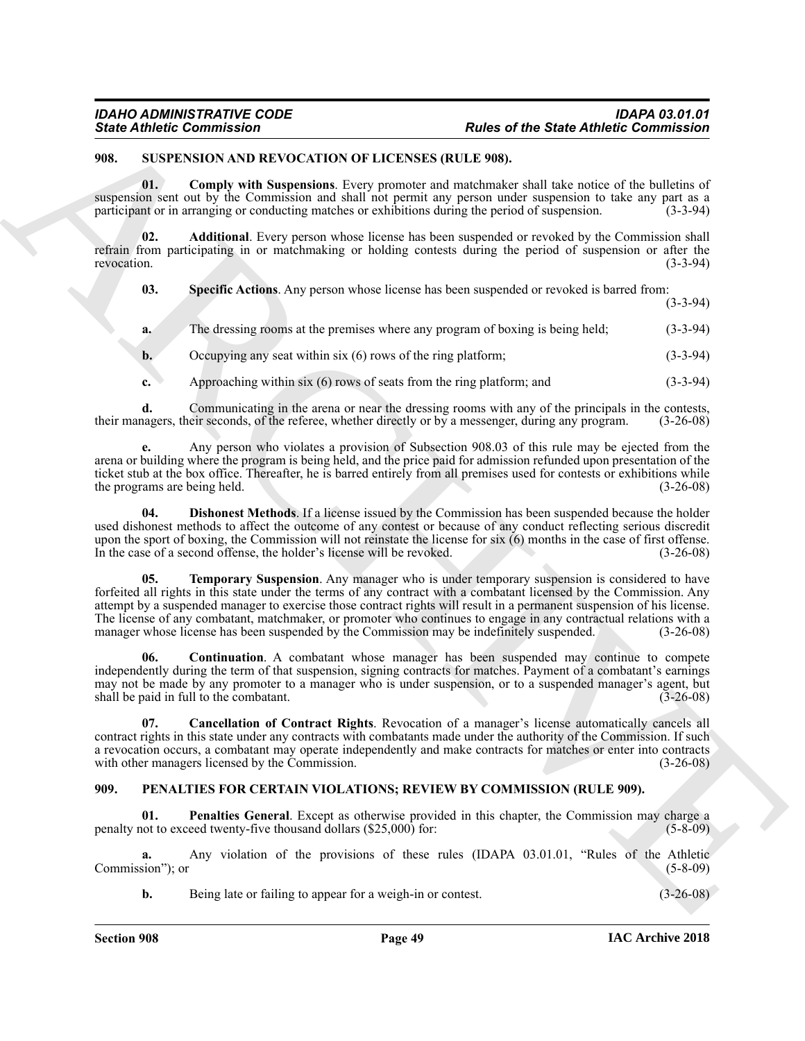## 908. SUSPENSION AND REVOCATION OF LICENSES (RULE 908).

**01. Comply with Suspensions**. Every promoter and matchmaker shall take notice of the bulletins of suspension sent out by the Commission and shall not permit any person under suspension to take any part as a participant or in arranging or conducting matches or exhibitions during the period of suspension. (3-3-94)

**02. Additional**. Every person whose license has been suspended or revoked by the Commission shall refrain from participating in or matchmaking or holding contests during the period of suspension or after the revocation. (3-3-94)

**03. Specific Actions**. Any person whose license has been suspended or revoked is barred from: (3-3-94)

**a.** The dressing rooms at the premises where any program of boxing is being held; (3-3-94)

**b.** Occupying any seat within six (6) rows of the ring platform; (3-3-94)

**c.** Approaching within six (6) rows of seats from the ring platform; and (3-3-94)

**d.** Communicating in the arena or near the dressing rooms with any of the principals in the contests, their managers, their seconds, of the referee, whether directly or by a messenger, during any program. (3-26-08)

**e.** Any person who violates a provision of Subsection 908.03 of this rule may be ejected from the arena or building where the program is being held, and the price paid for admission refunded upon presentation of the ticket stub at the box office. Thereafter, he is barred entirely from all premises used for contests or exhibitions while the programs are being held. (3-26-08)

**04. Dishonest Methods**. If a license issued by the Commission has been suspended because the holder used dishonest methods to affect the outcome of any contest or because of any conduct reflecting serious discredit upon the sport of boxing, the Commission will not reinstate the license for six (6) months in the case of first offense. In the case of a second offense, the holder's license will be revoked. (3-26-08)

**05. Temporary Suspension**. Any manager who is under temporary suspension is considered to have forfeited all rights in this state under the terms of any contract with a combatant licensed by the Commission. Any attempt by a suspended manager to exercise those contract rights will result in a permanent suspension of his license. The license of any combatant, matchmaker, or promoter who continues to engage in any contractual relations with a manager whose license has been suspended by the Commission may be indefinitely suspended. (3-26-08)

**06. Continuation**. A combatant whose manager has been suspended may continue to compete independently during the term of that suspension, signing contracts for matches. Payment of a combatant's earnings may not be made by any promoter to a manager who is under suspension, or to a suspended manager's agent, but shall be paid in full to the combatant. (3-26-08)

**07. Cancellation of Contract Rights**. Revocation of a manager's license automatically cancels all contract rights in this state under any contracts with combatants made under the authority of the Commission. If such a revocation occurs, a combatant may operate independently and make contracts for matches or enter into contracts with other managers licensed by the Commission. (3-26-08)

## 909. PENALTIES FOR CERTAIN VIOLATIONS; REVIEW BY COMMISSION (RULE 909).

**01. Penalties General**. Except as otherwise provided in this chapter, the Commission may charge a penalty not to exceed twenty-five thousand dollars ($25,000) for: (5-8-09)

**a.** Any violation of the provisions of these rules (IDAPA 03.01.01, "Rules of the Athletic Commission"); or (5-8-09)

**b.** Being late or failing to appear for a weigh-in or contest. (3-26-08)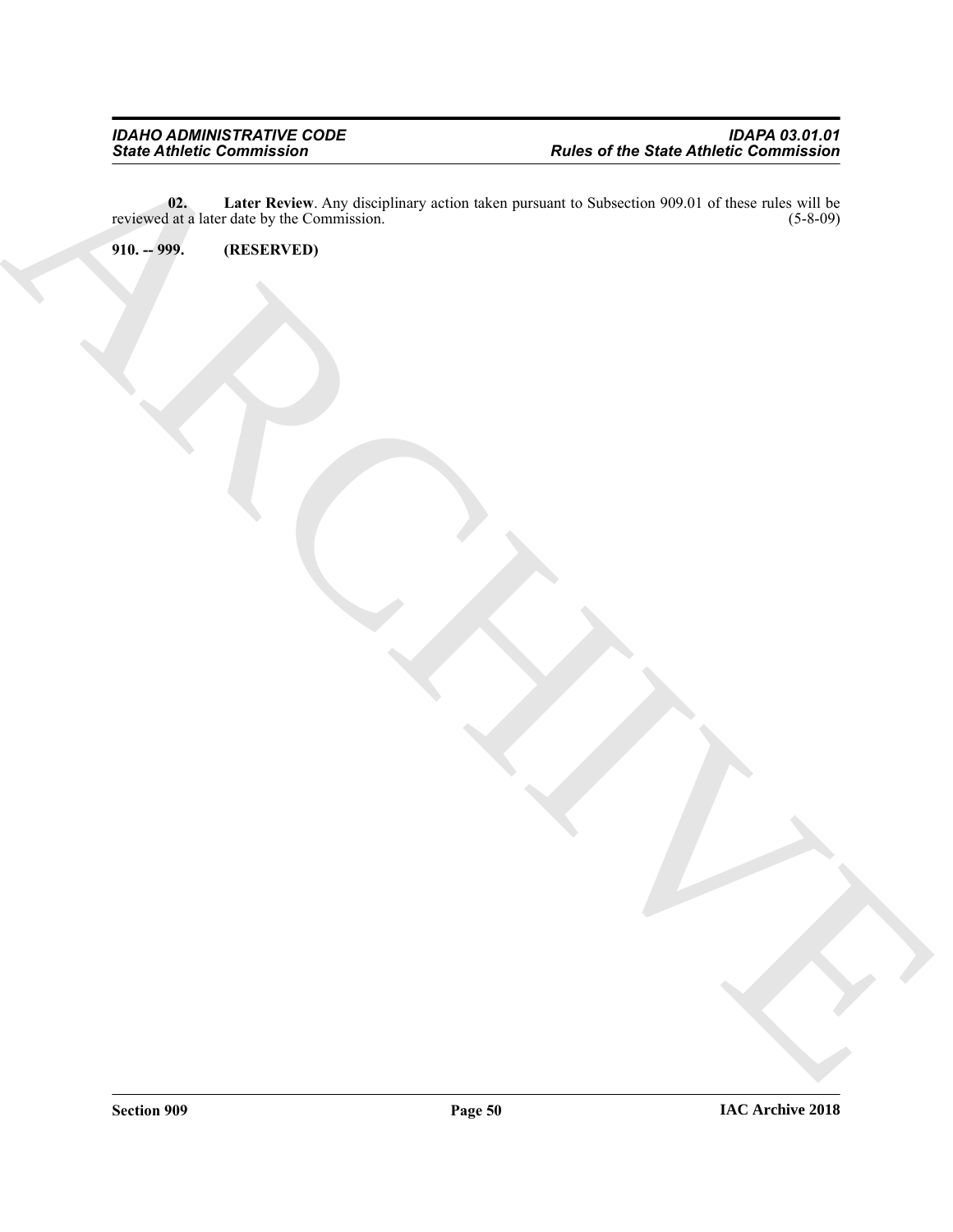**02. Later Review**. Any disciplinary action taken pursuant to Subsection 909.01 of these rules will be reviewed at a later date by the Commission. (5-8-09)

**910. -- 999. (RESERVED)**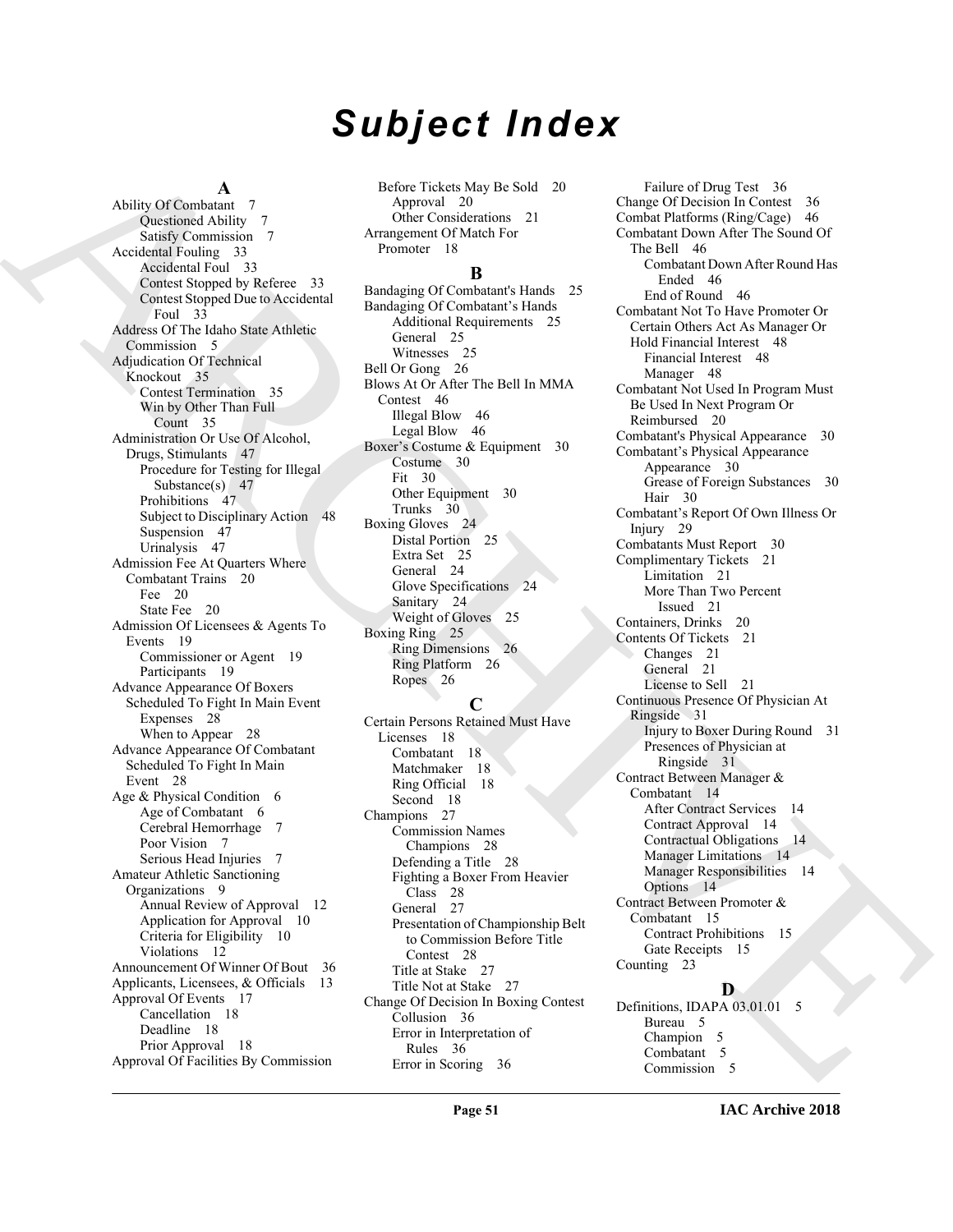# Subject Index

## A

Ability Of Combatant 7
- Questioned Ability 7
- Satisfy Commission 7

Accidental Fouling 33
- Accidental Foul 33
- Contest Stopped by Referee 33
- Contest Stopped Due to Accidental Foul 33

Address Of The Idaho State Athletic Commission 5

Adjudication Of Technical Knockout 35
- Contest Termination 35
- Win by Other Than Full Count 35

Administration Or Use Of Alcohol, Drugs, Stimulants 47
- Procedure for Testing for Illegal Substance(s) 47
- Prohibitions 47
- Subject to Disciplinary Action 48
- Suspension 47
- Urinalysis 47

Admission Fee At Quarters Where Combatant Trains 20
- Fee 20
- State Fee 20

Admission Of Licensees & Agents To Events 19
- Commissioner or Agent 19
- Participants 19

Advance Appearance Of Boxers Scheduled To Fight In Main Event
- Expenses 28
- When to Appear 28

Advance Appearance Of Combatant Scheduled To Fight In Main Event 28

Age & Physical Condition 6
- Age of Combatant 6
- Cerebral Hemorrhage 7
- Poor Vision 7
- Serious Head Injuries 7

Amateur Athletic Sanctioning Organizations 9
- Annual Review of Approval 12
- Application for Approval 10
- Criteria for Eligibility 10
- Violations 12

Announcement Of Winner Of Bout 36

Applicants, Licensees, & Officials 13

Approval Of Events 17
- Cancellation 18
- Deadline 18
- Prior Approval 18

Approval Of Facilities By Commission Before Tickets May Be Sold 20
- Approval 20
- Other Considerations 21

Arrangement Of Match For Promoter 18

## B

Bandaging Of Combatant's Hands 25

Bandaging Of Combatant's Hands
- Additional Requirements 25
- General 25
- Witnesses 25

Bell Or Gong 26

Blows At Or After The Bell In MMA Contest 46
- Illegal Blow 46
- Legal Blow 46

Boxer's Costume & Equipment 30
- Costume 30
- Fit 30
- Other Equipment 30
- Trunks 30

Boxing Gloves 24
- Distal Portion 25
- Extra Set 25
- General 24
- Glove Specifications 24
- Sanitary 24
- Weight of Gloves 25

Boxing Ring 25
- Ring Dimensions 26
- Ring Platform 26
- Ropes 26

## C

Certain Persons Retained Must Have Licenses 18
- Combatant 18
- Matchmaker 18
- Ring Official 18
- Second 18

Champions 27
- Commission Names Champions 28
- Defending a Title 28
- Fighting a Boxer From Heavier Class 28
- General 27
- Presentation of Championship Belt to Commission Before Title Contest 28
- Title at Stake 27
- Title Not at Stake 27

Change Of Decision In Boxing Contest
- Collusion 36
- Error in Interpretation of Rules 36
- Error in Scoring 36
- Failure of Drug Test 36

Change Of Decision In Contest 36

Combat Platforms (Ring/Cage) 46

Combatant Down After The Sound Of The Bell 46
- Combatant Down After Round Has Ended 46
- End of Round 46

Combatant Not To Have Promoter Or Certain Others Act As Manager Or Hold Financial Interest 48
- Financial Interest 48
- Manager 48

Combatant Not Used In Program Must Be Used In Next Program Or Reimbursed 20

Combatant's Physical Appearance 30

Combatant's Physical Appearance
- Appearance 30
- Grease of Foreign Substances 30
- Hair 30

Combatant's Report Of Own Illness Or Injury 29

Combatants Must Report 30

Complimentary Tickets 21
- Limitation 21
- More Than Two Percent Issued 21

Containers, Drinks 20

Contents Of Tickets 21
- Changes 21
- General 21
- License to Sell 21

Continuous Presence Of Physician At Ringside 31
- Injury to Boxer During Round 31
- Presences of Physician at Ringside 31

Contract Between Manager & Combatant 14
- After Contract Services 14
- Contract Approval 14
- Contractual Obligations 14
- Manager Limitations 14
- Manager Responsibilities 14
- Options 14

Contract Between Promoter & Combatant 15
- Contract Prohibitions 15
- Gate Receipts 15

Counting 23

## D

Definitions, IDAPA 03.01.01 5
- Bureau 5
- Champion 5
- Combatant 5
- Commission 5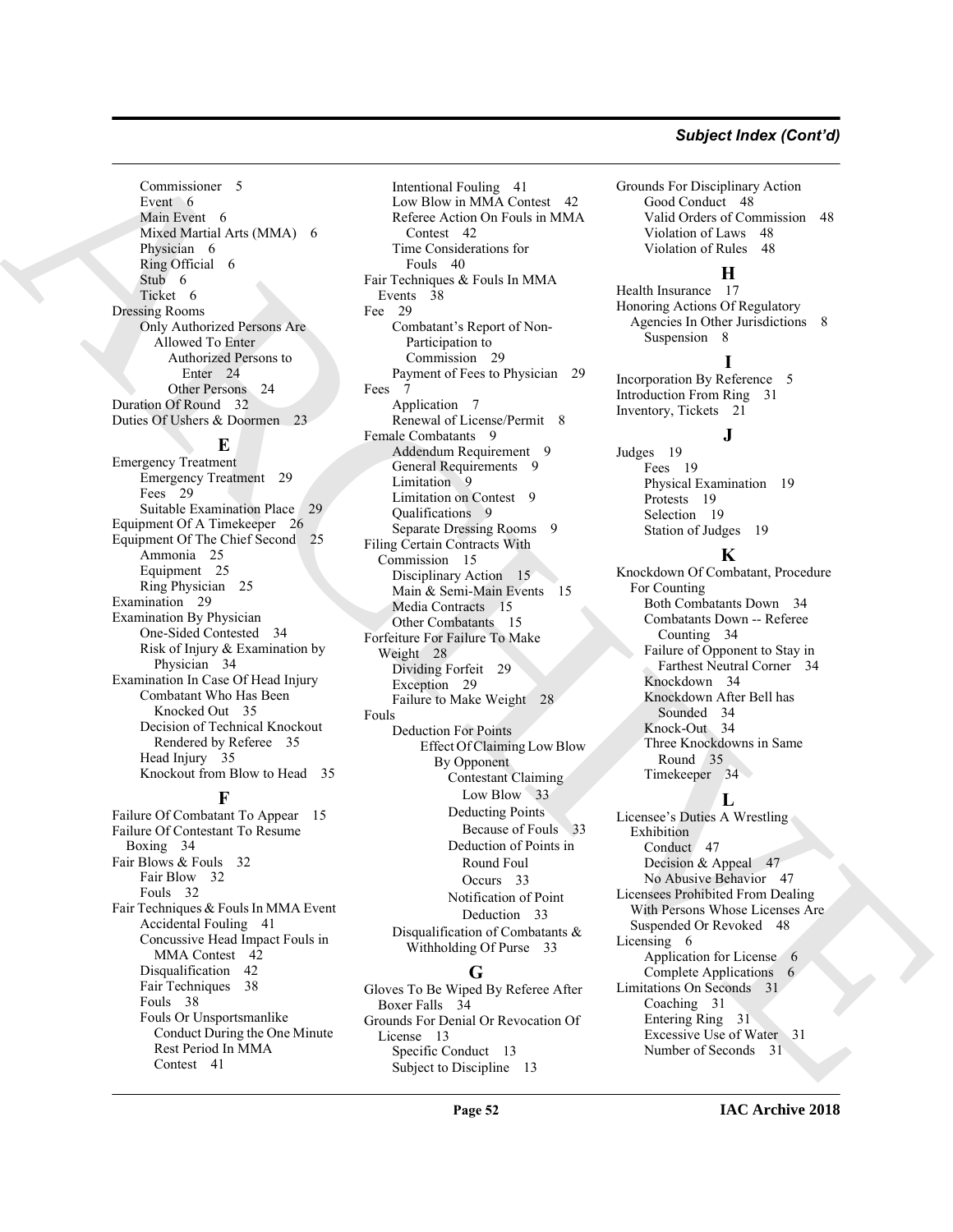Commissioner 5
Event 6
Main Event 6
Mixed Martial Arts (MMA) 6
Physician 6
Ring Official 6
Stub 6
Ticket 6

Dressing Rooms
- Only Authorized Persons Are Allowed To Enter
  - Authorized Persons to Enter 24
  - Other Persons 24

Duration Of Round 32
Duties Of Ushers & Doormen 23

## E

Emergency Treatment
- Emergency Treatment 29
- Fees 29
- Suitable Examination Place 29

Equipment Of A Timekeeper 26
Equipment Of The Chief Second 25
- Ammonia 25
- Equipment 25
- Ring Physician 25

Examination 29
Examination By Physician
- One-Sided Contested 34
- Risk of Injury & Examination by Physician 34

Examination In Case Of Head Injury
- Combatant Who Has Been Knocked Out 35
- Decision of Technical Knockout Rendered by Referee 35
- Head Injury 35
- Knockout from Blow to Head 35

## F

Failure Of Combatant To Appear 15
Failure Of Contestant To Resume Boxing 34
Fair Blows & Fouls 32
- Fair Blow 32
- Fouls 32

Fair Techniques & Fouls In MMA Event
- Accidental Fouling 41
- Concussive Head Impact Fouls in MMA Contest 42
- Disqualification 42
- Fair Techniques 38
- Fouls 38
- Fouls Or Unsportsmanlike Conduct During the One Minute Rest Period In MMA Contest 41
- Intentional Fouling 41
- Low Blow in MMA Contest 42
- Referee Action On Fouls in MMA Contest 42
- Time Considerations for Fouls 40

Fair Techniques & Fouls In MMA Events 38
Fee 29
- Combatant's Report of Non-Participation to Commission 29
- Payment of Fees to Physician 29

Fees 7
- Application 7
- Renewal of License/Permit 8

Female Combatants 9
- Addendum Requirement 9
- General Requirements 9
- Limitation 9
- Limitation on Contest 9
- Qualifications 9
- Separate Dressing Rooms 9

Filing Certain Contracts With Commission 15
- Disciplinary Action 15
- Main & Semi-Main Events 15
- Media Contracts 15
- Other Combatants 15

Forfeiture For Failure To Make Weight 28
- Dividing Forfeit 29
- Exception 29
- Failure to Make Weight 28

Fouls
- Deduction For Points
  - Effect Of Claiming Low Blow By Opponent
    - Contestant Claiming Low Blow 33
    - Deducting Points Because of Fouls 33
    - Deduction of Points in Round Foul Occurs 33
    - Notification of Point Deduction 33
- Disqualification of Combatants & Withholding Of Purse 33

## G

Gloves To Be Wiped By Referee After Boxer Falls 34
Grounds For Denial Or Revocation Of License 13
- Specific Conduct 13
- Subject to Discipline 13

Grounds For Disciplinary Action
- Good Conduct 48
- Valid Orders of Commission 48
- Violation of Laws 48
- Violation of Rules 48

## H

Health Insurance 17
Honoring Actions Of Regulatory Agencies In Other Jurisdictions 8
- Suspension 8

## I

Incorporation By Reference 5
Introduction From Ring 31
Inventory, Tickets 21

## J

Judges 19
- Fees 19
- Physical Examination 19
- Protests 19
- Selection 19
- Station of Judges 19

## K

Knockdown Of Combatant, Procedure For Counting
- Both Combatants Down 34
- Combatants Down -- Referee Counting 34
- Failure of Opponent to Stay in Farthest Neutral Corner 34
- Knockdown 34
- Knockdown After Bell has Sounded 34
- Knock-Out 34
- Three Knockdowns in Same Round 35
- Timekeeper 34

## L

Licensee's Duties A Wrestling Exhibition
- Conduct 47
- Decision & Appeal 47
- No Abusive Behavior 47

Licensees Prohibited From Dealing With Persons Whose Licenses Are Suspended Or Revoked 48
Licensing 6
- Application for License 6
- Complete Applications 6

Limitations On Seconds 31
- Coaching 31
- Entering Ring 31
- Excessive Use of Water 31
- Number of Seconds 31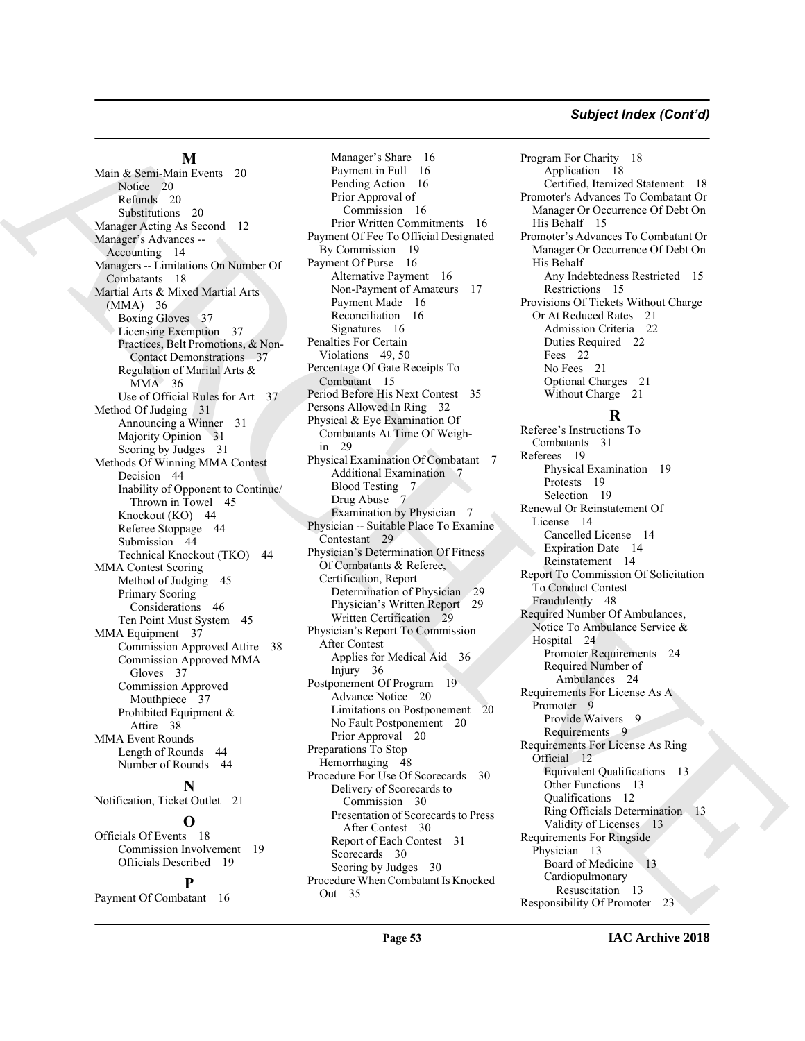## M

Main & Semi-Main Events 20
- Notice 20
- Refunds 20
- Substitutions 20

Manager Acting As Second 12

Manager's Advances -- Accounting 14

Managers -- Limitations On Number Of Combatants 18

Martial Arts & Mixed Martial Arts (MMA) 36
- Boxing Gloves 37
- Licensing Exemption 37
- Practices, Belt Promotions, & Non-Contact Demonstrations 37
- Regulation of Marital Arts & MMA 36
- Use of Official Rules for Art 37

Method Of Judging 31
- Announcing a Winner 31
- Majority Opinion 31
- Scoring by Judges 31

Methods Of Winning MMA Contest
- Decision 44
- Inability of Opponent to Continue/ Thrown in Towel 45
- Knockout (KO) 44
- Referee Stoppage 44
- Submission 44
- Technical Knockout (TKO) 44

MMA Contest Scoring
- Method of Judging 45
- Primary Scoring Considerations 46
- Ten Point Must System 45

MMA Equipment 37
- Commission Approved Attire 38
- Commission Approved MMA Gloves 37
- Commission Approved Mouthpiece 37
- Prohibited Equipment & Attire 38

MMA Event Rounds
- Length of Rounds 44
- Number of Rounds 44

## N

Notification, Ticket Outlet 21

## O

Officials Of Events 18
- Commission Involvement 19
- Officials Described 19

## P

Payment Of Combatant 16
- Manager's Share 16
- Payment in Full 16
- Pending Action 16
- Prior Approval of Commission 16
- Prior Written Commitments 16

Payment Of Fee To Official Designated By Commission 19

Payment Of Purse 16
- Alternative Payment 16
- Non-Payment of Amateurs 17
- Payment Made 16
- Reconciliation 16
- Signatures 16

Penalties For Certain Violations 49, 50

Percentage Of Gate Receipts To Combatant 15

Period Before His Next Contest 35

Persons Allowed In Ring 32

Physical & Eye Examination Of Combatants At Time Of Weigh-in 29

Physical Examination Of Combatant 7
- Additional Examination 7
- Blood Testing 7
- Drug Abuse 7
- Examination by Physician 7

Physician -- Suitable Place To Examine Contestant 29

Physician's Determination Of Fitness Of Combatants & Referee, Certification, Report
- Determination of Physician 29
- Physician's Written Report 29
- Written Certification 29

Physician's Report To Commission After Contest
- Applies for Medical Aid 36
- Injury 36

Postponement Of Program 19
- Advance Notice 20
- Limitations on Postponement 20
- No Fault Postponement 20
- Prior Approval 20

Preparations To Stop Hemorrhaging 48

Procedure For Use Of Scorecards 30
- Delivery of Scorecards to Commission 30
- Presentation of Scorecards to Press After Contest 30
- Report of Each Contest 31
- Scorecards 30
- Scoring by Judges 30

Procedure When Combatant Is Knocked Out 35

Program For Charity 18
- Application 18
- Certified, Itemized Statement 18

Promoter's Advances To Combatant Or Manager Or Occurrence Of Debt On His Behalf 15

Promoter's Advances To Combatant Or Manager Or Occurrence Of Debt On His Behalf
- Any Indebtedness Restricted 15
- Restrictions 15

Provisions Of Tickets Without Charge Or At Reduced Rates 21
- Admission Criteria 22
- Duties Required 22
- Fees 22
- No Fees 21
- Optional Charges 21
- Without Charge 21

## R

Referee's Instructions To Combatants 31

Referees 19
- Physical Examination 19
- Protests 19
- Selection 19

Renewal Or Reinstatement Of License 14
- Cancelled License 14
- Expiration Date 14
- Reinstatement 14

Report To Commission Of Solicitation To Conduct Contest Fraudulently 48

Required Number Of Ambulances, Notice To Ambulance Service & Hospital 24
- Promoter Requirements 24
- Required Number of Ambulances 24

Requirements For License As A Promoter 9
- Provide Waivers 9
- Requirements 9

Requirements For License As Ring Official 12
- Equivalent Qualifications 13
- Other Functions 13
- Qualifications 12
- Ring Officials Determination 13
- Validity of Licenses 13

Requirements For Ringside Physician 13
- Board of Medicine 13
- Cardiopulmonary Resuscitation 13

Responsibility Of Promoter 23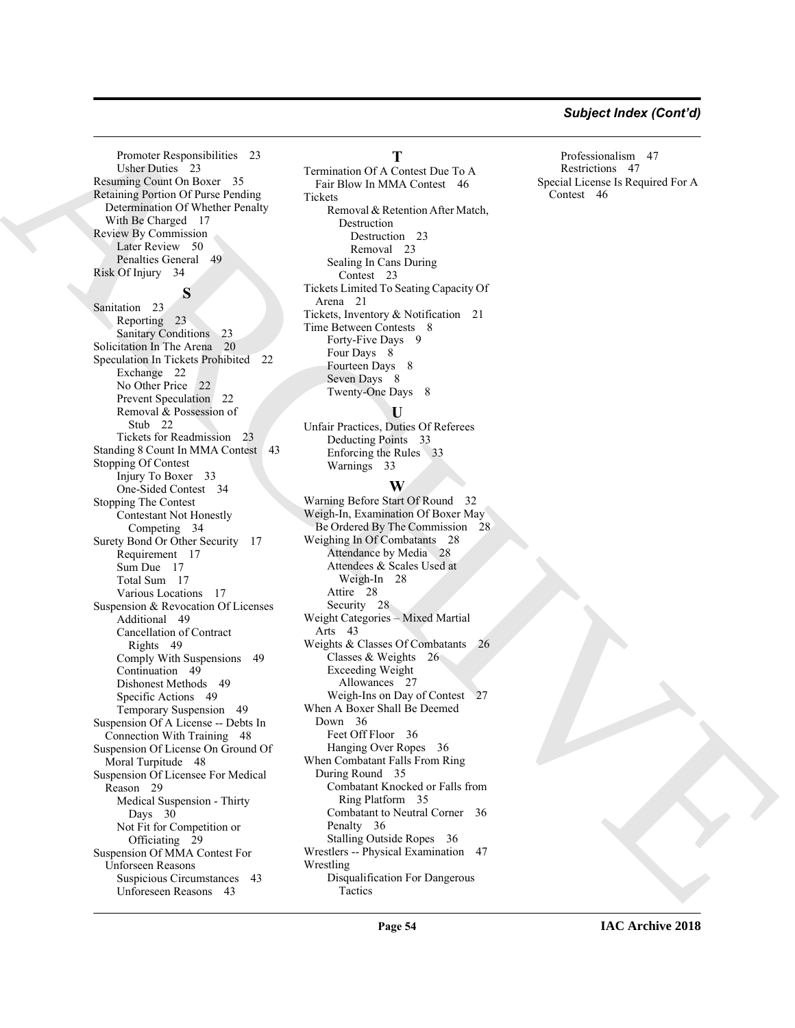Promoter Responsibilities 23
Usher Duties 23
Resuming Count On Boxer 35
Retaining Portion Of Purse Pending Determination Of Whether Penalty With Be Charged 17
Review By Commission
Later Review 50
Penalties General 49
Risk Of Injury 34

## S

Sanitation 23
Reporting 23
Sanitary Conditions 23
Solicitation In The Arena 20
Speculation In Tickets Prohibited 22
Exchange 22
No Other Price 22
Prevent Speculation 22
Removal & Possession of Stub 22
Tickets for Readmission 23
Standing 8 Count In MMA Contest 43
Stopping Of Contest
Injury To Boxer 33
One-Sided Contest 34
Stopping The Contest
Contestant Not Honestly Competing 34
Surety Bond Or Other Security 17
Requirement 17
Sum Due 17
Total Sum 17
Various Locations 17
Suspension & Revocation Of Licenses
Additional 49
Cancellation of Contract Rights 49
Comply With Suspensions 49
Continuation 49
Dishonest Methods 49
Specific Actions 49
Temporary Suspension 49
Suspension Of A License -- Debts In Connection With Training 48
Suspension Of License On Ground Of Moral Turpitude 48
Suspension Of Licensee For Medical Reason 29
Medical Suspension - Thirty Days 30
Not Fit for Competition or Officiating 29
Suspension Of MMA Contest For Unforseen Reasons
Suspicious Circumstances 43
Unforeseen Reasons 43

## T

Termination Of A Contest Due To A Fair Blow In MMA Contest 46
Tickets
Removal & Retention After Match, Destruction
Destruction 23
Removal 23
Sealing In Cans During Contest 23
Tickets Limited To Seating Capacity Of Arena 21
Tickets, Inventory & Notification 21
Time Between Contests 8
Forty-Five Days 9
Four Days 8
Fourteen Days 8
Seven Days 8
Twenty-One Days 8

## U

Unfair Practices, Duties Of Referees
Deducting Points 33
Enforcing the Rules 33
Warnings 33

## W

Warning Before Start Of Round 32
Weigh-In, Examination Of Boxer May Be Ordered By The Commission 28
Weighing In Of Combatants 28
Attendance by Media 28
Attendees & Scales Used at Weigh-In 28
Attire 28
Security 28
Weight Categories – Mixed Martial Arts 43
Weights & Classes Of Combatants 26
Classes & Weights 26
Exceeding Weight Allowances 27
Weigh-Ins on Day of Contest 27
When A Boxer Shall Be Deemed Down 36
Feet Off Floor 36
Hanging Over Ropes 36
When Combatant Falls From Ring During Round 35
Combatant Knocked or Falls from Ring Platform 35
Combatant to Neutral Corner 36
Penalty 36
Stalling Outside Ropes 36
Wrestlers -- Physical Examination 47
Wrestling
Disqualification For Dangerous Tactics
Professionalism 47
Restrictions 47
Special License Is Required For A Contest 46